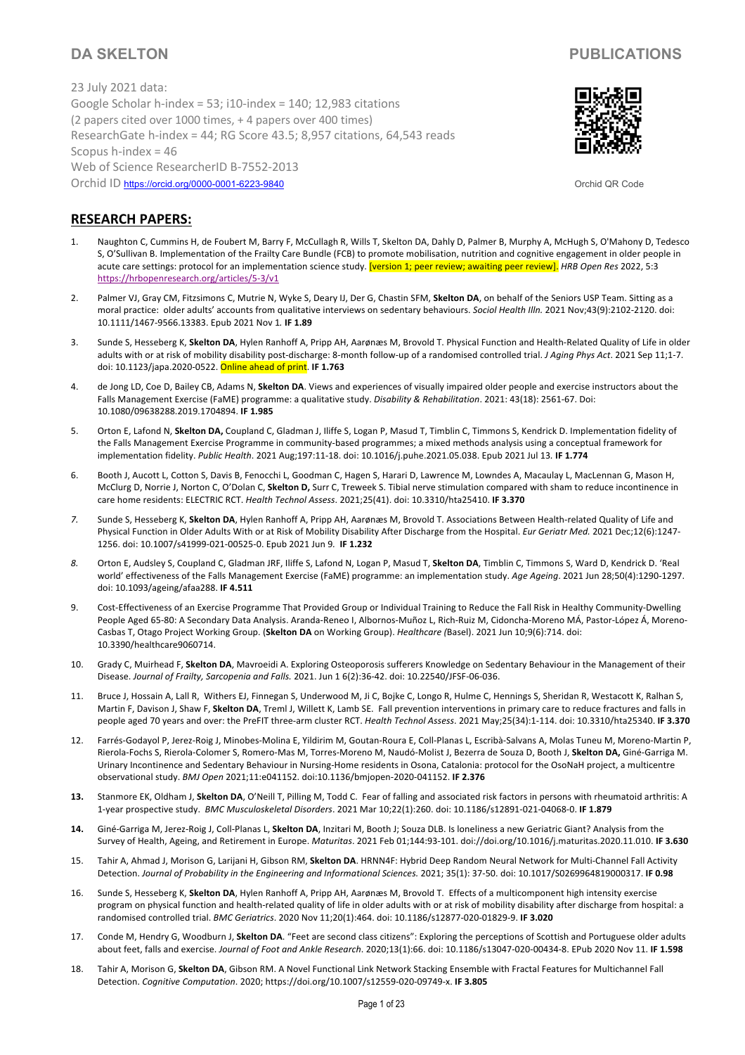**DA SKELTON** **PUBLICATIONS**

23 July 2021 data:
Google Scholar h-index = 53; i10-index = 140; 12,983 citations
(2 papers cited over 1000 times, + 4 papers over 400 times)
ResearchGate h-index = 44; RG Score 43.5; 8,957 citations, 64,543 reads
Scopus h-index = 46
Web of Science ResearcherID B-7552-2013
Orchid ID https://orcid.org/0000-0001-6223-9840

Orchid QR Code

## RESEARCH PAPERS:

1. Naughton C, Cummins H, de Foubert M, Barry F, McCullagh R, Wills T, Skelton DA, Dahly D, Palmer B, Murphy A, McHugh S, O'Mahony D, Tedesco S, O'Sullivan B. Implementation of the Frailty Care Bundle (FCB) to promote mobilisation, nutrition and cognitive engagement in older people in acute care settings: protocol for an implementation science study. [version 1; peer review; awaiting peer review]. *HRB Open Res* 2022, 5:3 https://hrbopenresearch.org/articles/5-3/v1

2. Palmer VJ, Gray CM, Fitzsimons C, Mutrie N, Wyke S, Deary IJ, Der G, Chastin SFM, **Skelton DA**, on behalf of the Seniors USP Team. Sitting as a moral practice: older adults' accounts from qualitative interviews on sedentary behaviours. *Sociol Health Illn.* 2021 Nov;43(9):2102-2120. doi: 10.1111/1467-9566.13383. Epub 2021 Nov 1. **IF 1.89**

3. Sunde S, Hesseberg K, **Skelton DA**, Hylen Ranhoff A, Pripp AH, Aarønæs M, Brovold T. Physical Function and Health-Related Quality of Life in older adults with or at risk of mobility disability post-discharge: 8-month follow-up of a randomised controlled trial. *J Aging Phys Act*. 2021 Sep 11;1-7. doi: 10.1123/japa.2020-0522. Online ahead of print. **IF 1.763**

4. de Jong LD, Coe D, Bailey CB, Adams N, **Skelton DA**. Views and experiences of visually impaired older people and exercise instructors about the Falls Management Exercise (FaME) programme: a qualitative study. *Disability & Rehabilitation*. 2021: 43(18): 2561-67. Doi: 10.1080/09638288.2019.1704894. **IF 1.985**

5. Orton E, Lafond N, **Skelton DA,** Coupland C, Gladman J, Iliffe S, Logan P, Masud T, Timblin C, Timmons S, Kendrick D. Implementation fidelity of the Falls Management Exercise Programme in community-based programmes; a mixed methods analysis using a conceptual framework for implementation fidelity. *Public Health*. 2021 Aug;197:11-18. doi: 10.1016/j.puhe.2021.05.038. Epub 2021 Jul 13. **IF 1.774**

6. Booth J, Aucott L, Cotton S, Davis B, Fenocchi L, Goodman C, Hagen S, Harari D, Lawrence M, Lowndes A, Macaulay L, MacLennan G, Mason H, McClurg D, Norrie J, Norton C, O'Dolan C, **Skelton D,** Surr C, Treweek S. Tibial nerve stimulation compared with sham to reduce incontinence in care home residents: ELECTRIC RCT. *Health Technol Assess*. 2021;25(41). doi: 10.3310/hta25410. **IF 3.370**

7. Sunde S, Hesseberg K, **Skelton DA**, Hylen Ranhoff A, Pripp AH, Aarønæs M, Brovold T. Associations Between Health-related Quality of Life and Physical Function in Older Adults With or at Risk of Mobility Disability After Discharge from the Hospital. *Eur Geriatr Med.* 2021 Dec;12(6):1247-1256. doi: 10.1007/s41999-021-00525-0. Epub 2021 Jun 9. **IF 1.232**

8. Orton E, Audsley S, Coupland C, Gladman JRF, Iliffe S, Lafond N, Logan P, Masud T, **Skelton DA**, Timblin C, Timmons S, Ward D, Kendrick D. 'Real world' effectiveness of the Falls Management Exercise (FaME) programme: an implementation study. *Age Ageing*. 2021 Jun 28;50(4):1290-1297. doi: 10.1093/ageing/afaa288. **IF 4.511**

9. Cost-Effectiveness of an Exercise Programme That Provided Group or Individual Training to Reduce the Fall Risk in Healthy Community-Dwelling People Aged 65-80: A Secondary Data Analysis. Aranda-Reneo I, Albornos-Muñoz L, Rich-Ruiz M, Cidoncha-Moreno MÁ, Pastor-López Á, Moreno-Casbas T, Otago Project Working Group. (**Skelton DA** on Working Group). *Healthcare (*Basel). 2021 Jun 10;9(6):714. doi: 10.3390/healthcare9060714.

10. Grady C, Muirhead F, **Skelton DA**, Mavroeidi A. Exploring Osteoporosis sufferers Knowledge on Sedentary Behaviour in the Management of their Disease. *Journal of Frailty, Sarcopenia and Falls.* 2021. Jun 1 6(2):36-42. doi: 10.22540/JFSF-06-036.

11. Bruce J, Hossain A, Lall R, Withers EJ, Finnegan S, Underwood M, Ji C, Bojke C, Longo R, Hulme C, Hennings S, Sheridan R, Westacott K, Ralhan S, Martin F, Davison J, Shaw F, **Skelton DA**, Treml J, Willett K, Lamb SE. Fall prevention interventions in primary care to reduce fractures and falls in people aged 70 years and over: the PreFIT three-arm cluster RCT. *Health Technol Assess*. 2021 May;25(34):1-114. doi: 10.3310/hta25340. **IF 3.370**

12. Farrés-Godayol P, Jerez-Roig J, Minobes-Molina E, Yildirim M, Goutan-Roura E, Coll-Planas L, Escribà-Salvans A, Molas Tuneu M, Moreno-Martin P, Rierola-Fochs S, Rierola-Colomer S, Romero-Mas M, Torres-Moreno M, Naudó-Molist J, Bezerra de Souza D, Booth J, **Skelton DA,** Giné-Garriga M. Urinary Incontinence and Sedentary Behaviour in Nursing-Home residents in Osona, Catalonia: protocol for the OsoNaH project, a multicentre observational study. *BMJ Open* 2021;11:e041152. doi:10.1136/bmjopen-2020-041152. **IF 2.376**

13. Stanmore EK, Oldham J, **Skelton DA**, O'Neill T, Pilling M, Todd C. Fear of falling and associated risk factors in persons with rheumatoid arthritis: A 1-year prospective study. *BMC Musculoskeletal Disorders*. 2021 Mar 10;22(1):260. doi: 10.1186/s12891-021-04068-0. **IF 1.879**

14. Giné-Garriga M, Jerez-Roig J, Coll-Planas L, **Skelton DA**, Inzitari M, Booth J; Souza DLB. Is loneliness a new Geriatric Giant? Analysis from the Survey of Health, Ageing, and Retirement in Europe. *Maturitas*. 2021 Feb 01;144:93-101. doi://doi.org/10.1016/j.maturitas.2020.11.010. **IF 3.630**

15. Tahir A, Ahmad J, Morison G, Larijani H, Gibson RM, **Skelton DA**. HRNN4F: Hybrid Deep Random Neural Network for Multi-Channel Fall Activity Detection. *Journal of Probability in the Engineering and Informational Sciences.* 2021; 35(1): 37-50. doi: 10.1017/S0269964819000317. **IF 0.98**

16. Sunde S, Hesseberg K, **Skelton DA**, Hylen Ranhoff A, Pripp AH, Aarønæs M, Brovold T. Effects of a multicomponent high intensity exercise program on physical function and health-related quality of life in older adults with or at risk of mobility disability after discharge from hospital: a randomised controlled trial. *BMC Geriatrics*. 2020 Nov 11;20(1):464. doi: 10.1186/s12877-020-01829-9. **IF 3.020**

17. Conde M, Hendry G, Woodburn J, **Skelton DA**. "Feet are second class citizens": Exploring the perceptions of Scottish and Portuguese older adults about feet, falls and exercise. *Journal of Foot and Ankle Research*. 2020;13(1):66. doi: 10.1186/s13047-020-00434-8. EPub 2020 Nov 11. **IF 1.598**

18. Tahir A, Morison G, **Skelton DA**, Gibson RM. A Novel Functional Link Network Stacking Ensemble with Fractal Features for Multichannel Fall Detection. *Cognitive Computation*. 2020; https://doi.org/10.1007/s12559-020-09749-x. **IF 3.805**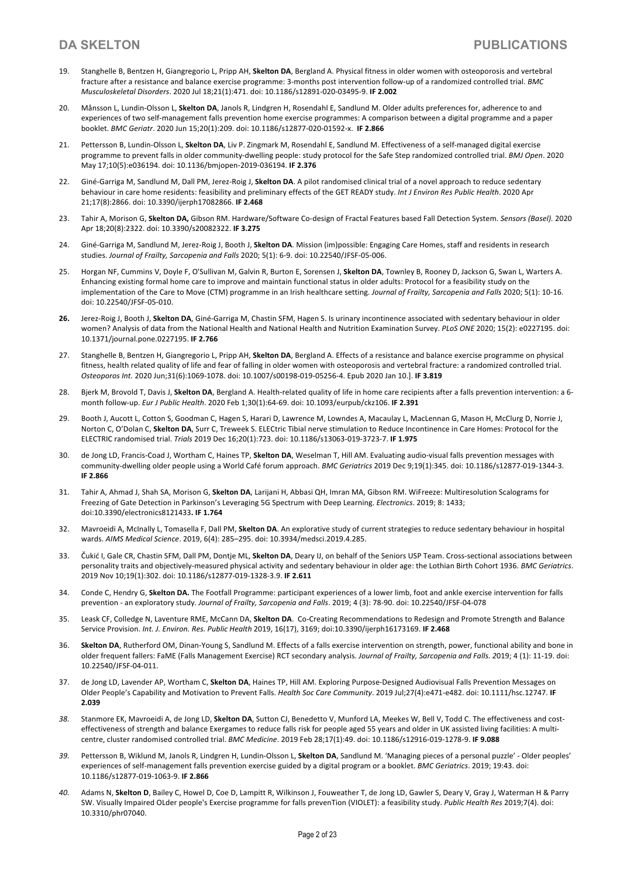19. Stanghelle B, Bentzen H, Giangregorio L, Pripp AH, **Skelton DA**, Bergland A. Physical fitness in older women with osteoporosis and vertebral fracture after a resistance and balance exercise programme: 3-months post intervention follow-up of a randomized controlled trial. *BMC Musculoskeletal Disorders*. 2020 Jul 18;21(1):471. doi: 10.1186/s12891-020-03495-9. **IF 2.002**

20. Månsson L, Lundin-Olsson L, **Skelton DA**, Janols R, Lindgren H, Rosendahl E, Sandlund M. Older adults preferences for, adherence to and experiences of two self-management falls prevention home exercise programmes: A comparison between a digital programme and a paper booklet. *BMC Geriatr*. 2020 Jun 15;20(1):209. doi: 10.1186/s12877-020-01592-x. **IF 2.866**

21. Pettersson B, Lundin-Olsson L, **Skelton DA**, Liv P. Zingmark M, Rosendahl E, Sandlund M. Effectiveness of a self-managed digital exercise programme to prevent falls in older community-dwelling people: study protocol for the Safe Step randomized controlled trial. *BMJ Open*. 2020 May 17;10(5):e036194. doi: 10.1136/bmjopen-2019-036194. **IF 2.376**

22. Giné-Garriga M, Sandlund M, Dall PM, Jerez-Roig J, **Skelton DA**. A pilot randomised clinical trial of a novel approach to reduce sedentary behaviour in care home residents: feasibility and preliminary effects of the GET READY study. *Int J Environ Res Public Health*. 2020 Apr 21;17(8):2866. doi: 10.3390/ijerph17082866. **IF 2.468**

23. Tahir A, Morison G, **Skelton DA,** Gibson RM. Hardware/Software Co-design of Fractal Features based Fall Detection System. *Sensors (Basel).* 2020 Apr 18;20(8):2322. doi: 10.3390/s20082322. **IF 3.275**

24. Giné-Garriga M, Sandlund M, Jerez-Roig J, Booth J, **Skelton DA**. Mission (im)possible: Engaging Care Homes, staff and residents in research studies. *Journal of Frailty, Sarcopenia and Falls* 2020; 5(1): 6-9. doi: 10.22540/JFSF-05-006.

25. Horgan NF, Cummins V, Doyle F, O'Sullivan M, Galvin R, Burton E, Sorensen J, **Skelton DA**, Townley B, Rooney D, Jackson G, Swan L, Warters A. Enhancing existing formal home care to improve and maintain functional status in older adults: Protocol for a feasibility study on the implementation of the Care to Move (CTM) programme in an Irish healthcare setting. *Journal of Frailty, Sarcopenia and Falls* 2020; 5(1): 10-16. doi: 10.22540/JFSF-05-010.

26. Jerez-Roig J, Booth J, **Skelton DA**, Giné-Garriga M, Chastin SFM, Hagen S. Is urinary incontinence associated with sedentary behaviour in older women? Analysis of data from the National Health and National Health and Nutrition Examination Survey. *PLoS ONE* 2020; 15(2): e0227195. doi: 10.1371/journal.pone.0227195. **IF 2.766**

27. Stanghelle B, Bentzen H, Giangregorio L, Pripp AH, **Skelton DA**, Bergland A. Effects of a resistance and balance exercise programme on physical fitness, health related quality of life and fear of falling in older women with osteoporosis and vertebral fracture: a randomized controlled trial. *Osteoporos Int.* 2020 Jun;31(6):1069-1078. doi: 10.1007/s00198-019-05256-4. Epub 2020 Jan 10.]. **IF 3.819**

28. Bjerk M, Brovold T, Davis J, **Skelton DA**, Bergland A. Health-related quality of life in home care recipients after a falls prevention intervention: a 6-month follow-up. *Eur J Public Health*. 2020 Feb 1;30(1):64-69. doi: 10.1093/eurpub/ckz106. **IF 2.391**

29. Booth J, Aucott L, Cotton S, Goodman C, Hagen S, Harari D, Lawrence M, Lowndes A, Macaulay L, MacLennan G, Mason H, McClurg D, Norrie J, Norton C, O'Dolan C, **Skelton DA**, Surr C, Treweek S. ELECtric Tibial nerve stimulation to Reduce Incontinence in Care Homes: Protocol for the ELECTRIC randomised trial. *Trials* 2019 Dec 16;20(1):723. doi: 10.1186/s13063-019-3723-7. **IF 1.975**

30. de Jong LD, Francis-Coad J, Wortham C, Haines TP, **Skelton DA**, Weselman T, Hill AM. Evaluating audio-visual falls prevention messages with community-dwelling older people using a World Café forum approach. *BMC Geriatrics* 2019 Dec 9;19(1):345. doi: 10.1186/s12877-019-1344-3. **IF 2.866**

31. Tahir A, Ahmad J, Shah SA, Morison G, **Skelton DA**, Larijani H, Abbasi QH, Imran MA, Gibson RM. WiFreeze: Multiresolution Scalograms for Freezing of Gate Detection in Parkinson's Leveraging 5G Spectrum with Deep Learning. *Electronics*. 2019; 8: 1433; doi:10.3390/electronics8121433**. IF 1.764**

32. Mavroeidi A, McInally L, Tomasella F, Dall PM, **Skelton DA**. An explorative study of current strategies to reduce sedentary behaviour in hospital wards. *AIMS Medical Science*. 2019, 6(4): 285–295. doi: 10.3934/medsci.2019.4.285.

33. Čukić I, Gale CR, Chastin SFM, Dall PM, Dontje ML, **Skelton DA**, Deary IJ, on behalf of the Seniors USP Team. Cross-sectional associations between personality traits and objectively-measured physical activity and sedentary behaviour in older age: the Lothian Birth Cohort 1936. *BMC Geriatrics*. 2019 Nov 10;19(1):302. doi: 10.1186/s12877-019-1328-3.9. **IF 2.611**

34. Conde C, Hendry G, **Skelton DA.** The Footfall Programme: participant experiences of a lower limb, foot and ankle exercise intervention for falls prevention - an exploratory study. *Journal of Frailty, Sarcopenia and Falls*. 2019; 4 (3): 78-90. doi: 10.22540/JFSF-04-078

35. Leask CF, Colledge N, Laventure RME, McCann DA, **Skelton DA**. Co-Creating Recommendations to Redesign and Promote Strength and Balance Service Provision. *Int. J. Environ. Res. Public Health* 2019, 16(17), 3169; doi:10.3390/ijerph16173169. **IF 2.468**

36. **Skelton DA**, Rutherford OM, Dinan-Young S, Sandlund M. Effects of a falls exercise intervention on strength, power, functional ability and bone in older frequent fallers: FaME (Falls Management Exercise) RCT secondary analysis. *Journal of Frailty, Sarcopenia and Falls. 2*019; 4 (1): 11-19. doi: 10.22540/JFSF-04-011.

37. de Jong LD, Lavender AP, Wortham C, **Skelton DA**, Haines TP, Hill AM. Exploring Purpose-Designed Audiovisual Falls Prevention Messages on Older People's Capability and Motivation to Prevent Falls. *Health Soc Care Community*. 2019 Jul;27(4):e471-e482. doi: 10.1111/hsc.12747. **IF 2.039**

38. Stanmore EK, Mavroeidi A, de Jong LD, **Skelton DA**, Sutton CJ, Benedetto V, Munford LA, Meekes W, Bell V, Todd C. The effectiveness and cost-effectiveness of strength and balance Exergames to reduce falls risk for people aged 55 years and older in UK assisted living facilities: A multi-centre, cluster randomised controlled trial. *BMC Medicine*. 2019 Feb 28;17(1):49. doi: 10.1186/s12916-019-1278-9. **IF 9.088**

39. Pettersson B, Wiklund M, Janols R, Lindgren H, Lundin-Olsson L, **Skelton DA**, Sandlund M. 'Managing pieces of a personal puzzle' - Older peoples' experiences of self-management falls prevention exercise guided by a digital program or a booklet. *BMC Geriatrics*. 2019; 19:43. doi: 10.1186/s12877-019-1063-9. **IF 2.866**

40. Adams N, **Skelton D**, Bailey C, Howel D, Coe D, Lampitt R, Wilkinson J, Fouweather T, de Jong LD, Gawler S, Deary V, Gray J, Waterman H & Parry SW. Visually Impaired OLder people's Exercise programme for falls prevenTion (VIOLET): a feasibility study. *Public Health Res* 2019;7(4). doi: 10.3310/phr07040.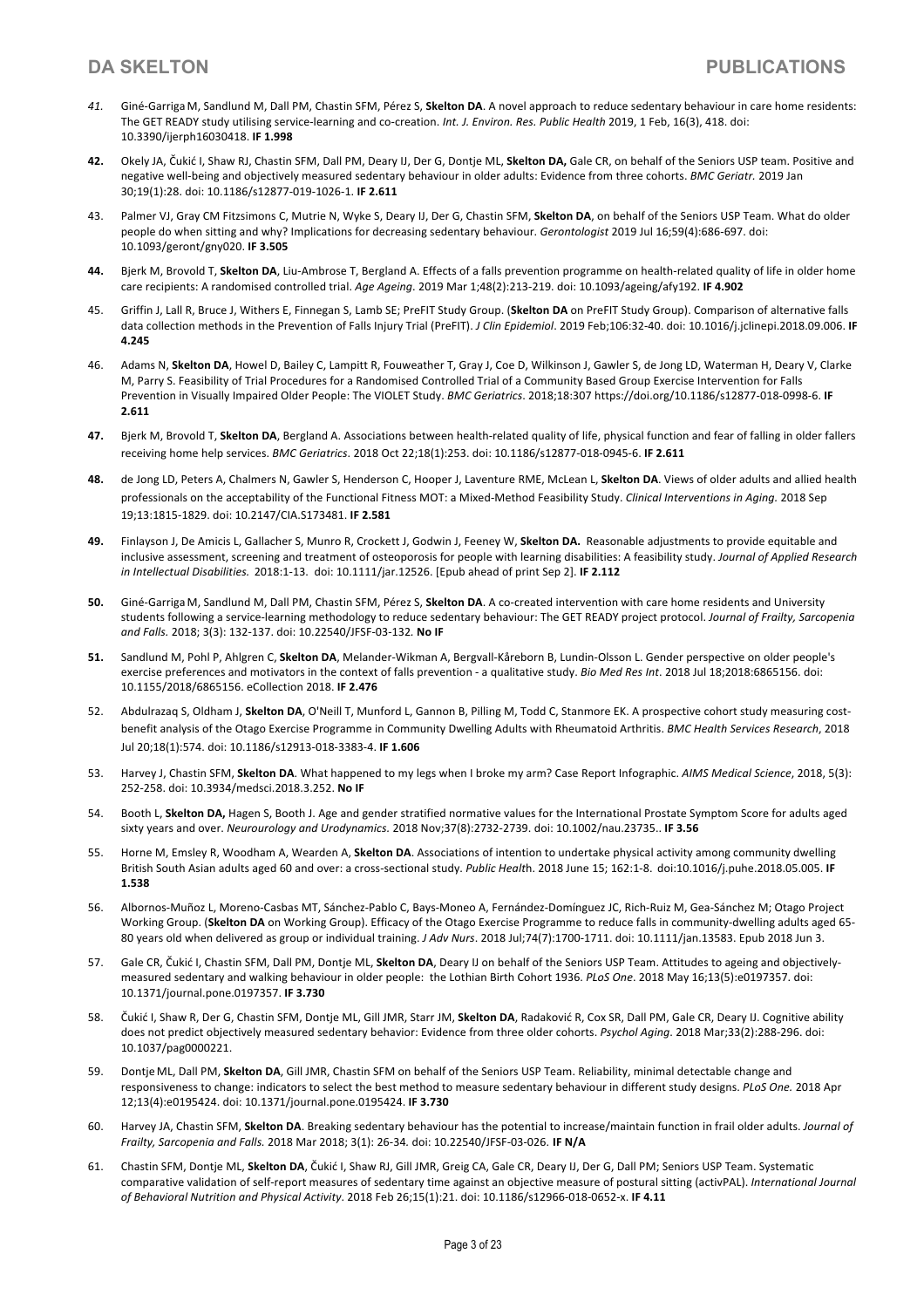41. Giné-Garriga M, Sandlund M, Dall PM, Chastin SFM, Pérez S, **Skelton DA**. A novel approach to reduce sedentary behaviour in care home residents: The GET READY study utilising service-learning and co-creation. *Int. J. Environ. Res. Public Health* 2019, 1 Feb, 16(3), 418. doi: 10.3390/ijerph16030418. **IF 1.998**

42. Okely JA, Čukić I, Shaw RJ, Chastin SFM, Dall PM, Deary IJ, Der G, Dontje ML, **Skelton DA,** Gale CR, on behalf of the Seniors USP team. Positive and negative well-being and objectively measured sedentary behaviour in older adults: Evidence from three cohorts. *BMC Geriatr.* 2019 Jan 30;19(1):28. doi: 10.1186/s12877-019-1026-1. **IF 2.611**

43. Palmer VJ, Gray CM Fitzsimons C, Mutrie N, Wyke S, Deary IJ, Der G, Chastin SFM, **Skelton DA**, on behalf of the Seniors USP Team. What do older people do when sitting and why? Implications for decreasing sedentary behaviour. *Gerontologist* 2019 Jul 16;59(4):686-697. doi: 10.1093/geront/gny020. **IF 3.505**

44. Bjerk M, Brovold T, **Skelton DA**, Liu-Ambrose T, Bergland A. Effects of a falls prevention programme on health-related quality of life in older home care recipients: A randomised controlled trial. *Age Ageing*. 2019 Mar 1;48(2):213-219. doi: 10.1093/ageing/afy192. **IF 4.902**

45. Griffin J, Lall R, Bruce J, Withers E, Finnegan S, Lamb SE; PreFIT Study Group. (**Skelton DA** on PreFIT Study Group). Comparison of alternative falls data collection methods in the Prevention of Falls Injury Trial (PreFIT). *J Clin Epidemiol*. 2019 Feb;106:32-40. doi: 10.1016/j.jclinepi.2018.09.006. **IF 4.245**

46. Adams N, **Skelton DA**, Howel D, Bailey C, Lampitt R, Fouweather T, Gray J, Coe D, Wilkinson J, Gawler S, de Jong LD, Waterman H, Deary V, Clarke M, Parry S. Feasibility of Trial Procedures for a Randomised Controlled Trial of a Community Based Group Exercise Intervention for Falls Prevention in Visually Impaired Older People: The VIOLET Study. *BMC Geriatrics*. 2018;18:307 https://doi.org/10.1186/s12877-018-0998-6. **IF 2.611**

47. Bjerk M, Brovold T, **Skelton DA**, Bergland A. Associations between health-related quality of life, physical function and fear of falling in older fallers receiving home help services. *BMC Geriatrics*. 2018 Oct 22;18(1):253. doi: 10.1186/s12877-018-0945-6. **IF 2.611**

48. de Jong LD, Peters A, Chalmers N, Gawler S, Henderson C, Hooper J, Laventure RME, McLean L, **Skelton DA**. Views of older adults and allied health professionals on the acceptability of the Functional Fitness MOT: a Mixed-Method Feasibility Study. *Clinical Interventions in Aging.* 2018 Sep 19;13:1815-1829. doi: 10.2147/CIA.S173481. **IF 2.581**

49. Finlayson J, De Amicis L, Gallacher S, Munro R, Crockett J, Godwin J, Feeney W, **Skelton DA.** Reasonable adjustments to provide equitable and inclusive assessment, screening and treatment of osteoporosis for people with learning disabilities: A feasibility study. *Journal of Applied Research in Intellectual Disabilities.* 2018:1-13. doi: 10.1111/jar.12526. [Epub ahead of print Sep 2]. **IF 2.112**

50. Giné-Garriga M, Sandlund M, Dall PM, Chastin SFM, Pérez S, **Skelton DA**. A co-created intervention with care home residents and University students following a service-learning methodology to reduce sedentary behaviour: The GET READY project protocol. *Journal of Frailty, Sarcopenia and Falls*. 2018; 3(3): 132-137. doi: 10.22540/JFSF-03-132. **No IF**

51. Sandlund M, Pohl P, Ahlgren C, **Skelton DA**, Melander-Wikman A, Bergvall-Kåreborn B, Lundin-Olsson L. Gender perspective on older people's exercise preferences and motivators in the context of falls prevention - a qualitative study. *Bio Med Res Int*. 2018 Jul 18;2018:6865156. doi: 10.1155/2018/6865156. eCollection 2018. **IF 2.476**

52. Abdulrazaq S, Oldham J, **Skelton DA**, O'Neill T, Munford L, Gannon B, Pilling M, Todd C, Stanmore EK. A prospective cohort study measuring cost-benefit analysis of the Otago Exercise Programme in Community Dwelling Adults with Rheumatoid Arthritis. *BMC Health Services Research*, 2018 Jul 20;18(1):574. doi: 10.1186/s12913-018-3383-4. **IF 1.606**

53. Harvey J, Chastin SFM, **Skelton DA**. What happened to my legs when I broke my arm? Case Report Infographic. *AIMS Medical Science*, 2018, 5(3): 252-258. doi: 10.3934/medsci.2018.3.252. **No IF**

54. Booth L, **Skelton DA,** Hagen S, Booth J. Age and gender stratified normative values for the International Prostate Symptom Score for adults aged sixty years and over. *Neurourology and Urodynamics.* 2018 Nov;37(8):2732-2739. doi: 10.1002/nau.23735.. **IF 3.56**

55. Horne M, Emsley R, Woodham A, Wearden A, **Skelton DA**. Associations of intention to undertake physical activity among community dwelling British South Asian adults aged 60 and over: a cross-sectional study. *Public Health*. 2018 June 15; 162:1-8. doi:10.1016/j.puhe.2018.05.005. **IF 1.538**

56. Albornos-Muñoz L, Moreno-Casbas MT, Sánchez-Pablo C, Bays-Moneo A, Fernández-Domínguez JC, Rich-Ruiz M, Gea-Sánchez M; Otago Project Working Group. (**Skelton DA** on Working Group). Efficacy of the Otago Exercise Programme to reduce falls in community-dwelling adults aged 65-80 years old when delivered as group or individual training. *J Adv Nurs*. 2018 Jul;74(7):1700-1711. doi: 10.1111/jan.13583. Epub 2018 Jun 3.

57. Gale CR, Čukić I, Chastin SFM, Dall PM, Dontje ML, **Skelton DA**, Deary IJ on behalf of the Seniors USP Team. Attitudes to ageing and objectively-measured sedentary and walking behaviour in older people: the Lothian Birth Cohort 1936. *PLoS One*. 2018 May 16;13(5):e0197357. doi: 10.1371/journal.pone.0197357. **IF 3.730**

58. Čukić I, Shaw R, Der G, Chastin SFM, Dontje ML, Gill JMR, Starr JM, **Skelton DA**, Radaković R, Cox SR, Dall PM, Gale CR, Deary IJ. Cognitive ability does not predict objectively measured sedentary behavior: Evidence from three older cohorts. *Psychol Aging*. 2018 Mar;33(2):288-296. doi: 10.1037/pag0000221.

59. Dontje ML, Dall PM, **Skelton DA**, Gill JMR, Chastin SFM on behalf of the Seniors USP Team. Reliability, minimal detectable change and responsiveness to change: indicators to select the best method to measure sedentary behaviour in different study designs. *PLoS One.* 2018 Apr 12;13(4):e0195424. doi: 10.1371/journal.pone.0195424. **IF 3.730**

60. Harvey JA, Chastin SFM, **Skelton DA**. Breaking sedentary behaviour has the potential to increase/maintain function in frail older adults. *Journal of Frailty, Sarcopenia and Falls.* 2018 Mar 2018; 3(1): 26-34. doi: 10.22540/JFSF-03-026. **IF N/A**

61. Chastin SFM, Dontje ML, **Skelton DA**, Čukić I, Shaw RJ, Gill JMR, Greig CA, Gale CR, Deary IJ, Der G, Dall PM; Seniors USP Team. Systematic comparative validation of self-report measures of sedentary time against an objective measure of postural sitting (activPAL). *International Journal of Behavioral Nutrition and Physical Activity*. 2018 Feb 26;15(1):21. doi: 10.1186/s12966-018-0652-x. **IF 4.11**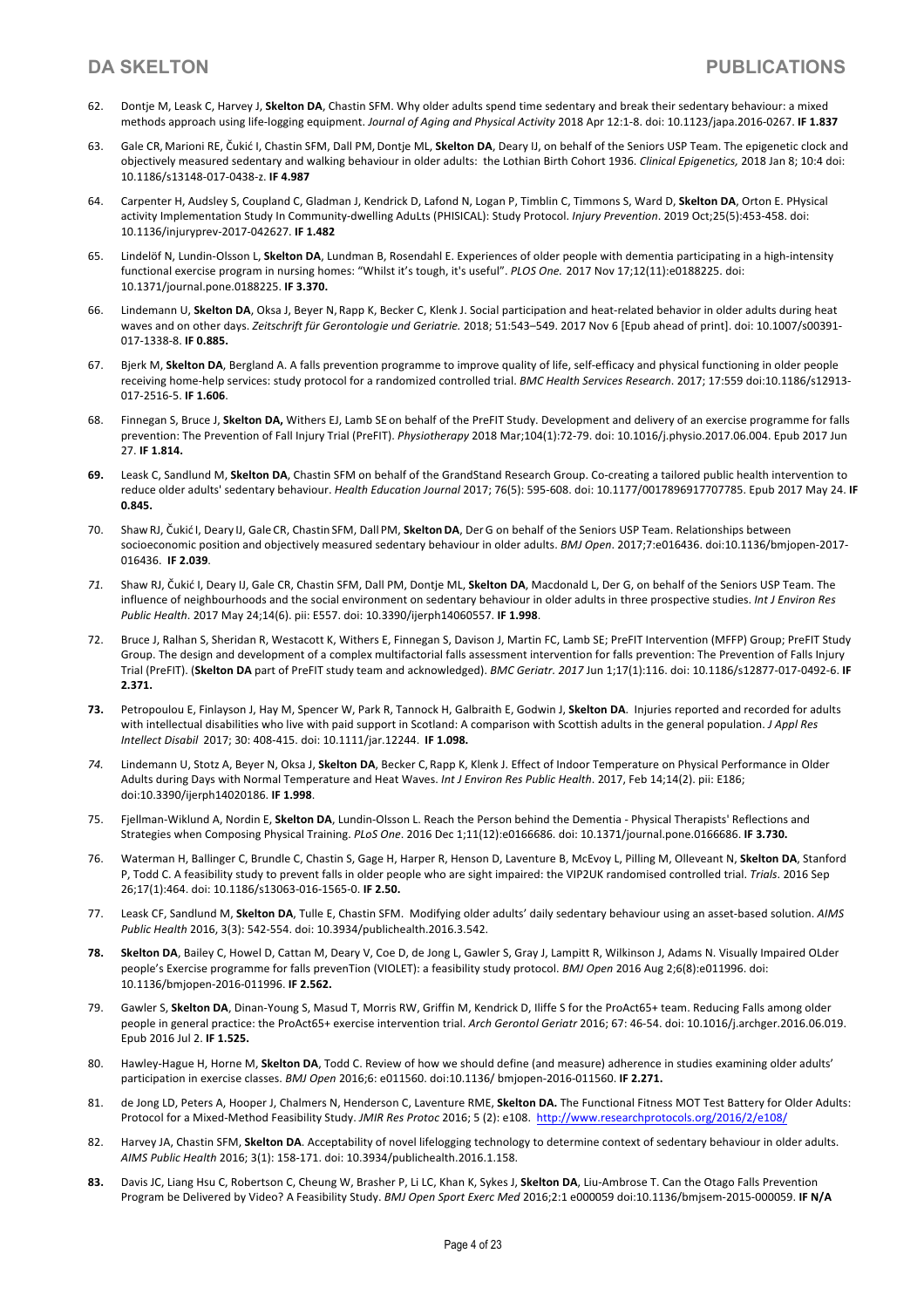62. Dontje M, Leask C, Harvey J, **Skelton DA**, Chastin SFM. Why older adults spend time sedentary and break their sedentary behaviour: a mixed methods approach using life-logging equipment. *Journal of Aging and Physical Activity* 2018 Apr 12:1-8. doi: 10.1123/japa.2016-0267. **IF 1.837**

63. Gale CR, Marioni RE, Čukić I, Chastin SFM, Dall PM, Dontje ML, **Skelton DA**, Deary IJ, on behalf of the Seniors USP Team. The epigenetic clock and objectively measured sedentary and walking behaviour in older adults: the Lothian Birth Cohort 1936. *Clinical Epigenetics,* 2018 Jan 8; 10:4 doi: 10.1186/s13148-017-0438-z. **IF 4.987**

64. Carpenter H, Audsley S, Coupland C, Gladman J, Kendrick D, Lafond N, Logan P, Timblin C, Timmons S, Ward D, **Skelton DA**, Orton E. PHysical activity Implementation Study In Community-dwelling AduLts (PHISICAL): Study Protocol. *Injury Prevention*. 2019 Oct;25(5):453-458. doi: 10.1136/injuryprev-2017-042627. **IF 1.482**

65. Lindelöf N, Lundin-Olsson L, **Skelton DA**, Lundman B, Rosendahl E. Experiences of older people with dementia participating in a high-intensity functional exercise program in nursing homes: "Whilst it's tough, it's useful". *PLOS One.* 2017 Nov 17;12(11):e0188225. doi: 10.1371/journal.pone.0188225. **IF 3.370.**

66. Lindemann U, **Skelton DA**, Oksa J, Beyer N, Rapp K, Becker C, Klenk J. Social participation and heat-related behavior in older adults during heat waves and on other days. *Zeitschrift für Gerontologie und Geriatrie.* 2018; 51:543–549. 2017 Nov 6 [Epub ahead of print]. doi: 10.1007/s00391-017-1338-8. **IF 0.885.**

67. Bjerk M, **Skelton DA**, Bergland A. A falls prevention programme to improve quality of life, self-efficacy and physical functioning in older people receiving home-help services: study protocol for a randomized controlled trial. *BMC Health Services Research*. 2017; 17:559 doi:10.1186/s12913-017-2516-5. **IF 1.606**.

68. Finnegan S, Bruce J, **Skelton DA,** Withers EJ, Lamb SE on behalf of the PreFIT Study. Development and delivery of an exercise programme for falls prevention: The Prevention of Fall Injury Trial (PreFIT). *Physiotherapy* 2018 Mar;104(1):72-79. doi: 10.1016/j.physio.2017.06.004. Epub 2017 Jun 27. **IF 1.814.**

69. Leask C, Sandlund M, **Skelton DA**, Chastin SFM on behalf of the GrandStand Research Group. Co-creating a tailored public health intervention to reduce older adults' sedentary behaviour. *Health Education Journal* 2017; 76(5): 595-608. doi: 10.1177/0017896917707785. Epub 2017 May 24. **IF 0.845.**

70. Shaw RJ, Čukić I, Deary IJ, Gale CR, Chastin SFM, Dall PM, **Skelton DA**, Der G on behalf of the Seniors USP Team. Relationships between socioeconomic position and objectively measured sedentary behaviour in older adults. *BMJ Open*. 2017;7:e016436. doi:10.1136/bmjopen-2017-016436. **IF 2.039**.

71. Shaw RJ, Čukić I, Deary IJ, Gale CR, Chastin SFM, Dall PM, Dontje ML, **Skelton DA**, Macdonald L, Der G, on behalf of the Seniors USP Team. The influence of neighbourhoods and the social environment on sedentary behaviour in older adults in three prospective studies. *Int J Environ Res Public Health*. 2017 May 24;14(6). pii: E557. doi: 10.3390/ijerph14060557. **IF 1.998**.

72. Bruce J, Ralhan S, Sheridan R, Westacott K, Withers E, Finnegan S, Davison J, Martin FC, Lamb SE; PreFIT Intervention (MFFP) Group; PreFIT Study Group. The design and development of a complex multifactorial falls assessment intervention for falls prevention: The Prevention of Falls Injury Trial (PreFIT). (**Skelton DA** part of PreFIT study team and acknowledged). *BMC Geriatr. 2017* Jun 1;17(1):116. doi: 10.1186/s12877-017-0492-6. **IF 2.371.**

73. Petropoulou E, Finlayson J, Hay M, Spencer W, Park R, Tannock H, Galbraith E, Godwin J, **Skelton DA**. Injuries reported and recorded for adults with intellectual disabilities who live with paid support in Scotland: A comparison with Scottish adults in the general population. *J Appl Res Intellect Disabil* 2017; 30: 408-415. doi: 10.1111/jar.12244. **IF 1.098.**

74. Lindemann U, Stotz A, Beyer N, Oksa J, **Skelton DA**, Becker C, Rapp K, Klenk J. Effect of Indoor Temperature on Physical Performance in Older Adults during Days with Normal Temperature and Heat Waves. *Int J Environ Res Public Health*. 2017, Feb 14;14(2). pii: E186; doi:10.3390/ijerph14020186. **IF 1.998**.

75. Fjellman-Wiklund A, Nordin E, **Skelton DA**, Lundin-Olsson L. Reach the Person behind the Dementia - Physical Therapists' Reflections and Strategies when Composing Physical Training. *PLoS One*. 2016 Dec 1;11(12):e0166686. doi: 10.1371/journal.pone.0166686. **IF 3.730.**

76. Waterman H, Ballinger C, Brundle C, Chastin S, Gage H, Harper R, Henson D, Laventure B, McEvoy L, Pilling M, Olleveant N, **Skelton DA**, Stanford P, Todd C. A feasibility study to prevent falls in older people who are sight impaired: the VIP2UK randomised controlled trial. *Trials*. 2016 Sep 26;17(1):464. doi: 10.1186/s13063-016-1565-0. **IF 2.50.**

77. Leask CF, Sandlund M, **Skelton DA**, Tulle E, Chastin SFM. Modifying older adults' daily sedentary behaviour using an asset-based solution. *AIMS Public Health* 2016, 3(3): 542-554. doi: 10.3934/publichealth.2016.3.542.

78. **Skelton DA**, Bailey C, Howel D, Cattan M, Deary V, Coe D, de Jong L, Gawler S, Gray J, Lampitt R, Wilkinson J, Adams N. Visually Impaired OLder people's Exercise programme for falls prevenTion (VIOLET): a feasibility study protocol. *BMJ Open* 2016 Aug 2;6(8):e011996. doi: 10.1136/bmjopen-2016-011996. **IF 2.562.**

79. Gawler S, **Skelton DA**, Dinan-Young S, Masud T, Morris RW, Griffin M, Kendrick D, Iliffe S for the ProAct65+ team. Reducing Falls among older people in general practice: the ProAct65+ exercise intervention trial. *Arch Gerontol Geriatr* 2016; 67: 46-54. doi: 10.1016/j.archger.2016.06.019. Epub 2016 Jul 2. **IF 1.525.**

80. Hawley-Hague H, Horne M, **Skelton DA**, Todd C. Review of how we should define (and measure) adherence in studies examining older adults' participation in exercise classes. *BMJ Open* 2016;6: e011560. doi:10.1136/ bmjopen-2016-011560. **IF 2.271.**

81. de Jong LD, Peters A, Hooper J, Chalmers N, Henderson C, Laventure RME, **Skelton DA.** The Functional Fitness MOT Test Battery for Older Adults: Protocol for a Mixed-Method Feasibility Study. *JMIR Res Protoc* 2016; 5 (2): e108. http://www.researchprotocols.org/2016/2/e108/

82. Harvey JA, Chastin SFM, **Skelton DA**. Acceptability of novel lifelogging technology to determine context of sedentary behaviour in older adults. *AIMS Public Health* 2016; 3(1): 158-171. doi: 10.3934/publichealth.2016.1.158.

83. Davis JC, Liang Hsu C, Robertson C, Cheung W, Brasher P, Li LC, Khan K, Sykes J, **Skelton DA**, Liu-Ambrose T. Can the Otago Falls Prevention Program be Delivered by Video? A Feasibility Study. *BMJ Open Sport Exerc Med* 2016;2:1 e000059 doi:10.1136/bmjsem-2015-000059. **IF N/A**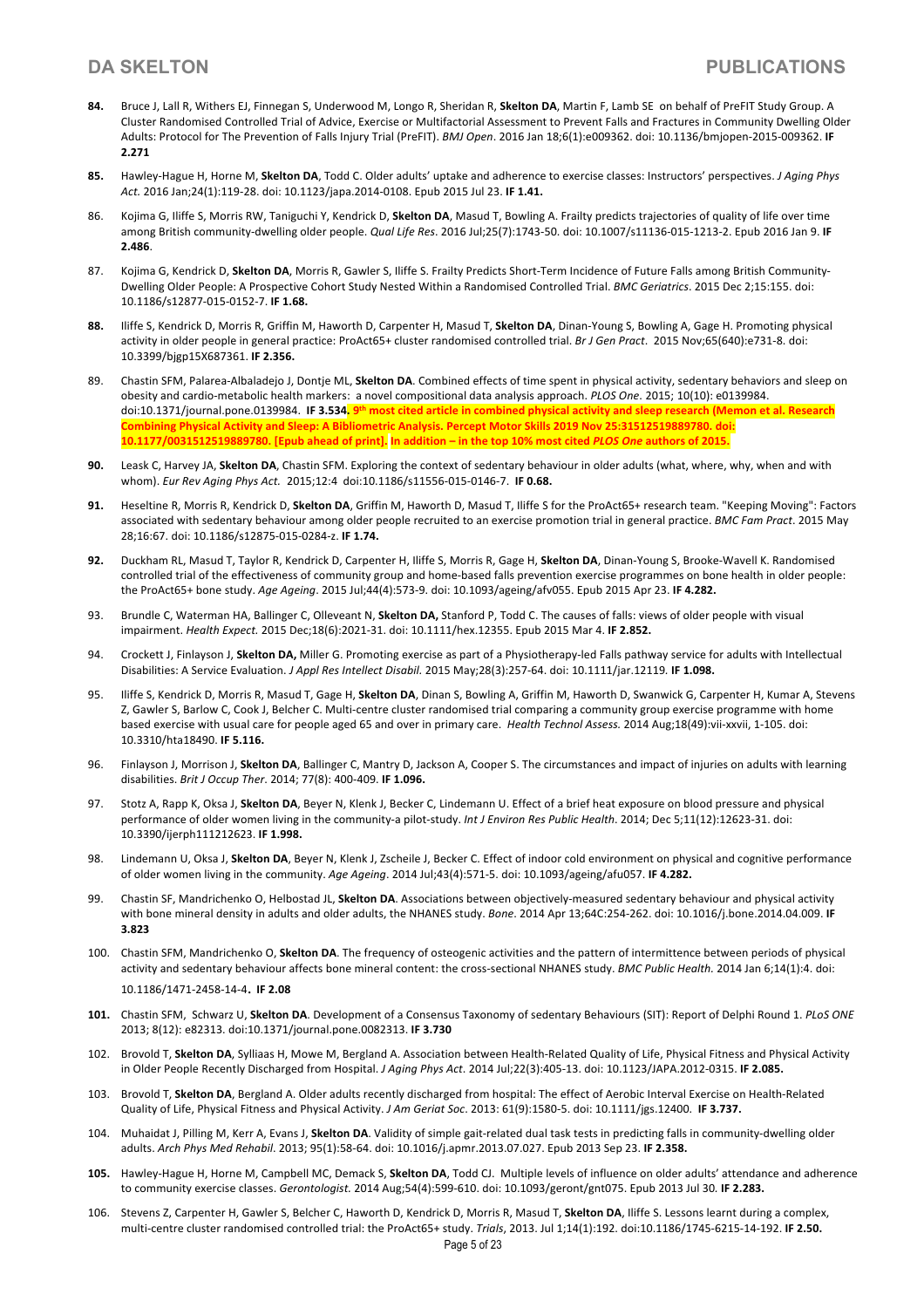**84.** Bruce J, Lall R, Withers EJ, Finnegan S, Underwood M, Longo R, Sheridan R, **Skelton DA**, Martin F, Lamb SE on behalf of PreFIT Study Group. A Cluster Randomised Controlled Trial of Advice, Exercise or Multifactorial Assessment to Prevent Falls and Fractures in Community Dwelling Older Adults: Protocol for The Prevention of Falls Injury Trial (PreFIT). *BMJ Open*. 2016 Jan 18;6(1):e009362. doi: 10.1136/bmjopen-2015-009362. **IF 2.271**

**85.** Hawley-Hague H, Horne M, **Skelton DA**, Todd C. Older adults' uptake and adherence to exercise classes: Instructors' perspectives. *J Aging Phys Act.* 2016 Jan;24(1):119-28. doi: 10.1123/japa.2014-0108. Epub 2015 Jul 23. **IF 1.41.**

86. Kojima G, Iliffe S, Morris RW, Taniguchi Y, Kendrick D, **Skelton DA**, Masud T, Bowling A. Frailty predicts trajectories of quality of life over time among British community-dwelling older people. *Qual Life Res*. 2016 Jul;25(7):1743-50. doi: 10.1007/s11136-015-1213-2. Epub 2016 Jan 9. **IF 2.486**.

87. Kojima G, Kendrick D, **Skelton DA**, Morris R, Gawler S, Iliffe S. Frailty Predicts Short-Term Incidence of Future Falls among British Community-Dwelling Older People: A Prospective Cohort Study Nested Within a Randomised Controlled Trial. *BMC Geriatrics*. 2015 Dec 2;15:155. doi: 10.1186/s12877-015-0152-7. **IF 1.68.**

**88.** Iliffe S, Kendrick D, Morris R, Griffin M, Haworth D, Carpenter H, Masud T, **Skelton DA**, Dinan-Young S, Bowling A, Gage H. Promoting physical activity in older people in general practice: ProAct65+ cluster randomised controlled trial. *Br J Gen Pract*. 2015 Nov;65(640):e731-8. doi: 10.3399/bjgp15X687361. **IF 2.356.**

89. Chastin SFM, Palarea-Albaladejo J, Dontje ML, **Skelton DA**. Combined effects of time spent in physical activity, sedentary behaviors and sleep on obesity and cardio-metabolic health markers: a novel compositional data analysis approach. *PLOS One*. 2015; 10(10): e0139984. doi:10.1371/journal.pone.0139984. **IF 3.534. 9th most cited article in combined physical activity and sleep research (Memon et al. Research Combining Physical Activity and Sleep: A Bibliometric Analysis. Percept Motor Skills 2019 Nov 25:31512519889780. doi: 10.1177/0031512519889780. [Epub ahead of print]. In addition – in the top 10% most cited *PLOS One* authors of 2015.**

**90.** Leask C, Harvey JA, **Skelton DA**, Chastin SFM. Exploring the context of sedentary behaviour in older adults (what, where, why, when and with whom). *Eur Rev Aging Phys Act.* 2015;12:4 doi:10.1186/s11556-015-0146-7. **IF 0.68.**

**91.** Heseltine R, Morris R, Kendrick D, **Skelton DA**, Griffin M, Haworth D, Masud T, Iliffe S for the ProAct65+ research team. "Keeping Moving": Factors associated with sedentary behaviour among older people recruited to an exercise promotion trial in general practice. *BMC Fam Pract*. 2015 May 28;16:67. doi: 10.1186/s12875-015-0284-z. **IF 1.74.**

**92.** Duckham RL, Masud T, Taylor R, Kendrick D, Carpenter H, Iliffe S, Morris R, Gage H, **Skelton DA**, Dinan-Young S, Brooke-Wavell K. Randomised controlled trial of the effectiveness of community group and home-based falls prevention exercise programmes on bone health in older people: the ProAct65+ bone study. *Age Ageing*. 2015 Jul;44(4):573-9. doi: 10.1093/ageing/afv055. Epub 2015 Apr 23. **IF 4.282.**

93. Brundle C, Waterman HA, Ballinger C, Olleveant N, **Skelton DA,** Stanford P, Todd C. The causes of falls: views of older people with visual impairment. *Health Expect.* 2015 Dec;18(6):2021-31. doi: 10.1111/hex.12355. Epub 2015 Mar 4. **IF 2.852.**

94. Crockett J, Finlayson J, **Skelton DA,** Miller G. Promoting exercise as part of a Physiotherapy-led Falls pathway service for adults with Intellectual Disabilities: A Service Evaluation. *J Appl Res Intellect Disabil.* 2015 May;28(3):257-64. doi: 10.1111/jar.12119. **IF 1.098.**

95. Iliffe S, Kendrick D, Morris R, Masud T, Gage H, **Skelton DA**, Dinan S, Bowling A, Griffin M, Haworth D, Swanwick G, Carpenter H, Kumar A, Stevens Z, Gawler S, Barlow C, Cook J, Belcher C. Multi-centre cluster randomised trial comparing a community group exercise programme with home based exercise with usual care for people aged 65 and over in primary care. *Health Technol Assess.* 2014 Aug;18(49):vii-xxvii, 1-105. doi: 10.3310/hta18490. **IF 5.116.**

96. Finlayson J, Morrison J, **Skelton DA**, Ballinger C, Mantry D, Jackson A, Cooper S. The circumstances and impact of injuries on adults with learning disabilities. *Brit J Occup Ther*. 2014; 77(8): 400-409. **IF 1.096.**

97. Stotz A, Rapp K, Oksa J, **Skelton DA**, Beyer N, Klenk J, Becker C, Lindemann U. Effect of a brief heat exposure on blood pressure and physical performance of older women living in the community-a pilot-study. *Int J Environ Res Public Health*. 2014; Dec 5;11(12):12623-31. doi: 10.3390/ijerph111212623. **IF 1.998.**

98. Lindemann U, Oksa J, **Skelton DA**, Beyer N, Klenk J, Zscheile J, Becker C. Effect of indoor cold environment on physical and cognitive performance of older women living in the community. *Age Ageing*. 2014 Jul;43(4):571-5. doi: 10.1093/ageing/afu057. **IF 4.282.**

99. Chastin SF, Mandrichenko O, Helbostad JL, **Skelton DA**. Associations between objectively-measured sedentary behaviour and physical activity with bone mineral density in adults and older adults, the NHANES study. *Bone*. 2014 Apr 13;64C:254-262. doi: 10.1016/j.bone.2014.04.009. **IF 3.823**

100. Chastin SFM, Mandrichenko O, **Skelton DA**. The frequency of osteogenic activities and the pattern of intermittence between periods of physical activity and sedentary behaviour affects bone mineral content: the cross-sectional NHANES study. *BMC Public Health.* 2014 Jan 6;14(1):4. doi: 10.1186/1471-2458-14-4**. IF 2.08**

**101.** Chastin SFM, Schwarz U, **Skelton DA**. Development of a Consensus Taxonomy of sedentary Behaviours (SIT): Report of Delphi Round 1. *PLoS ONE* 2013; 8(12): e82313. doi:10.1371/journal.pone.0082313. **IF 3.730**

102. Brovold T, **Skelton DA**, Sylliaas H, Mowe M, Bergland A. Association between Health-Related Quality of Life, Physical Fitness and Physical Activity in Older People Recently Discharged from Hospital. *J Aging Phys Act*. 2014 Jul;22(3):405-13. doi: 10.1123/JAPA.2012-0315. **IF 2.085.**

103. Brovold T, **Skelton DA**, Bergland A. Older adults recently discharged from hospital: The effect of Aerobic Interval Exercise on Health-Related Quality of Life, Physical Fitness and Physical Activity. *J Am Geriat Soc*. 2013: 61(9):1580-5. doi: 10.1111/jgs.12400. **IF 3.737.**

104. Muhaidat J, Pilling M, Kerr A, Evans J, **Skelton DA**. Validity of simple gait-related dual task tests in predicting falls in community-dwelling older adults. *Arch Phys Med Rehabil*. 2013; 95(1):58-64. doi: 10.1016/j.apmr.2013.07.027. Epub 2013 Sep 23. **IF 2.358.**

**105.** Hawley-Hague H, Horne M, Campbell MC, Demack S, **Skelton DA**, Todd CJ. Multiple levels of influence on older adults' attendance and adherence to community exercise classes. *Gerontologist.* 2014 Aug;54(4):599-610. doi: 10.1093/geront/gnt075. Epub 2013 Jul 30. **IF 2.283.**

106. Stevens Z, Carpenter H, Gawler S, Belcher C, Haworth D, Kendrick D, Morris R, Masud T, **Skelton DA**, Iliffe S. Lessons learnt during a complex, multi-centre cluster randomised controlled trial: the ProAct65+ study. *Trials*, 2013. Jul 1;14(1):192. doi:10.1186/1745-6215-14-192. **IF 2.50.**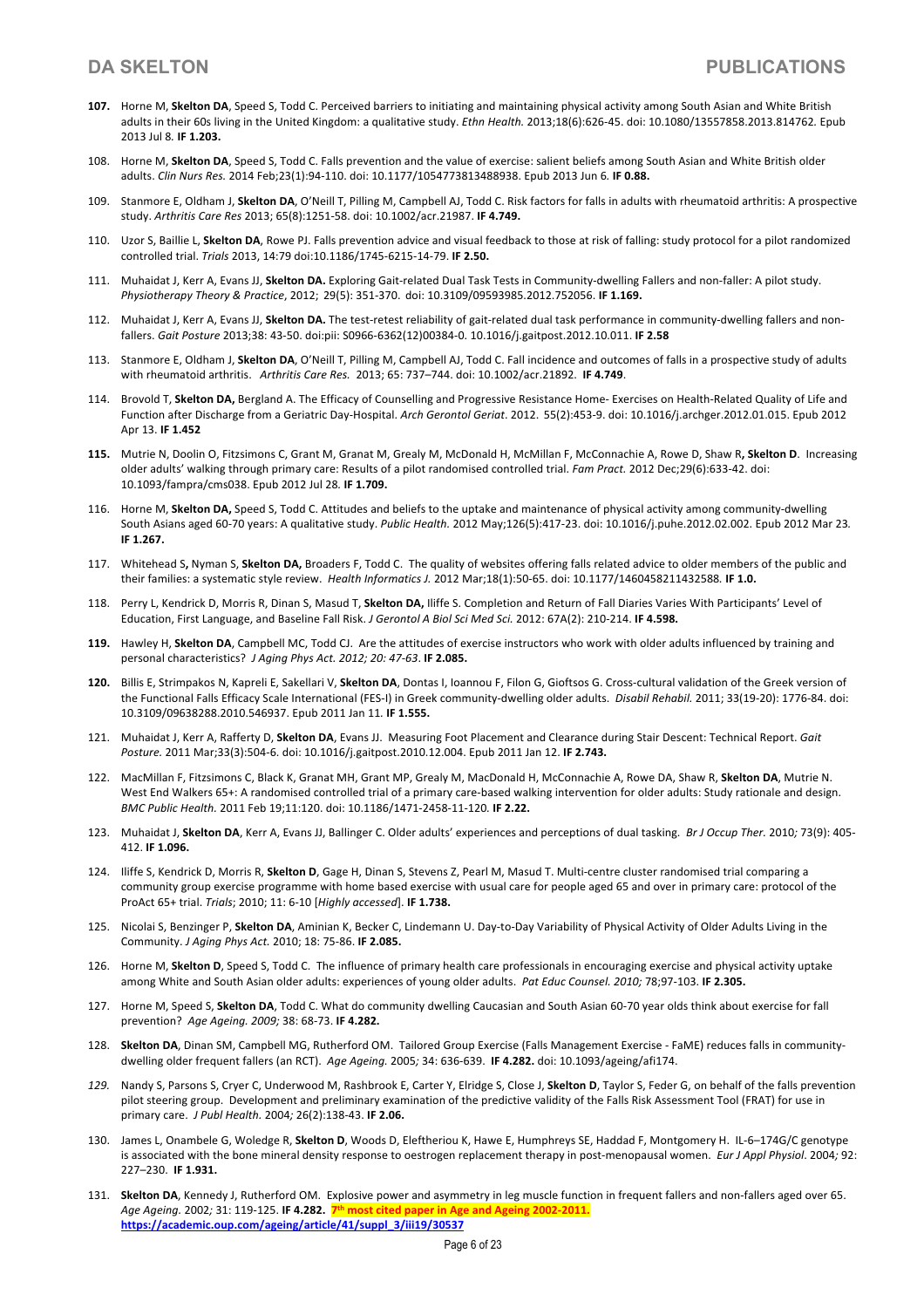**107.** Horne M, **Skelton DA**, Speed S, Todd C. Perceived barriers to initiating and maintaining physical activity among South Asian and White British adults in their 60s living in the United Kingdom: a qualitative study. *Ethn Health.* 2013;18(6):626-45. doi: 10.1080/13557858.2013.814762. Epub 2013 Jul 8. **IF 1.203.**

108. Horne M, **Skelton DA**, Speed S, Todd C. Falls prevention and the value of exercise: salient beliefs among South Asian and White British older adults. *Clin Nurs Res.* 2014 Feb;23(1):94-110. doi: 10.1177/1054773813488938. Epub 2013 Jun 6. **IF 0.88.**

109. Stanmore E, Oldham J, **Skelton DA**, O'Neill T, Pilling M, Campbell AJ, Todd C. Risk factors for falls in adults with rheumatoid arthritis: A prospective study. *Arthritis Care Res* 2013; 65(8):1251-58. doi: 10.1002/acr.21987. **IF 4.749.**

110. Uzor S, Baillie L, **Skelton DA**, Rowe PJ. Falls prevention advice and visual feedback to those at risk of falling: study protocol for a pilot randomized controlled trial. *Trials* 2013, 14:79 doi:10.1186/1745-6215-14-79. **IF 2.50.**

111. Muhaidat J, Kerr A, Evans JJ, **Skelton DA.** Exploring Gait-related Dual Task Tests in Community-dwelling Fallers and non-faller: A pilot study. *Physiotherapy Theory & Practice*, 2012; 29(5): 351-370. doi: 10.3109/09593985.2012.752056. **IF 1.169.**

112. Muhaidat J, Kerr A, Evans JJ, **Skelton DA.** The test-retest reliability of gait-related dual task performance in community-dwelling fallers and non-fallers. *Gait Posture* 2013;38: 43-50. doi:pii: S0966-6362(12)00384-0. 10.1016/j.gaitpost.2012.10.011. **IF 2.58**

113. Stanmore E, Oldham J, **Skelton DA**, O'Neill T, Pilling M, Campbell AJ, Todd C. Fall incidence and outcomes of falls in a prospective study of adults with rheumatoid arthritis. *Arthritis Care Res.* 2013; 65: 737–744. doi: 10.1002/acr.21892. **IF 4.749**.

114. Brovold T, **Skelton DA,** Bergland A. The Efficacy of Counselling and Progressive Resistance Home- Exercises on Health-Related Quality of Life and Function after Discharge from a Geriatric Day-Hospital. *Arch Gerontol Geriat*. 2012. 55(2):453-9. doi: 10.1016/j.archger.2012.01.015. Epub 2012 Apr 13. **IF 1.452**

**115.** Mutrie N, Doolin O, Fitzsimons C, Grant M, Granat M, Grealy M, McDonald H, McMillan F, McConnachie A, Rowe D, Shaw R**, Skelton D**. Increasing older adults' walking through primary care: Results of a pilot randomised controlled trial. *Fam Pract.* 2012 Dec;29(6):633-42. doi: 10.1093/fampra/cms038. Epub 2012 Jul 28. **IF 1.709.**

116. Horne M, **Skelton DA,** Speed S, Todd C. Attitudes and beliefs to the uptake and maintenance of physical activity among community-dwelling South Asians aged 60-70 years: A qualitative study. *Public Health.* 2012 May;126(5):417-23. doi: 10.1016/j.puhe.2012.02.002. Epub 2012 Mar 23. **IF 1.267.**

117. Whitehead S**,** Nyman S, **Skelton DA,** Broaders F, Todd C. The quality of websites offering falls related advice to older members of the public and their families: a systematic style review. *Health Informatics J.* 2012 Mar;18(1):50-65. doi: 10.1177/1460458211432588. **IF 1.0.**

118. Perry L, Kendrick D, Morris R, Dinan S, Masud T, **Skelton DA,** Iliffe S. Completion and Return of Fall Diaries Varies With Participants' Level of Education, First Language, and Baseline Fall Risk. *J Gerontol A Biol Sci Med Sci.* 2012: 67A(2): 210-214. **IF 4.598.**

**119.** Hawley H, **Skelton DA**, Campbell MC, Todd CJ. Are the attitudes of exercise instructors who work with older adults influenced by training and personal characteristics? *J Aging Phys Act. 2012; 20: 47-63*. **IF 2.085.**

**120.** Billis E, Strimpakos N, Kapreli E, Sakellari V, **Skelton DA**, Dontas I, Ioannou F, Filon G, Gioftsos G. Cross-cultural validation of the Greek version of the Functional Falls Efficacy Scale International (FES-I) in Greek community-dwelling older adults. *Disabil Rehabil.* 2011; 33(19-20): 1776-84. doi: 10.3109/09638288.2010.546937. Epub 2011 Jan 11. **IF 1.555.**

121. Muhaidat J, Kerr A, Rafferty D, **Skelton DA**, Evans JJ. Measuring Foot Placement and Clearance during Stair Descent: Technical Report. *Gait Posture.* 2011 Mar;33(3):504-6. doi: 10.1016/j.gaitpost.2010.12.004. Epub 2011 Jan 12. **IF 2.743.**

122. MacMillan F, Fitzsimons C, Black K, Granat MH, Grant MP, Grealy M, MacDonald H, McConnachie A, Rowe DA, Shaw R, **Skelton DA**, Mutrie N. West End Walkers 65+: A randomised controlled trial of a primary care-based walking intervention for older adults: Study rationale and design. *BMC Public Health.* 2011 Feb 19;11:120. doi: 10.1186/1471-2458-11-120. **IF 2.22.**

123. Muhaidat J, **Skelton DA**, Kerr A, Evans JJ, Ballinger C. Older adults' experiences and perceptions of dual tasking. *Br J Occup Ther*. 2010*;* 73(9): 405-412. **IF 1.096.**

124. Iliffe S, Kendrick D, Morris R, **Skelton D**, Gage H, Dinan S, Stevens Z, Pearl M, Masud T. Multi-centre cluster randomised trial comparing a community group exercise programme with home based exercise with usual care for people aged 65 and over in primary care: protocol of the ProAct 65+ trial. *Trials*; 2010; 11: 6-10 [*Highly accessed*]. **IF 1.738.**

125. Nicolai S, Benzinger P, **Skelton DA**, Aminian K, Becker C, Lindemann U. Day-to-Day Variability of Physical Activity of Older Adults Living in the Community. *J Aging Phys Act.* 2010; 18: 75-86. **IF 2.085.**

126. Horne M, **Skelton D**, Speed S, Todd C. The influence of primary health care professionals in encouraging exercise and physical activity uptake among White and South Asian older adults: experiences of young older adults. *Pat Educ Counsel. 2010;* 78;97-103. **IF 2.305.**

127. Horne M, Speed S, **Skelton DA**, Todd C. What do community dwelling Caucasian and South Asian 60-70 year olds think about exercise for fall prevention? *Age Ageing. 2009;* 38: 68-73. **IF 4.282.**

128. **Skelton DA**, Dinan SM, Campbell MG, Rutherford OM. Tailored Group Exercise (Falls Management Exercise - FaME) reduces falls in community-dwelling older frequent fallers (an RCT). *Age Ageing.* 2005*;* 34: 636-639. **IF 4.282.** doi: 10.1093/ageing/afi174.

*129.* Nandy S, Parsons S, Cryer C, Underwood M, Rashbrook E, Carter Y, Elridge S, Close J, **Skelton D**, Taylor S, Feder G, on behalf of the falls prevention pilot steering group. Development and preliminary examination of the predictive validity of the Falls Risk Assessment Tool (FRAT) for use in primary care. *J Publ Health.* 2004*;* 26(2):138-43. **IF 2.06.**

130. James L, Onambele G, Woledge R, **Skelton D**, Woods D, Eleftheriou K, Hawe E, Humphreys SE, Haddad F, Montgomery H. IL-6–174G/C genotype is associated with the bone mineral density response to oestrogen replacement therapy in post-menopausal women. *Eur J Appl Physiol*. 2004*;* 92: 227–230. **IF 1.931.**

131. **Skelton DA**, Kennedy J, Rutherford OM. Explosive power and asymmetry in leg muscle function in frequent fallers and non-fallers aged over 65. *Age Ageing*. 2002*;* 31: 119-125. **IF 4.282. 7th most cited paper in Age and Ageing 2002-2011.** **https://academic.oup.com/ageing/article/41/suppl_3/iii19/30537**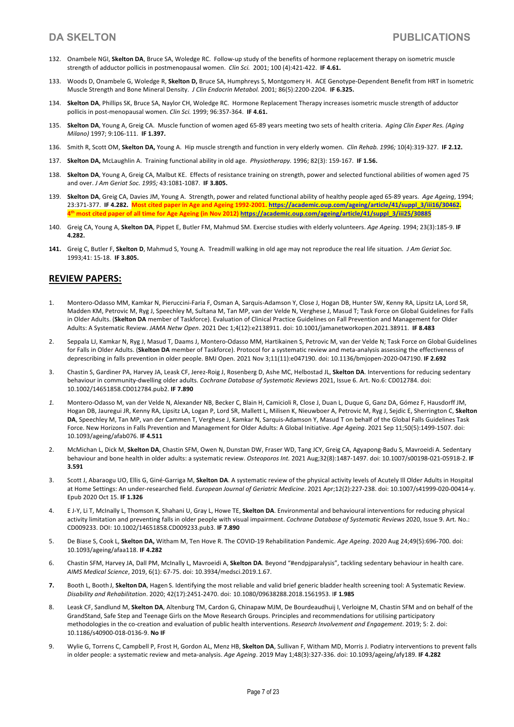132. Onambele NGI, **Skelton DA**, Bruce SA, Woledge RC. Follow-up study of the benefits of hormone replacement therapy on isometric muscle strength of adductor pollicis in postmenopausal women. *Clin Sci.* 2001; 100 (4):421-422. **IF 4.61.**

133. Woods D, Onambele G, Woledge R, **Skelton D,** Bruce SA, Humphreys S, Montgomery H. ACE Genotype-Dependent Benefit from HRT in Isometric Muscle Strength and Bone Mineral Density. *J Clin Endocrin Metabol.* 2001; 86(5):2200-2204. **IF 6.325.**

134. **Skelton DA**, Phillips SK, Bruce SA, Naylor CH, Woledge RC. Hormone Replacement Therapy increases isometric muscle strength of adductor pollicis in post-menopausal women. *Clin Sci.* 1999; 96:357-364. **IF 4.61.**

135. **Skelton DA**, Young A, Greig CA. Muscle function of women aged 65-89 years meeting two sets of health criteria. *Aging Clin Exper Res. (Aging Milano)* 1997; 9:106-111. **IF 1.397.**

136. Smith R, Scott OM, **Skelton DA,** Young A. Hip muscle strength and function in very elderly women. *Clin Rehab. 1996;* 10(4):319-327. **IF 2.12.**

137. **Skelton DA,** McLaughlin A. Training functional ability in old age. *Physiotherapy.* 1996; 82(3): 159-167. **IF 1.56.**

138. **Skelton DA**, Young A, Greig CA, Malbut KE. Effects of resistance training on strength, power and selected functional abilities of women aged 75 and over. *J Am Geriat Soc. 1995;* 43:1081-1087. **IF 3.805.**

139. **Skelton DA**, Greig CA, Davies JM, Young A. Strength, power and related functional ability of healthy people aged 65-89 years. *Age Ageing*, 1994; 23:371-377. **IF 4.282. Most cited paper in Age and Ageing 1992-2001. https://academic.oup.com/ageing/article/41/suppl_3/iii16/30462. 4th most cited paper of all time for Age Ageing (in Nov 2012) https://academic.oup.com/ageing/article/41/suppl_3/iii25/30885**

140. Greig CA, Young A, **Skelton DA**, Pippet E, Butler FM, Mahmud SM. Exercise studies with elderly volunteers. *Age Ageing*. 1994; 23(3):185-9. **IF 4.282.**

**141.** Greig C, Butler F, **Skelton D**, Mahmud S, Young A. Treadmill walking in old age may not reproduce the real life situation. *J Am Geriat Soc.* 1993;41: 15-18. **IF 3.805.**

## REVIEW PAPERS:

1. Montero-Odasso MM, Kamkar N, Pieruccini-Faria F, Osman A, Sarquis-Adamson Y, Close J, Hogan DB, Hunter SW, Kenny RA, Lipsitz LA, Lord SR, Madden KM, Petrovic M, Ryg J, Speechley M, Sultana M, Tan MP, van der Velde N, Verghese J, Masud T; Task Force on Global Guidelines for Falls in Older Adults. (**Skelton DA** member of Taskforce). Evaluation of Clinical Practice Guidelines on Fall Prevention and Management for Older Adults: A Systematic Review. *JAMA Netw Open*. 2021 Dec 1;4(12):e2138911. doi: 10.1001/jamanetworkopen.2021.38911. **IF 8.483**

2. Seppala LJ, Kamkar N, Ryg J, Masud T, Daams J, Montero-Odasso MM, Hartikainen S, Petrovic M, van der Velde N; Task Force on Global Guidelines for Falls in Older Adults. (**Skelton DA** member of Taskforce). Protocol for a systematic review and meta-analysis assessing the effectiveness of deprescribing in falls prevention in older people. BMJ Open. 2021 Nov 3;11(11):e047190. doi: 10.1136/bmjopen-2020-047190. **IF 2.692**

3. Chastin S, Gardiner PA, Harvey JA, Leask CF, Jerez-Roig J, Rosenberg D, Ashe MC, Helbostad JL, **Skelton DA**. Interventions for reducing sedentary behaviour in community-dwelling older adults. *Cochrane Database of Systematic Reviews* 2021, Issue 6. Art. No.6: CD012784. doi: 10.1002/14651858.CD012784.pub2. **IF 7.890**

*1.* Montero-Odasso M, van der Velde N, Alexander NB, Becker C, Blain H, Camicioli R, Close J, Duan L, Duque G, Ganz DA, Gómez F, Hausdorff JM, Hogan DB, Jauregui JR, Kenny RA, Lipsitz LA, Logan P, Lord SR, Mallett L, Milisen K, Nieuwboer A, Petrovic M, Ryg J, Sejdic E, Sherrington C, **Skelton DA**, Speechley M, Tan MP, van der Cammen T, Verghese J, Kamkar N, Sarquis-Adamson Y, Masud T on behalf of the Global Falls Guidelines Task Force. New Horizons in Falls Prevention and Management for Older Adults: A Global Initiative. *Age Ageing*. 2021 Sep 11;50(5):1499-1507. doi: 10.1093/ageing/afab076. **IF 4.511**

2. McMichan L, Dick M, **Skelton DA**, Chastin SFM, Owen N, Dunstan DW, Fraser WD, Tang JCY, Greig CA, Agyapong-Badu S, Mavroeidi A. Sedentary behaviour and bone health in older adults: a systematic review. *Osteoporos Int.* 2021 Aug;32(8):1487-1497. doi: 10.1007/s00198-021-05918-2. **IF 3.591**

3. Scott J, Abaraogu UO, Ellis G, Giné-Garriga M, **Skelton DA**. A systematic review of the physical activity levels of Acutely Ill Older Adults in Hospital at Home Settings: An under-researched field. *European Journal of Geriatric Medicine*. 2021 Apr;12(2):227-238. doi: 10.1007/s41999-020-00414-y. Epub 2020 Oct 15. **IF 1.326**

4. E J-Y, Li T, McInally L, Thomson K, Shahani U, Gray L, Howe TE, **Skelton DA**. Environmental and behavioural interventions for reducing physical activity limitation and preventing falls in older people with visual impairment. *Cochrane Database of Systematic Reviews* 2020, Issue 9. Art. No.: CD009233. DOI: 10.1002/14651858.CD009233.pub3. **IF 7.890**

5. De Biase S, Cook L, **Skelton DA,** Witham M, Ten Hove R. The COVID-19 Rehabilitation Pandemic. *Age Ageing*. 2020 Aug 24;49(5):696-700. doi: 10.1093/ageing/afaa118. **IF 4.282**

6. Chastin SFM, Harvey JA, Dall PM, McInally L, Mavroeidi A, **Skelton DA**. Beyond "#endpjparalysis", tackling sedentary behaviour in health care. *AIMS Medical Science*, 2019, 6(1): 67-75. doi: 10.3934/medsci.2019.1.67.

**7.** Booth L, Booth J, **Skelton DA**, Hagen S. Identifying the most reliable and valid brief generic bladder health screening tool: A Systematic Review. *Disability and Rehabilitation*. 2020; 42(17):2451-2470. doi: 10.1080/09638288.2018.1561953. I**F 1.985**

8. Leask CF, Sandlund M, **Skelton DA**, Altenburg TM, Cardon G, Chinapaw MJM, De Bourdeaudhuij I, Verloigne M, Chastin SFM and on behalf of the GrandStand, Safe Step and Teenage Girls on the Move Research Groups. Principles and recommendations for utilising participatory methodologies in the co-creation and evaluation of public health interventions. *Research Involvement and Engagement*. 2019; 5: 2. doi: 10.1186/s40900-018-0136-9. **No IF**

9. Wylie G, Torrens C, Campbell P, Frost H, Gordon AL, Menz HB, **Skelton DA**, Sullivan F, Witham MD, Morris J. Podiatry interventions to prevent falls in older people: a systematic review and meta-analysis. *Age Ageing*. 2019 May 1;48(3):327-336. doi: 10.1093/ageing/afy189. **IF 4.282**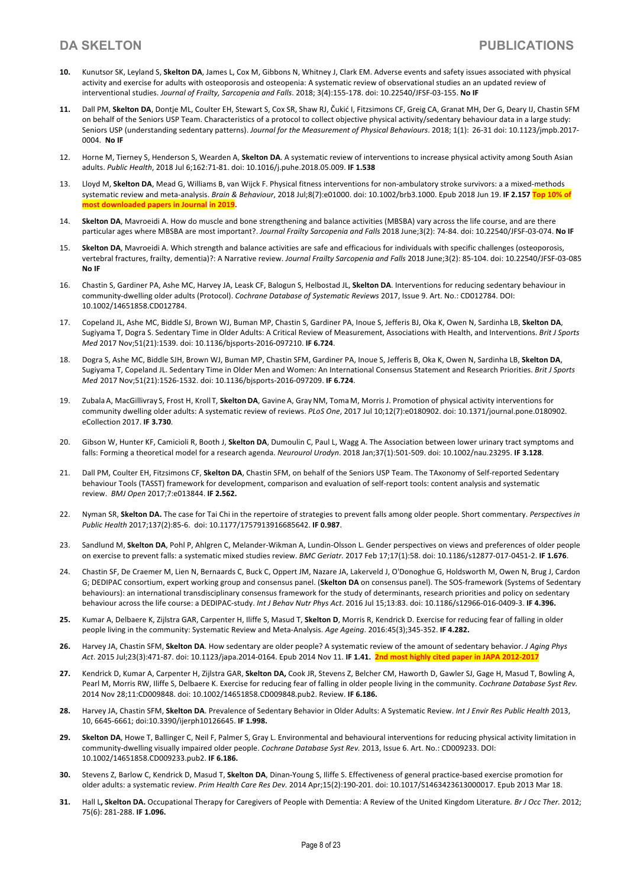**10.** Kunutsor SK, Leyland S, **Skelton DA**, James L, Cox M, Gibbons N, Whitney J, Clark EM. Adverse events and safety issues associated with physical activity and exercise for adults with osteoporosis and osteopenia: A systematic review of observational studies an an updated review of interventional studies. *Journal of Frailty, Sarcopenia and Falls*. 2018; 3(4):155-178. doi: 10.22540/JFSF-03-155. **No IF**

**11.** Dall PM, **Skelton DA**, Dontje ML, Coulter EH, Stewart S, Cox SR, Shaw RJ, Čukić I, Fitzsimons CF, Greig CA, Granat MH, Der G, Deary IJ, Chastin SFM on behalf of the Seniors USP Team. Characteristics of a protocol to collect objective physical activity/sedentary behaviour data in a large study: Seniors USP (understanding sedentary patterns). *Journal for the Measurement of Physical Behaviours*. 2018; 1(1): 26-31 doi: 10.1123/jmpb.2017-0004. **No IF**

12. Horne M, Tierney S, Henderson S, Wearden A, **Skelton DA**. A systematic review of interventions to increase physical activity among South Asian adults. *Public Health*, 2018 Jul 6;162:71-81. doi: 10.1016/j.puhe.2018.05.009. **IF 1.538**

13. Lloyd M, **Skelton DA**, Mead G, Williams B, van Wijck F. Physical fitness interventions for non-ambulatory stroke survivors: a a mixed-methods systematic review and meta-analysis. *Brain & Behaviour*, 2018 Jul;8(7):e01000. doi: 10.1002/brb3.1000. Epub 2018 Jun 19. **IF 2.157 Top 10% of most downloaded papers in Journal in 2019.**

14. **Skelton DA**, Mavroeidi A. How do muscle and bone strengthening and balance activities (MBSBA) vary across the life course, and are there particular ages where MBSBA are most important?. *Journal Frailty Sarcopenia and Falls* 2018 June;3(2): 74-84. doi: 10.22540/JFSF-03-074. **No IF**

15. **Skelton DA**, Mavroeidi A. Which strength and balance activities are safe and efficacious for individuals with specific challenges (osteoporosis, vertebral fractures, frailty, dementia)?: A Narrative review. *Journal Frailty Sarcopenia and Falls* 2018 June;3(2): 85-104. doi: 10.22540/JFSF-03-085 **No IF**

16. Chastin S, Gardiner PA, Ashe MC, Harvey JA, Leask CF, Balogun S, Helbostad JL, **Skelton DA**. Interventions for reducing sedentary behaviour in community-dwelling older adults (Protocol). *Cochrane Database of Systematic Reviews* 2017, Issue 9. Art. No.: CD012784. DOI: 10.1002/14651858.CD012784.

17. Copeland JL, Ashe MC, Biddle SJ, Brown WJ, Buman MP, Chastin S, Gardiner PA, Inoue S, Jefferis BJ, Oka K, Owen N, Sardinha LB, **Skelton DA**, Sugiyama T, Dogra S. Sedentary Time in Older Adults: A Critical Review of Measurement, Associations with Health, and Interventions. *Brit J Sports Med* 2017 Nov;51(21):1539. doi: 10.1136/bjsports-2016-097210. **IF 6.724**.

18. Dogra S, Ashe MC, Biddle SJH, Brown WJ, Buman MP, Chastin SFM, Gardiner PA, Inoue S, Jefferis B, Oka K, Owen N, Sardinha LB, **Skelton DA**, Sugiyama T, Copeland JL. Sedentary Time in Older Men and Women: An International Consensus Statement and Research Priorities. *Brit J Sports Med* 2017 Nov;51(21):1526-1532. doi: 10.1136/bjsports-2016-097209. **IF 6.724**.

19. Zubala A, MacGillivray S, Frost H, Kroll T, **Skelton DA**, Gavine A, Gray NM, Toma M, Morris J. Promotion of physical activity interventions for community dwelling older adults: A systematic review of reviews. *PLoS One*, 2017 Jul 10;12(7):e0180902. doi: 10.1371/journal.pone.0180902. eCollection 2017. **IF 3.730**.

20. Gibson W, Hunter KF, Camicioli R, Booth J, **Skelton DA**, Dumoulin C, Paul L, Wagg A. The Association between lower urinary tract symptoms and falls: Forming a theoretical model for a research agenda. *Neurourol Urodyn*. 2018 Jan;37(1):501-509. doi: 10.1002/nau.23295. **IF 3.128**.

21. Dall PM, Coulter EH, Fitzsimons CF, **Skelton DA**, Chastin SFM, on behalf of the Seniors USP Team. The TAxonomy of Self-reported Sedentary behaviour Tools (TASST) framework for development, comparison and evaluation of self-report tools: content analysis and systematic review. *BMJ Open* 2017;7:e013844. **IF 2.562.**

22. Nyman SR, **Skelton DA.** The case for Tai Chi in the repertoire of strategies to prevent falls among older people. Short commentary. *Perspectives in Public Health* 2017;137(2):85-6. doi: 10.1177/1757913916685642. **IF 0.987**.

23. Sandlund M, **Skelton DA**, Pohl P, Ahlgren C, Melander-Wikman A, Lundin-Olsson L. Gender perspectives on views and preferences of older people on exercise to prevent falls: a systematic mixed studies review. *BMC Geriatr.* 2017 Feb 17;17(1):58. doi: 10.1186/s12877-017-0451-2. **IF 1.676**.

24. Chastin SF, De Craemer M, Lien N, Bernaards C, Buck C, Oppert JM, Nazare JA, Lakerveld J, O'Donoghue G, Holdsworth M, Owen N, Brug J, Cardon G; DEDIPAC consortium, expert working group and consensus panel. (**Skelton DA** on consensus panel). The SOS-framework (Systems of Sedentary behaviours): an international transdisciplinary consensus framework for the study of determinants, research priorities and policy on sedentary behaviour across the life course: a DEDIPAC-study. *Int J Behav Nutr Phys Act*. 2016 Jul 15;13:83. doi: 10.1186/s12966-016-0409-3. **IF 4.396.**

**25.** Kumar A, Delbaere K, Zijlstra GAR, Carpenter H, Iliffe S, Masud T, **Skelton D**, Morris R, Kendrick D. Exercise for reducing fear of falling in older people living in the community: Systematic Review and Meta-Analysis. *Age Ageing*. 2016:45(3);345-352. **IF 4.282.**

**26.** Harvey JA, Chastin SFM, **Skelton DA**. How sedentary are older people? A systematic review of the amount of sedentary behavior. *J Aging Phys Act*. 2015 Jul;23(3):471-87. doi: 10.1123/japa.2014-0164. Epub 2014 Nov 11. **IF 1.41. 2nd most highly cited paper in JAPA 2012-2017**

**27.** Kendrick D, Kumar A, Carpenter H, Zijlstra GAR, **Skelton DA,** Cook JR, Stevens Z, Belcher CM, Haworth D, Gawler SJ, Gage H, Masud T, Bowling A, Pearl M, Morris RW, Iliffe S, Delbaere K. Exercise for reducing fear of falling in older people living in the community. *Cochrane Database Syst Rev.* 2014 Nov 28;11:CD009848. doi: 10.1002/14651858.CD009848.pub2. Review. **IF 6.186.**

**28.** Harvey JA, Chastin SFM, **Skelton DA**. Prevalence of Sedentary Behavior in Older Adults: A Systematic Review. *Int J Envir Res Public Health* 2013, 10, 6645-6661; doi:10.3390/ijerph10126645. **IF 1.998.**

**29.** **Skelton DA**, Howe T, Ballinger C, Neil F, Palmer S, Gray L. Environmental and behavioural interventions for reducing physical activity limitation in community-dwelling visually impaired older people. *Cochrane Database Syst Rev.* 2013, Issue 6. Art. No.: CD009233. DOI: 10.1002/14651858.CD009233.pub2. **IF 6.186.**

**30.** Stevens Z, Barlow C, Kendrick D, Masud T, **Skelton DA**, Dinan-Young S, Iliffe S. Effectiveness of general practice-based exercise promotion for older adults: a systematic review. *Prim Health Care Res Dev.* 2014 Apr;15(2):190-201. doi: 10.1017/S1463423613000017. Epub 2013 Mar 18.

**31.** Hall L**, Skelton DA.** Occupational Therapy for Caregivers of People with Dementia: A Review of the United Kingdom Literature. *Br J Occ Ther.* 2012; 75(6): 281-288. **IF 1.096.**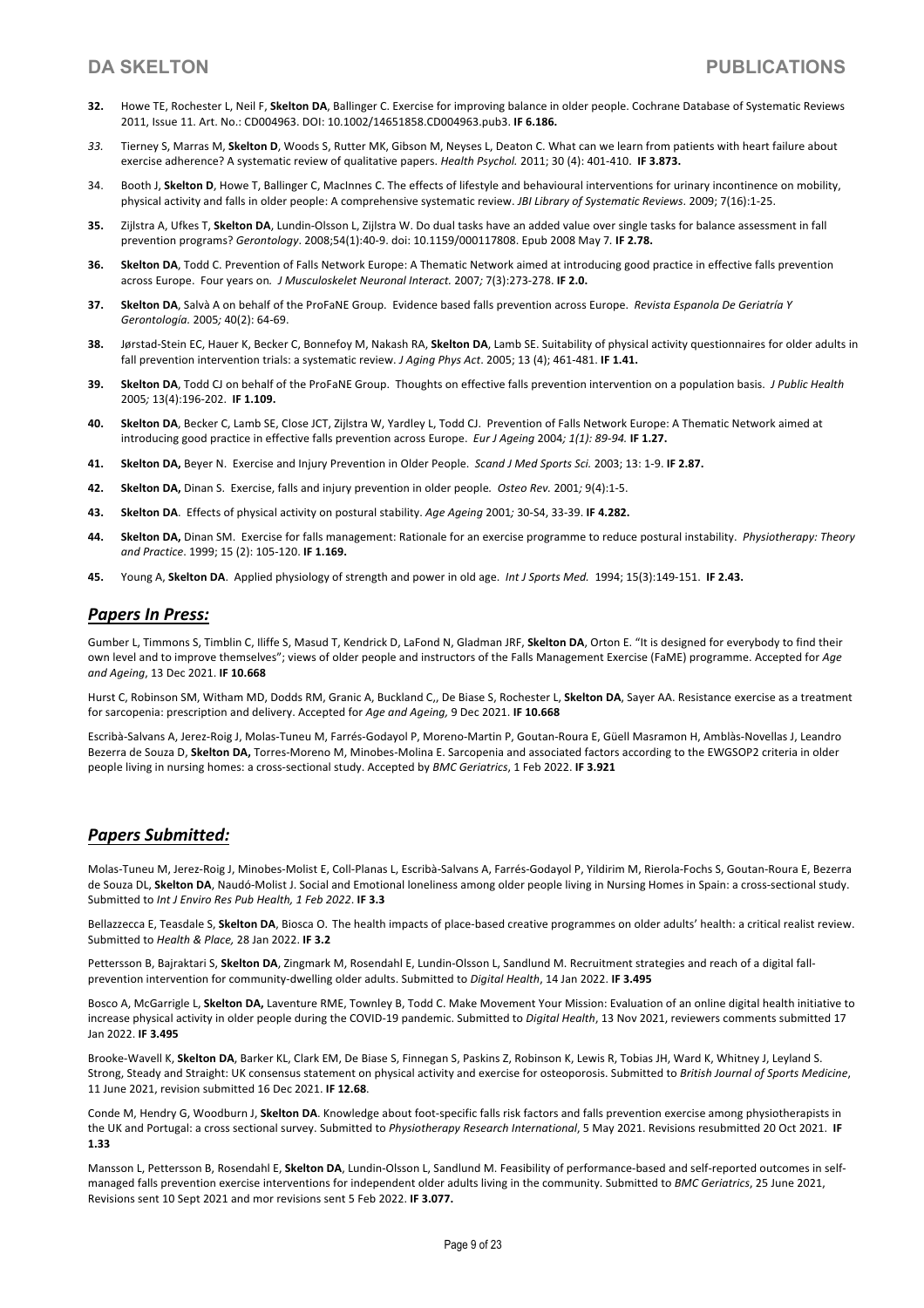**32.** Howe TE, Rochester L, Neil F, **Skelton DA**, Ballinger C. Exercise for improving balance in older people. Cochrane Database of Systematic Reviews 2011, Issue 11. Art. No.: CD004963. DOI: 10.1002/14651858.CD004963.pub3. **IF 6.186.**

*33.* Tierney S, Marras M, **Skelton D**, Woods S, Rutter MK, Gibson M, Neyses L, Deaton C. What can we learn from patients with heart failure about exercise adherence? A systematic review of qualitative papers. *Health Psychol.* 2011; 30 (4): 401-410. **IF 3.873.**

34. Booth J, **Skelton D**, Howe T, Ballinger C, MacInnes C. The effects of lifestyle and behavioural interventions for urinary incontinence on mobility, physical activity and falls in older people: A comprehensive systematic review. *JBI Library of Systematic Reviews*. 2009; 7(16):1-25.

**35.** Zijlstra A, Ufkes T, **Skelton DA**, Lundin-Olsson L, Zijlstra W. Do dual tasks have an added value over single tasks for balance assessment in fall prevention programs? *Gerontology*. 2008;54(1):40-9. doi: 10.1159/000117808. Epub 2008 May 7. **IF 2.78.**

**36.** **Skelton DA**, Todd C. Prevention of Falls Network Europe: A Thematic Network aimed at introducing good practice in effective falls prevention across Europe. Four years on*. J Musculoskelet Neuronal Interact.* 2007*;* 7(3):273-278. **IF 2.0.**

**37.** **Skelton DA**, Salvà A on behalf of the ProFaNE Group. Evidence based falls prevention across Europe. *Revista Espanola De Geriatría Y Gerontología.* 2005*;* 40(2): 64-69.

**38.** Jørstad-Stein EC, Hauer K, Becker C, Bonnefoy M, Nakash RA, **Skelton DA**, Lamb SE. Suitability of physical activity questionnaires for older adults in fall prevention intervention trials: a systematic review. *J Aging Phys Act*. 2005; 13 (4); 461-481. **IF 1.41.**

**39.** **Skelton DA**, Todd CJ on behalf of the ProFaNE Group. Thoughts on effective falls prevention intervention on a population basis. *J Public Health* 2005*;* 13(4):196-202. **IF 1.109.**

**40.** **Skelton DA**, Becker C, Lamb SE, Close JCT, Zijlstra W, Yardley L, Todd CJ. Prevention of Falls Network Europe: A Thematic Network aimed at introducing good practice in effective falls prevention across Europe. *Eur J Ageing* 2004*; 1(1): 89-94.* **IF 1.27.**

**41.** **Skelton DA,** Beyer N. Exercise and Injury Prevention in Older People. *Scand J Med Sports Sci.* 2003; 13: 1-9. **IF 2.87.**

**42.** **Skelton DA,** Dinan S. Exercise, falls and injury prevention in older people*. Osteo Rev.* 2001*;* 9(4):1-5.

**43.** **Skelton DA**. Effects of physical activity on postural stability. *Age Ageing* 2001*;* 30-S4, 33-39. **IF 4.282.**

**44.** **Skelton DA,** Dinan SM. Exercise for falls management: Rationale for an exercise programme to reduce postural instability. *Physiotherapy: Theory and Practice*. 1999; 15 (2): 105-120. **IF 1.169.**

**45.** Young A, **Skelton DA**. Applied physiology of strength and power in old age. *Int J Sports Med.* 1994; 15(3):149-151. **IF 2.43.**

## ***Papers In Press:***

Gumber L, Timmons S, Timblin C, Iliffe S, Masud T, Kendrick D, LaFond N, Gladman JRF, **Skelton DA**, Orton E. "It is designed for everybody to find their own level and to improve themselves"; views of older people and instructors of the Falls Management Exercise (FaME) programme. Accepted for *Age and Ageing*, 13 Dec 2021. **IF 10.668**

Hurst C, Robinson SM, Witham MD, Dodds RM, Granic A, Buckland C,, De Biase S, Rochester L, **Skelton DA**, Sayer AA. Resistance exercise as a treatment for sarcopenia: prescription and delivery. Accepted for *Age and Ageing,* 9 Dec 2021. **IF 10.668**

Escribà-Salvans A, Jerez-Roig J, Molas-Tuneu M, Farrés-Godayol P, Moreno-Martin P, Goutan-Roura E, Güell Masramon H, Amblàs-Novellas J, Leandro Bezerra de Souza D, **Skelton DA,** Torres-Moreno M, Minobes-Molina E. Sarcopenia and associated factors according to the EWGSOP2 criteria in older people living in nursing homes: a cross-sectional study. Accepted by *BMC Geriatrics*, 1 Feb 2022. **IF 3.921**

## ***Papers Submitted:***

Molas-Tuneu M, Jerez-Roig J, Minobes-Molist E, Coll-Planas L, Escribà-Salvans A, Farrés-Godayol P, Yildirim M, Rierola-Fochs S, Goutan-Roura E, Bezerra de Souza DL, **Skelton DA**, Naudó-Molist J. Social and Emotional loneliness among older people living in Nursing Homes in Spain: a cross-sectional study. Submitted to *Int J Enviro Res Pub Health, 1 Feb 2022*. **IF 3.3**

Bellazzecca E, Teasdale S, **Skelton DA**, Biosca O. The health impacts of place-based creative programmes on older adults' health: a critical realist review. Submitted to *Health & Place,* 28 Jan 2022. **IF 3.2**

Pettersson B, Bajraktari S, **Skelton DA**, Zingmark M, Rosendahl E, Lundin-Olsson L, Sandlund M. Recruitment strategies and reach of a digital fall-prevention intervention for community-dwelling older adults. Submitted to *Digital Health*, 14 Jan 2022. **IF 3.495**

Bosco A, McGarrigle L, **Skelton DA,** Laventure RME, Townley B, Todd C. Make Movement Your Mission: Evaluation of an online digital health initiative to increase physical activity in older people during the COVID-19 pandemic. Submitted to *Digital Health*, 13 Nov 2021, reviewers comments submitted 17 Jan 2022. **IF 3.495**

Brooke-Wavell K, **Skelton DA**, Barker KL, Clark EM, De Biase S, Finnegan S, Paskins Z, Robinson K, Lewis R, Tobias JH, Ward K, Whitney J, Leyland S. Strong, Steady and Straight: UK consensus statement on physical activity and exercise for osteoporosis. Submitted to *British Journal of Sports Medicine*, 11 June 2021, revision submitted 16 Dec 2021. **IF 12.68**.

Conde M, Hendry G, Woodburn J, **Skelton DA**. Knowledge about foot-specific falls risk factors and falls prevention exercise among physiotherapists in the UK and Portugal: a cross sectional survey. Submitted to *Physiotherapy Research International*, 5 May 2021. Revisions resubmitted 20 Oct 2021. **IF 1.33**

Mansson L, Pettersson B, Rosendahl E, **Skelton DA**, Lundin-Olsson L, Sandlund M. Feasibility of performance-based and self-reported outcomes in self-managed falls prevention exercise interventions for independent older adults living in the community. Submitted to *BMC Geriatrics*, 25 June 2021, Revisions sent 10 Sept 2021 and mor revisions sent 5 Feb 2022. **IF 3.077.**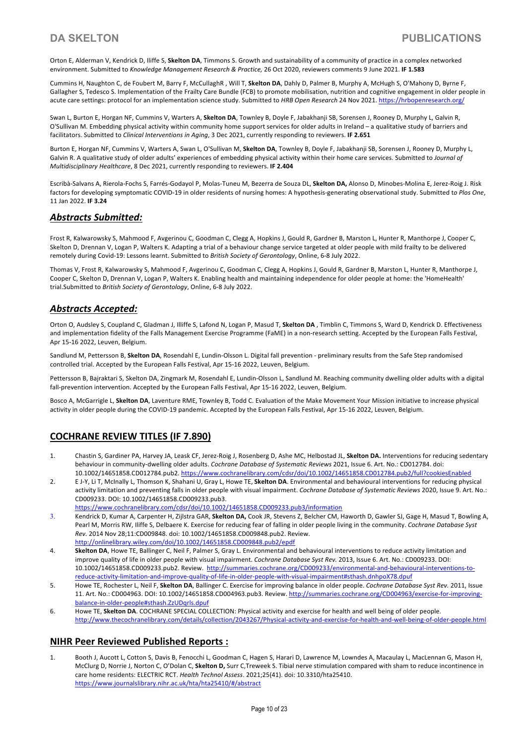Orton E, Alderman V, Kendrick D, Iliffe S, **Skelton DA**, Timmons S. Growth and sustainability of a community of practice in a complex networked environment. Submitted to *Knowledge Management Research & Practice,* 26 Oct 2020, reviewers comments 9 June 2021. **IF 1.583**

Cummins H, Naughton C, de Foubert M, Barry F, McCullaghR , Will T, **Skelton DA**, Dahly D, Palmer B, Murphy A, McHugh S, O'Mahony D, Byrne F, Gallagher S, Tedesco S. Implementation of the Frailty Care Bundle (FCB) to promote mobilisation, nutrition and cognitive engagement in older people in acute care settings: protocol for an implementation science study. Submitted to *HRB Open Research* 24 Nov 2021. https://hrbopenresearch.org/

Swan L, Burton E, Horgan NF, Cummins V, Warters A, **Skelton DA**, Townley B, Doyle F, Jabakhanji SB, Sorensen J, Rooney D, Murphy L, Galvin R, O'Sullivan M. Embedding physical activity within community home support services for older adults in Ireland – a qualitative study of barriers and facilitators. Submitted to *Clinical Interventions in Aging*, 3 Dec 2021, currently responding to reviewers. **IF 2.651**

Burton E, Horgan NF, Cummins V, Warters A, Swan L, O'Sullivan M, **Skelton DA**, Townley B, Doyle F, Jabakhanji SB, Sorensen J, Rooney D, Murphy L, Galvin R. A qualitative study of older adults' experiences of embedding physical activity within their home care services. Submitted to *Journal of Multidisciplinary Healthcare*, 8 Dec 2021, currently responding to reviewers. **IF 2.404**

Escribà-Salvans A, Rierola-Fochs S, Farrés-Godayol P, Molas-Tuneu M, Bezerra de Souza DL, **Skelton DA,** Alonso D, Minobes-Molina E, Jerez-Roig J. Risk factors for developing symptomatic COVID-19 in older residents of nursing homes: A hypothesis-generating observational study. Submitted t*o Plos One*, 11 Jan 2022. **IF 3.24**

## *Abstracts Submitted:*

Frost R, Kalwarowsky S, Mahmood F, Avgerinou C, Goodman C, Clegg A, Hopkins J, Gould R, Gardner B, Marston L, Hunter R, Manthorpe J, Cooper C, Skelton D, Drennan V, Logan P, Walters K. Adapting a trial of a behaviour change service targeted at older people with mild frailty to be delivered remotely during Covid-19: Lessons learnt. Submitted to *British Society of Gerontology*, Online, 6-8 July 2022.

Thomas V, Frost R, Kalwarowsky S, Mahmood F, Avgerinou C, Goodman C, Clegg A, Hopkins J, Gould R, Gardner B, Marston L, Hunter R, Manthorpe J, Cooper C, Skelton D, Drennan V, Logan P, Walters K. Enabling health and maintaining independence for older people at home: the 'HomeHealth' trial.Submitted to *British Society of Gerontology*, Online, 6-8 July 2022.

## *Abstracts Accepted:*

Orton O, Audsley S, Coupland C, Gladman J, Illiffe S, Lafond N, Logan P, Masud T, **Skelton DA** , Timblin C, Timmons S, Ward D, Kendrick D. Effectiveness and implementation fidelity of the Falls Management Exercise Programme (FaME) in a non-research setting. Accepted by the European Falls Festival, Apr 15-16 2022, Leuven, Belgium.

Sandlund M, Pettersson B, **Skelton DA**, Rosendahl E, Lundin-Olsson L. Digital fall prevention - preliminary results from the Safe Step randomised controlled trial. Accepted by the European Falls Festival, Apr 15-16 2022, Leuven, Belgium.

Pettersson B, Bajraktari S, Skelton DA, Zingmark M, Rosendahl E, Lundin-Olsson L, Sandlund M. Reaching community dwelling older adults with a digital fall-prevention intervention. Accepted by the European Falls Festival, Apr 15-16 2022, Leuven, Belgium.

Bosco A, McGarrigle L, **Skelton DA**, Laventure RME, Townley B, Todd C. Evaluation of the Make Movement Your Mission initiative to increase physical activity in older people during the COVID-19 pandemic. Accepted by the European Falls Festival, Apr 15-16 2022, Leuven, Belgium.

## COCHRANE REVIEW TITLES (IF 7.890)

1. Chastin S, Gardiner PA, Harvey JA, Leask CF, Jerez-Roig J, Rosenberg D, Ashe MC, Helbostad JL, **Skelton DA.** Interventions for reducing sedentary behaviour in community-dwelling older adults. *Cochrane Database of Systematic Reviews* 2021, Issue 6. Art. No.: CD012784. doi: 10.1002/14651858.CD012784.pub2. https://www.cochranelibrary.com/cdsr/doi/10.1002/14651858.CD012784.pub2/full?cookiesEnabled
2. E J-Y, Li T, McInally L, Thomson K, Shahani U, Gray L, Howe TE, **Skelton DA**. Environmental and behavioural interventions for reducing physical activity limitation and preventing falls in older people with visual impairment. *Cochrane Database of Systematic Reviews* 2020, Issue 9. Art. No.: CD009233. DOI: 10.1002/14651858.CD009233.pub3. https://www.cochranelibrary.com/cdsr/doi/10.1002/14651858.CD009233.pub3/information
3. Kendrick D, Kumar A, Carpenter H, Zijlstra GAR, **Skelton DA,** Cook JR, Stevens Z, Belcher CM, Haworth D, Gawler SJ, Gage H, Masud T, Bowling A, Pearl M, Morris RW, Iliffe S, Delbaere K. Exercise for reducing fear of falling in older people living in the community. *Cochrane Database Syst Rev.* 2014 Nov 28;11:CD009848. doi: 10.1002/14651858.CD009848.pub2. Review. http://onlinelibrary.wiley.com/doi/10.1002/14651858.CD009848.pub2/epdf
4. **Skelton DA**, Howe TE, Ballinger C, Neil F, Palmer S, Gray L. Environmental and behavioural interventions to reduce activity limitation and improve quality of life in older people with visual impairment. *Cochrane Database Syst Rev.* 2013, Issue 6. Art. No.: CD009233. DOI: 10.1002/14651858.CD009233.pub2. Review. http://summaries.cochrane.org/CD009233/environmental-and-behavioural-interventions-to-reduce-activity-limitation-and-improve-quality-of-life-in-older-people-with-visual-impairment#sthash.dnhpoX78.dpuf
5. Howe TE, Rochester L, Neil F, **Skelton DA**, Ballinger C. Exercise for improving balance in older people. *Cochrane Database Syst Rev.* 2011, Issue 11. Art. No.: CD004963. DOI: 10.1002/14651858.CD004963.pub3. Review. http://summaries.cochrane.org/CD004963/exercise-for-improving-balance-in-older-people#sthash.ZzUDqrls.dpuf
6. Howe TE, **Skelton DA**. COCHRANE SPECIAL COLLECTION: Physical activity and exercise for health and well being of older people. http://www.thecochranelibrary.com/details/collection/2043267/Physical-activity-and-exercise-for-health-and-well-being-of-older-people.html

## NIHR Peer Reviewed Published Reports :

1. Booth J, Aucott L, Cotton S, Davis B, Fenocchi L, Goodman C, Hagen S, Harari D, Lawrence M, Lowndes A, Macaulay L, MacLennan G, Mason H, McClurg D, Norrie J, Norton C, O'Dolan C, **Skelton D,** Surr C,Treweek S. Tibial nerve stimulation compared with sham to reduce incontinence in care home residents: ELECTRIC RCT. *Health Technol Assess*. 2021;25(41). doi: 10.3310/hta25410. https://www.journalslibrary.nihr.ac.uk/hta/hta25410/#/abstract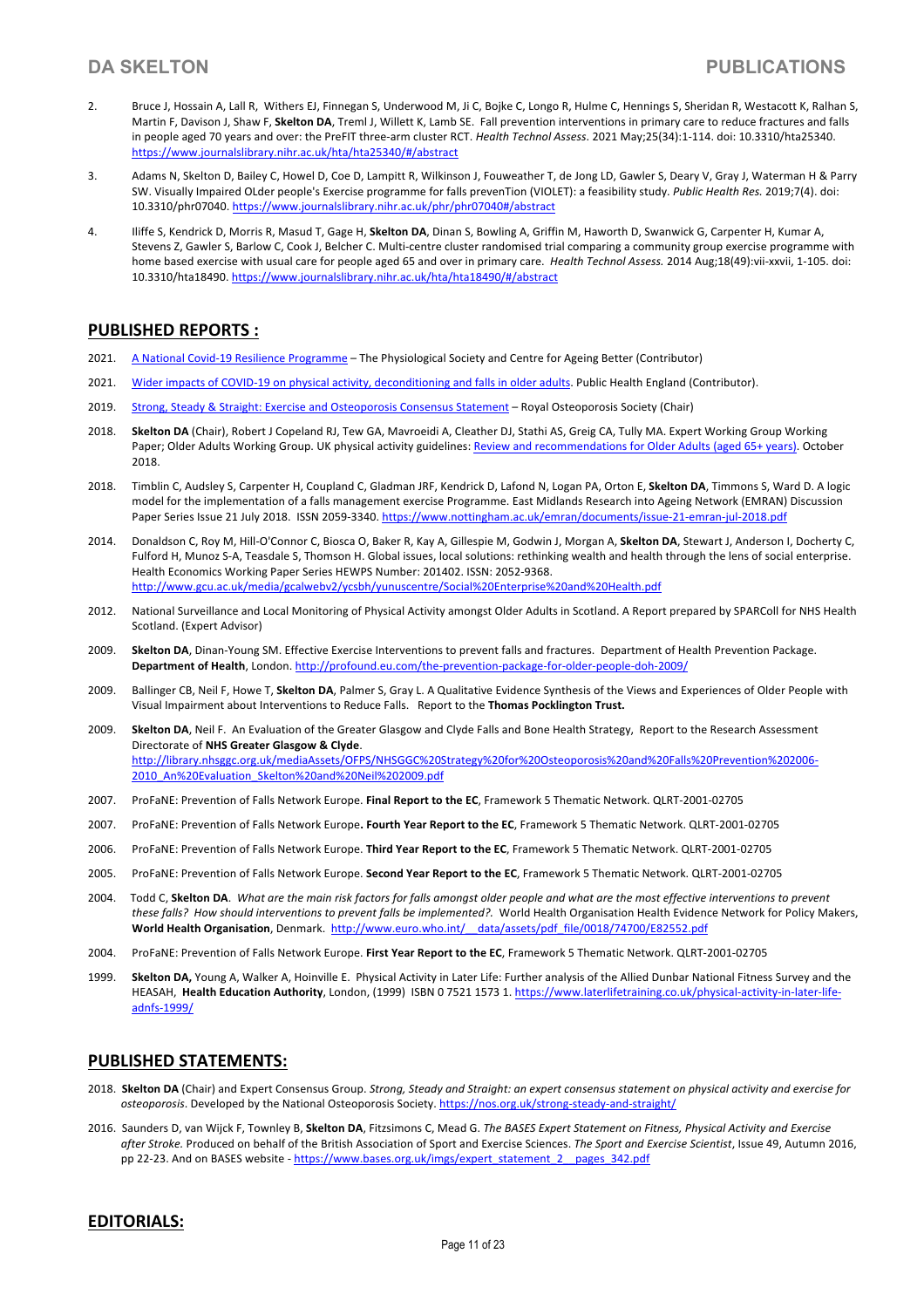2. Bruce J, Hossain A, Lall R, Withers EJ, Finnegan S, Underwood M, Ji C, Bojke C, Longo R, Hulme C, Hennings S, Sheridan R, Westacott K, Ralhan S, Martin F, Davison J, Shaw F, **Skelton DA**, Treml J, Willett K, Lamb SE. Fall prevention interventions in primary care to reduce fractures and falls in people aged 70 years and over: the PreFIT three-arm cluster RCT. *Health Technol Assess*. 2021 May;25(34):1-114. doi: 10.3310/hta25340. https://www.journalslibrary.nihr.ac.uk/hta/hta25340/#/abstract

3. Adams N, Skelton D, Bailey C, Howel D, Coe D, Lampitt R, Wilkinson J, Fouweather T, de Jong LD, Gawler S, Deary V, Gray J, Waterman H & Parry SW. Visually Impaired OLder people's Exercise programme for falls prevenTion (VIOLET): a feasibility study. *Public Health Res.* 2019;7(4). doi: 10.3310/phr07040. https://www.journalslibrary.nihr.ac.uk/phr/phr07040#/abstract

4. Iliffe S, Kendrick D, Morris R, Masud T, Gage H, **Skelton DA**, Dinan S, Bowling A, Griffin M, Haworth D, Swanwick G, Carpenter H, Kumar A, Stevens Z, Gawler S, Barlow C, Cook J, Belcher C. Multi-centre cluster randomised trial comparing a community group exercise programme with home based exercise with usual care for people aged 65 and over in primary care. *Health Technol Assess.* 2014 Aug;18(49):vii-xxvii, 1-105. doi: 10.3310/hta18490. https://www.journalslibrary.nihr.ac.uk/hta/hta18490/#/abstract

## PUBLISHED REPORTS :

2021. A National Covid-19 Resilience Programme – The Physiological Society and Centre for Ageing Better (Contributor)

2021. Wider impacts of COVID-19 on physical activity, deconditioning and falls in older adults. Public Health England (Contributor).

2019. Strong, Steady & Straight: Exercise and Osteoporosis Consensus Statement – Royal Osteoporosis Society (Chair)

2018. **Skelton DA** (Chair), Robert J Copeland RJ, Tew GA, Mavroeidi A, Cleather DJ, Stathi AS, Greig CA, Tully MA. Expert Working Group Working Paper; Older Adults Working Group. UK physical activity guidelines: Review and recommendations for Older Adults (aged 65+ years). October 2018.

2018. Timblin C, Audsley S, Carpenter H, Coupland C, Gladman JRF, Kendrick D, Lafond N, Logan PA, Orton E, **Skelton DA**, Timmons S, Ward D. A logic model for the implementation of a falls management exercise Programme. East Midlands Research into Ageing Network (EMRAN) Discussion Paper Series Issue 21 July 2018. ISSN 2059-3340. https://www.nottingham.ac.uk/emran/documents/issue-21-emran-jul-2018.pdf

2014. Donaldson C, Roy M, Hill-O'Connor C, Biosca O, Baker R, Kay A, Gillespie M, Godwin J, Morgan A, **Skelton DA**, Stewart J, Anderson I, Docherty C, Fulford H, Munoz S-A, Teasdale S, Thomson H. Global issues, local solutions: rethinking wealth and health through the lens of social enterprise. Health Economics Working Paper Series HEWPS Number: 201402. ISSN: 2052-9368. http://www.gcu.ac.uk/media/gcalwebv2/ycsbh/yunuscentre/Social%20Enterprise%20and%20Health.pdf

2012. National Surveillance and Local Monitoring of Physical Activity amongst Older Adults in Scotland. A Report prepared by SPARColl for NHS Health Scotland. (Expert Advisor)

2009. **Skelton DA**, Dinan-Young SM. Effective Exercise Interventions to prevent falls and fractures. Department of Health Prevention Package. **Department of Health**, London. http://profound.eu.com/the-prevention-package-for-older-people-doh-2009/

2009. Ballinger CB, Neil F, Howe T, **Skelton DA**, Palmer S, Gray L. A Qualitative Evidence Synthesis of the Views and Experiences of Older People with Visual Impairment about Interventions to Reduce Falls. Report to the **Thomas Pocklington Trust.**

2009. **Skelton DA**, Neil F. An Evaluation of the Greater Glasgow and Clyde Falls and Bone Health Strategy, Report to the Research Assessment Directorate of **NHS Greater Glasgow & Clyde**. http://library.nhsggc.org.uk/mediaAssets/OFPS/NHSGGC%20Strategy%20for%20Osteoporosis%20and%20Falls%20Prevention%202006-2010_An%20Evaluation_Skelton%20and%20Neil%202009.pdf

2007. ProFaNE: Prevention of Falls Network Europe. **Final Report to the EC**, Framework 5 Thematic Network. QLRT-2001-02705

2007. ProFaNE: Prevention of Falls Network Europe**. Fourth Year Report to the EC**, Framework 5 Thematic Network. QLRT-2001-02705

2006. ProFaNE: Prevention of Falls Network Europe. **Third Year Report to the EC**, Framework 5 Thematic Network. QLRT-2001-02705

2005. ProFaNE: Prevention of Falls Network Europe. **Second Year Report to the EC**, Framework 5 Thematic Network. QLRT-2001-02705

2004. Todd C, **Skelton DA**. *What are the main risk factors for falls amongst older people and what are the most effective interventions to prevent these falls? How should interventions to prevent falls be implemented?.* World Health Organisation Health Evidence Network for Policy Makers, **World Health Organisation**, Denmark. http://www.euro.who.int/__data/assets/pdf_file/0018/74700/E82552.pdf

2004. ProFaNE: Prevention of Falls Network Europe. **First Year Report to the EC**, Framework 5 Thematic Network. QLRT-2001-02705

1999. **Skelton DA,** Young A, Walker A, Hoinville E. Physical Activity in Later Life: Further analysis of the Allied Dunbar National Fitness Survey and the HEASAH, **Health Education Authority**, London, (1999) ISBN 0 7521 1573 1. https://www.laterlifetraining.co.uk/physical-activity-in-later-life-adnfs-1999/

## PUBLISHED STATEMENTS:

2018. **Skelton DA** (Chair) and Expert Consensus Group. *Strong, Steady and Straight: an expert consensus statement on physical activity and exercise for osteoporosis*. Developed by the National Osteoporosis Society. https://nos.org.uk/strong-steady-and-straight/

2016. Saunders D, van Wijck F, Townley B, **Skelton DA**, Fitzsimons C, Mead G. *The BASES Expert Statement on Fitness, Physical Activity and Exercise after Stroke.* Produced on behalf of the British Association of Sport and Exercise Sciences. *The Sport and Exercise Scientist*, Issue 49, Autumn 2016, pp 22-23. And on BASES website - https://www.bases.org.uk/imgs/expert_statement_2__pages_342.pdf

## EDITORIALS: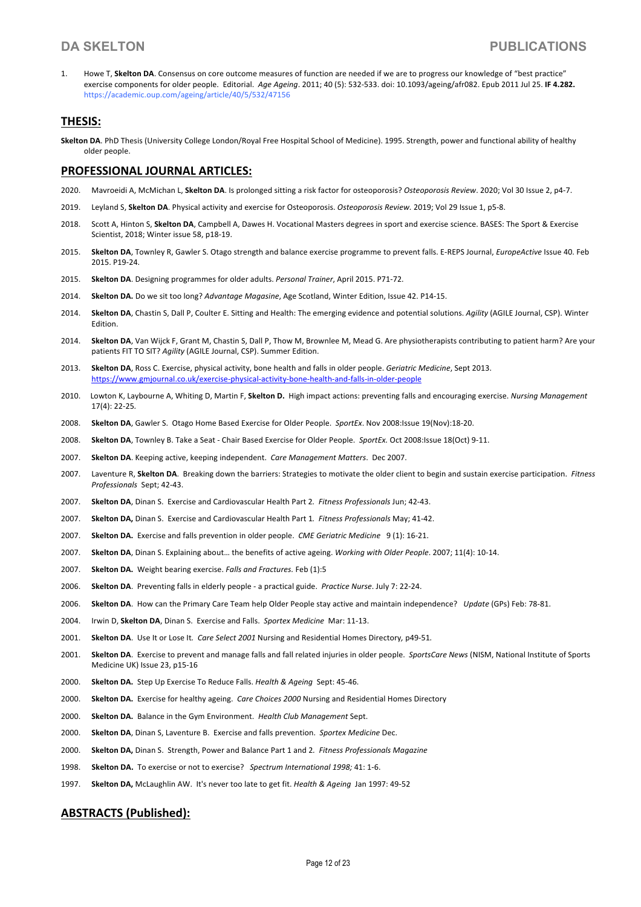1. Howe T, **Skelton DA**. Consensus on core outcome measures of function are needed if we are to progress our knowledge of "best practice" exercise components for older people. Editorial. *Age Ageing*. 2011; 40 (5): 532-533. doi: 10.1093/ageing/afr082. Epub 2011 Jul 25. **IF 4.282.** https://academic.oup.com/ageing/article/40/5/532/47156

## THESIS:

**Skelton DA**. PhD Thesis (University College London/Royal Free Hospital School of Medicine). 1995. Strength, power and functional ability of healthy older people.

## PROFESSIONAL JOURNAL ARTICLES:

2020. Mavroeidi A, McMichan L, **Skelton DA**. Is prolonged sitting a risk factor for osteoporosis? *Osteoporosis Review*. 2020; Vol 30 Issue 2, p4-7.

2019. Leyland S, **Skelton DA**. Physical activity and exercise for Osteoporosis. *Osteoporosis Review.* 2019; Vol 29 Issue 1, p5-8.

2018. Scott A, Hinton S, **Skelton DA**, Campbell A, Dawes H. Vocational Masters degrees in sport and exercise science. BASES: The Sport & Exercise Scientist, 2018; Winter issue 58, p18-19.

2015. **Skelton DA**, Townley R, Gawler S. Otago strength and balance exercise programme to prevent falls. E-REPS Journal, *EuropeActive* Issue 40. Feb 2015. P19-24.

2015. **Skelton DA**. Designing programmes for older adults. *Personal Trainer*, April 2015. P71-72.

2014. **Skelton DA.** Do we sit too long? *Advantage Magasine*, Age Scotland, Winter Edition, Issue 42. P14-15.

2014. **Skelton DA**, Chastin S, Dall P, Coulter E. Sitting and Health: The emerging evidence and potential solutions. *Agility* (AGILE Journal, CSP). Winter Edition.

2014. **Skelton DA**, Van Wijck F, Grant M, Chastin S, Dall P, Thow M, Brownlee M, Mead G. Are physiotherapists contributing to patient harm? Are your patients FIT TO SIT? *Agility* (AGILE Journal, CSP). Summer Edition.

2013. **Skelton DA**, Ross C. Exercise, physical activity, bone health and falls in older people. *Geriatric Medicine*, Sept 2013. https://www.gmjournal.co.uk/exercise-physical-activity-bone-health-and-falls-in-older-people

2010. Lowton K, Laybourne A, Whiting D, Martin F, **Skelton D.** High impact actions: preventing falls and encouraging exercise. *Nursing Management* 17(4): 22-25.

2008. **Skelton DA**, Gawler S. Otago Home Based Exercise for Older People. *SportEx*. Nov 2008:Issue 19(Nov):18-20.

2008. **Skelton DA**, Townley B. Take a Seat - Chair Based Exercise for Older People. *SportEx.* Oct 2008:Issue 18(Oct) 9-11.

2007. **Skelton DA**. Keeping active, keeping independent. *Care Management Matters*. Dec 2007.

2007. Laventure R, **Skelton DA**. Breaking down the barriers: Strategies to motivate the older client to begin and sustain exercise participation. *Fitness Professionals* Sept; 42-43.

2007. **Skelton DA**, Dinan S. Exercise and Cardiovascular Health Part 2. *Fitness Professionals* Jun; 42-43.

2007. **Skelton DA,** Dinan S. Exercise and Cardiovascular Health Part 1. *Fitness Professionals* May; 41-42.

2007. **Skelton DA.** Exercise and falls prevention in older people. *CME Geriatric Medicine* 9 (1): 16-21.

2007. **Skelton DA**, Dinan S. Explaining about… the benefits of active ageing. *Working with Older People*. 2007; 11(4): 10-14.

2007. **Skelton DA.** Weight bearing exercise. *Falls and Fractures*. Feb (1):5

2006. **Skelton DA**. Preventing falls in elderly people - a practical guide. *Practice Nurse*. July 7: 22-24.

2006. **Skelton DA**. How can the Primary Care Team help Older People stay active and maintain independence? *Update* (GPs) Feb: 78-81.

2004. Irwin D, **Skelton DA**, Dinan S. Exercise and Falls. *Sportex Medicine* Mar: 11-13.

2001. **Skelton DA**. Use It or Lose It. *Care Select 2001* Nursing and Residential Homes Directory, p49-51.

2001. **Skelton DA**. Exercise to prevent and manage falls and fall related injuries in older people. *SportsCare News* (NISM, National Institute of Sports Medicine UK) Issue 23, p15-16

2000. **Skelton DA.** Step Up Exercise To Reduce Falls. *Health & Ageing* Sept: 45-46.

2000. **Skelton DA.** Exercise for healthy ageing. *Care Choices 2000* Nursing and Residential Homes Directory

2000. **Skelton DA.** Balance in the Gym Environment. *Health Club Management* Sept.

2000. **Skelton DA**, Dinan S, Laventure B. Exercise and falls prevention. *Sportex Medicine* Dec.

2000. **Skelton DA,** Dinan S. Strength, Power and Balance Part 1 and 2. *Fitness Professionals Magazine*

1998. **Skelton DA.** To exercise or not to exercise? *Spectrum International 1998;* 41: 1-6.

1997. **Skelton DA,** McLaughlin AW. It's never too late to get fit. *Health & Ageing* Jan 1997: 49-52

## ABSTRACTS (Published):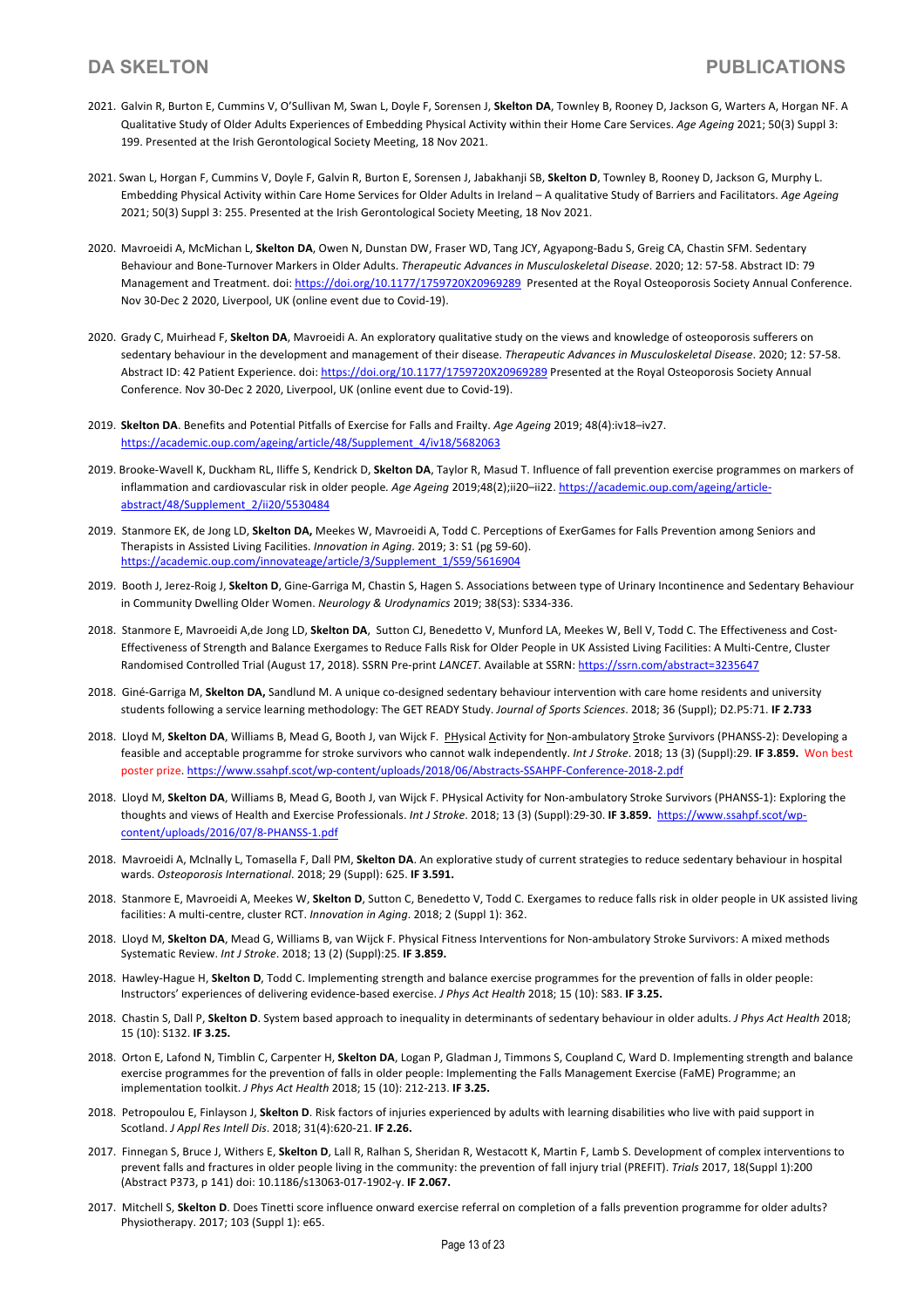2021. Galvin R, Burton E, Cummins V, O'Sullivan M, Swan L, Doyle F, Sorensen J, **Skelton DA**, Townley B, Rooney D, Jackson G, Warters A, Horgan NF. A Qualitative Study of Older Adults Experiences of Embedding Physical Activity within their Home Care Services. *Age Ageing* 2021; 50(3) Suppl 3: 199. Presented at the Irish Gerontological Society Meeting, 18 Nov 2021.

2021. Swan L, Horgan F, Cummins V, Doyle F, Galvin R, Burton E, Sorensen J, Jabakhanji SB, **Skelton D**, Townley B, Rooney D, Jackson G, Murphy L. Embedding Physical Activity within Care Home Services for Older Adults in Ireland – A qualitative Study of Barriers and Facilitators. *Age Ageing* 2021; 50(3) Suppl 3: 255. Presented at the Irish Gerontological Society Meeting, 18 Nov 2021.

2020. Mavroeidi A, McMichan L, **Skelton DA**, Owen N, Dunstan DW, Fraser WD, Tang JCY, Agyapong-Badu S, Greig CA, Chastin SFM. Sedentary Behaviour and Bone-Turnover Markers in Older Adults. *Therapeutic Advances in Musculoskeletal Disease*. 2020; 12: 57-58. Abstract ID: 79 Management and Treatment. doi: https://doi.org/10.1177/1759720X20969289 Presented at the Royal Osteoporosis Society Annual Conference. Nov 30-Dec 2 2020, Liverpool, UK (online event due to Covid-19).

2020. Grady C, Muirhead F, **Skelton DA**, Mavroeidi A. An exploratory qualitative study on the views and knowledge of osteoporosis sufferers on sedentary behaviour in the development and management of their disease. *Therapeutic Advances in Musculoskeletal Disease*. 2020; 12: 57-58. Abstract ID: 42 Patient Experience. doi: https://doi.org/10.1177/1759720X20969289 Presented at the Royal Osteoporosis Society Annual Conference. Nov 30-Dec 2 2020, Liverpool, UK (online event due to Covid-19).

2019. **Skelton DA**. Benefits and Potential Pitfalls of Exercise for Falls and Frailty. *Age Ageing* 2019; 48(4):iv18–iv27. https://academic.oup.com/ageing/article/48/Supplement_4/iv18/5682063

2019. Brooke-Wavell K, Duckham RL, Iliffe S, Kendrick D, **Skelton DA**, Taylor R, Masud T. Influence of fall prevention exercise programmes on markers of inflammation and cardiovascular risk in older people. *Age Ageing* 2019;48(2);ii20–ii22. https://academic.oup.com/ageing/article-abstract/48/Supplement_2/ii20/5530484

2019. Stanmore EK, de Jong LD, **Skelton DA,** Meekes W, Mavroeidi A, Todd C. Perceptions of ExerGames for Falls Prevention among Seniors and Therapists in Assisted Living Facilities. *Innovation in Aging*. 2019; 3: S1 (pg 59-60). https://academic.oup.com/innovateage/article/3/Supplement_1/S59/5616904

2019. Booth J, Jerez-Roig J, **Skelton D**, Gine-Garriga M, Chastin S, Hagen S. Associations between type of Urinary Incontinence and Sedentary Behaviour in Community Dwelling Older Women. *Neurology & Urodynamics* 2019; 38(S3): S334-336.

2018. Stanmore E, Mavroeidi A,de Jong LD, **Skelton DA**, Sutton CJ, Benedetto V, Munford LA, Meekes W, Bell V, Todd C. The Effectiveness and Cost-Effectiveness of Strength and Balance Exergames to Reduce Falls Risk for Older People in UK Assisted Living Facilities: A Multi-Centre, Cluster Randomised Controlled Trial (August 17, 2018). SSRN Pre-print *LANCET*. Available at SSRN: https://ssrn.com/abstract=3235647

2018. Giné-Garriga M, **Skelton DA,** Sandlund M. A unique co-designed sedentary behaviour intervention with care home residents and university students following a service learning methodology: The GET READY Study. *Journal of Sports Sciences*. 2018; 36 (Suppl); D2.P5:71. **IF 2.733**

2018. Lloyd M, **Skelton DA**, Williams B, Mead G, Booth J, van Wijck F. PHysical Activity for Non-ambulatory Stroke Survivors (PHANSS-2): Developing a feasible and acceptable programme for stroke survivors who cannot walk independently. *Int J Stroke*. 2018; 13 (3) (Suppl):29. **IF 3.859.** Won best poster prize. https://www.ssahpf.scot/wp-content/uploads/2018/06/Abstracts-SSAHPF-Conference-2018-2.pdf

2018. Lloyd M, **Skelton DA**, Williams B, Mead G, Booth J, van Wijck F. PHysical Activity for Non-ambulatory Stroke Survivors (PHANSS-1): Exploring the thoughts and views of Health and Exercise Professionals. *Int J Stroke*. 2018; 13 (3) (Suppl):29-30. **IF 3.859.** https://www.ssahpf.scot/wp-content/uploads/2016/07/8-PHANSS-1.pdf

2018. Mavroeidi A, McInally L, Tomasella F, Dall PM, **Skelton DA**. An explorative study of current strategies to reduce sedentary behaviour in hospital wards. *Osteoporosis International*. 2018; 29 (Suppl): 625. **IF 3.591.**

2018. Stanmore E, Mavroeidi A, Meekes W, **Skelton D**, Sutton C, Benedetto V, Todd C. Exergames to reduce falls risk in older people in UK assisted living facilities: A multi-centre, cluster RCT. *Innovation in Aging*. 2018; 2 (Suppl 1): 362.

2018. Lloyd M, **Skelton DA**, Mead G, Williams B, van Wijck F. Physical Fitness Interventions for Non-ambulatory Stroke Survivors: A mixed methods Systematic Review. *Int J Stroke*. 2018; 13 (2) (Suppl):25. **IF 3.859.**

2018. Hawley-Hague H, **Skelton D**, Todd C. Implementing strength and balance exercise programmes for the prevention of falls in older people: Instructors' experiences of delivering evidence-based exercise. *J Phys Act Health* 2018; 15 (10): S83. **IF 3.25.**

2018. Chastin S, Dall P, **Skelton D**. System based approach to inequality in determinants of sedentary behaviour in older adults. *J Phys Act Health* 2018; 15 (10): S132. **IF 3.25.**

2018. Orton E, Lafond N, Timblin C, Carpenter H, **Skelton DA**, Logan P, Gladman J, Timmons S, Coupland C, Ward D. Implementing strength and balance exercise programmes for the prevention of falls in older people: Implementing the Falls Management Exercise (FaME) Programme; an implementation toolkit. *J Phys Act Health* 2018; 15 (10): 212-213. **IF 3.25.**

2018. Petropoulou E, Finlayson J, **Skelton D**. Risk factors of injuries experienced by adults with learning disabilities who live with paid support in Scotland. *J Appl Res Intell Dis*. 2018; 31(4):620-21. **IF 2.26.**

2017. Finnegan S, Bruce J, Withers E, **Skelton D**, Lall R, Ralhan S, Sheridan R, Westacott K, Martin F, Lamb S. Development of complex interventions to prevent falls and fractures in older people living in the community: the prevention of fall injury trial (PREFIT). *Trials* 2017, 18(Suppl 1):200 (Abstract P373, p 141) doi: 10.1186/s13063-017-1902-y. **IF 2.067.**

2017. Mitchell S, **Skelton D**. Does Tinetti score influence onward exercise referral on completion of a falls prevention programme for older adults? Physiotherapy. 2017; 103 (Suppl 1): e65.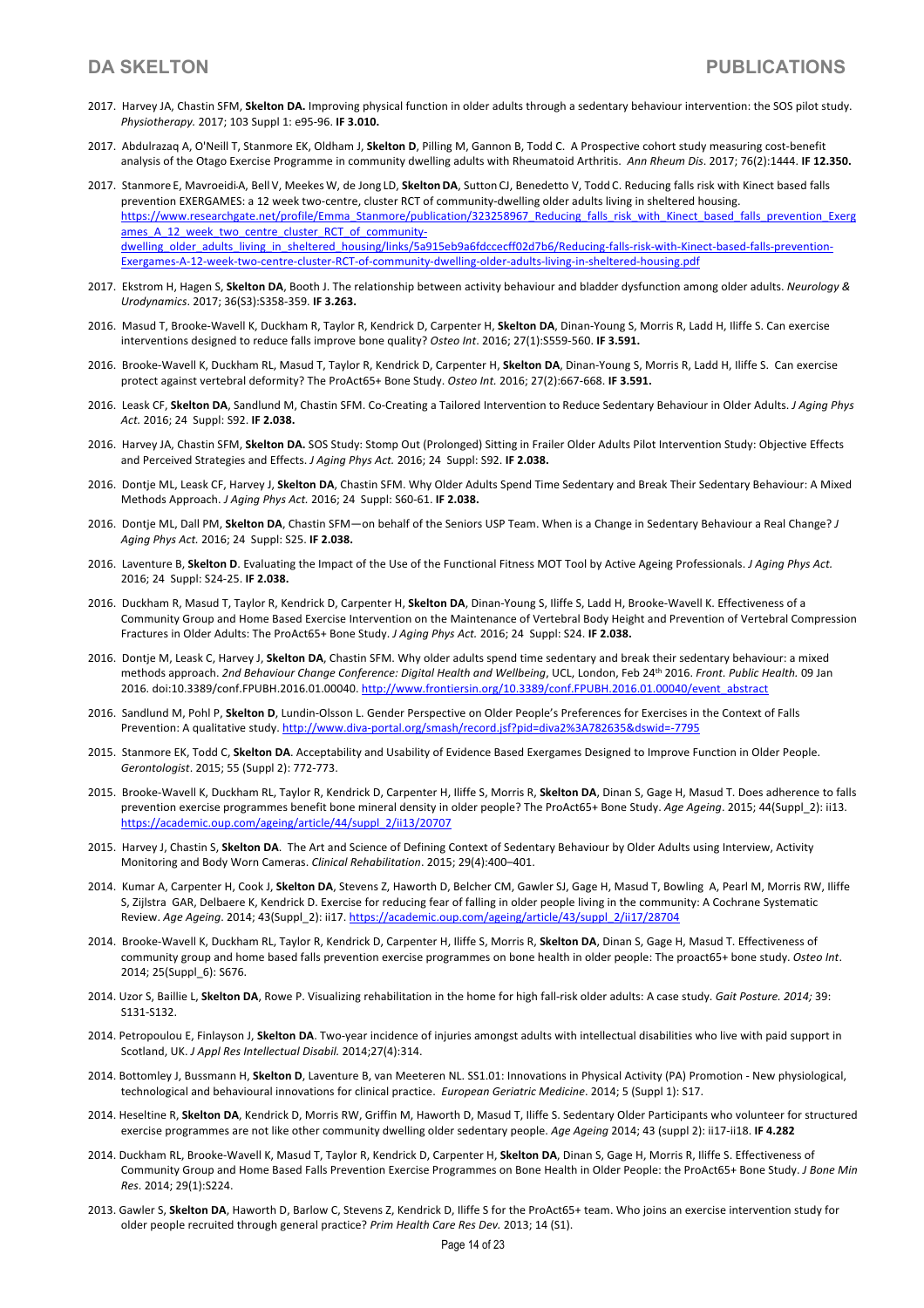2017. Harvey JA, Chastin SFM, **Skelton DA.** Improving physical function in older adults through a sedentary behaviour intervention: the SOS pilot study. *Physiotherapy.* 2017; 103 Suppl 1: e95-96. **IF 3.010.**

2017. Abdulrazaq A, O'Neill T, Stanmore EK, Oldham J, **Skelton D**, Pilling M, Gannon B, Todd C. A Prospective cohort study measuring cost-benefit analysis of the Otago Exercise Programme in community dwelling adults with Rheumatoid Arthritis. *Ann Rheum Dis*. 2017; 76(2):1444. **IF 12.350.**

2017. Stanmore E, Mavroeidi A, Bell V, Meekes W, de Jong LD, **Skelton DA**, Sutton CJ, Benedetto V, Todd C. Reducing falls risk with Kinect based falls prevention EXERGAMES: a 12 week two-centre, cluster RCT of community-dwelling older adults living in sheltered housing. https://www.researchgate.net/profile/Emma_Stanmore/publication/323258967_Reducing_falls_risk_with_Kinect_based_falls_prevention_Exergames_A_12_week_two_centre_cluster_RCT_of_community-dwelling_older_adults_living_in_sheltered_housing/links/5a915eb9a6fdccecff02d7b6/Reducing-falls-risk-with-Kinect-based-falls-prevention-Exergames-A-12-week-two-centre-cluster-RCT-of-community-dwelling-older-adults-living-in-sheltered-housing.pdf

2017. Ekstrom H, Hagen S, **Skelton DA**, Booth J. The relationship between activity behaviour and bladder dysfunction among older adults. *Neurology & Urodynamics*. 2017; 36(S3):S358-359. **IF 3.263.**

2016. Masud T, Brooke-Wavell K, Duckham R, Taylor R, Kendrick D, Carpenter H, **Skelton DA**, Dinan-Young S, Morris R, Ladd H, Iliffe S. Can exercise interventions designed to reduce falls improve bone quality? *Osteo Int*. 2016; 27(1):S559-560. **IF 3.591.**

2016. Brooke-Wavell K, Duckham RL, Masud T, Taylor R, Kendrick D, Carpenter H, **Skelton DA**, Dinan-Young S, Morris R, Ladd H, Iliffe S. Can exercise protect against vertebral deformity? The ProAct65+ Bone Study. *Osteo Int.* 2016; 27(2):667-668. **IF 3.591.**

2016. Leask CF, **Skelton DA**, Sandlund M, Chastin SFM. Co-Creating a Tailored Intervention to Reduce Sedentary Behaviour in Older Adults. *J Aging Phys Act.* 2016; 24 Suppl: S92. **IF 2.038.**

2016. Harvey JA, Chastin SFM, **Skelton DA.** SOS Study: Stomp Out (Prolonged) Sitting in Frailer Older Adults Pilot Intervention Study: Objective Effects and Perceived Strategies and Effects. *J Aging Phys Act.* 2016; 24 Suppl: S92. **IF 2.038.**

2016. Dontje ML, Leask CF, Harvey J, **Skelton DA**, Chastin SFM. Why Older Adults Spend Time Sedentary and Break Their Sedentary Behaviour: A Mixed Methods Approach. *J Aging Phys Act.* 2016; 24 Suppl: S60-61. **IF 2.038.**

2016. Dontje ML, Dall PM, **Skelton DA**, Chastin SFM—on behalf of the Seniors USP Team. When is a Change in Sedentary Behaviour a Real Change? *J Aging Phys Act.* 2016; 24 Suppl: S25. **IF 2.038.**

2016. Laventure B, **Skelton D**. Evaluating the Impact of the Use of the Functional Fitness MOT Tool by Active Ageing Professionals. *J Aging Phys Act.* 2016; 24 Suppl: S24-25. **IF 2.038.**

2016. Duckham R, Masud T, Taylor R, Kendrick D, Carpenter H, **Skelton DA**, Dinan-Young S, Iliffe S, Ladd H, Brooke-Wavell K. Effectiveness of a Community Group and Home Based Exercise Intervention on the Maintenance of Vertebral Body Height and Prevention of Vertebral Compression Fractures in Older Adults: The ProAct65+ Bone Study. *J Aging Phys Act.* 2016; 24 Suppl: S24. **IF 2.038.**

2016. Dontje M, Leask C, Harvey J, **Skelton DA**, Chastin SFM. Why older adults spend time sedentary and break their sedentary behaviour: a mixed methods approach. *2nd Behaviour Change Conference: Digital Health and Wellbeing*, UCL, London, Feb 24th 2016. *Front. Public Health.* 09 Jan 2016. doi:10.3389/conf.FPUBH.2016.01.00040. http://www.frontiersin.org/10.3389/conf.FPUBH.2016.01.00040/event_abstract

2016. Sandlund M, Pohl P, **Skelton D**, Lundin-Olsson L. Gender Perspective on Older People's Preferences for Exercises in the Context of Falls Prevention: A qualitative study. http://www.diva-portal.org/smash/record.jsf?pid=diva2%3A782635&dswid=-7795

2015. Stanmore EK, Todd C, **Skelton DA**. Acceptability and Usability of Evidence Based Exergames Designed to Improve Function in Older People. *Gerontologist*. 2015; 55 (Suppl 2): 772-773.

2015. Brooke-Wavell K, Duckham RL, Taylor R, Kendrick D, Carpenter H, Iliffe S, Morris R, **Skelton DA**, Dinan S, Gage H, Masud T. Does adherence to falls prevention exercise programmes benefit bone mineral density in older people? The ProAct65+ Bone Study. *Age Ageing*. 2015; 44(Suppl_2): ii13. https://academic.oup.com/ageing/article/44/suppl_2/ii13/20707

2015. Harvey J, Chastin S, **Skelton DA**. The Art and Science of Defining Context of Sedentary Behaviour by Older Adults using Interview, Activity Monitoring and Body Worn Cameras. *Clinical Rehabilitation*. 2015; 29(4):400–401.

2014. Kumar A, Carpenter H, Cook J, **Skelton DA**, Stevens Z, Haworth D, Belcher CM, Gawler SJ, Gage H, Masud T, Bowling A, Pearl M, Morris RW, Iliffe S, Zijlstra GAR, Delbaere K, Kendrick D. Exercise for reducing fear of falling in older people living in the community: A Cochrane Systematic Review. *Age Ageing*. 2014; 43(Suppl_2): ii17. https://academic.oup.com/ageing/article/43/suppl_2/ii17/28704

2014. Brooke-Wavell K, Duckham RL, Taylor R, Kendrick D, Carpenter H, Iliffe S, Morris R, **Skelton DA**, Dinan S, Gage H, Masud T. Effectiveness of community group and home based falls prevention exercise programmes on bone health in older people: The proact65+ bone study. *Osteo Int*. 2014; 25(Suppl_6): S676.

2014. Uzor S, Baillie L, **Skelton DA**, Rowe P. Visualizing rehabilitation in the home for high fall-risk older adults: A case study. *Gait Posture. 2014;* 39: S131-S132.

2014. Petropoulou E, Finlayson J, **Skelton DA**. Two-year incidence of injuries amongst adults with intellectual disabilities who live with paid support in Scotland, UK. *J Appl Res Intellectual Disabil.* 2014;27(4):314.

2014. Bottomley J, Bussmann H, **Skelton D**, Laventure B, van Meeteren NL. SS1.01: Innovations in Physical Activity (PA) Promotion - New physiological, technological and behavioural innovations for clinical practice. *European Geriatric Medicine*. 2014; 5 (Suppl 1): S17.

2014. Heseltine R, **Skelton DA**, Kendrick D, Morris RW, Griffin M, Haworth D, Masud T, Iliffe S. Sedentary Older Participants who volunteer for structured exercise programmes are not like other community dwelling older sedentary people. *Age Ageing* 2014; 43 (suppl 2): ii17-ii18. **IF 4.282**

2014. Duckham RL, Brooke-Wavell K, Masud T, Taylor R, Kendrick D, Carpenter H, **Skelton DA**, Dinan S, Gage H, Morris R, Iliffe S. Effectiveness of Community Group and Home Based Falls Prevention Exercise Programmes on Bone Health in Older People: the ProAct65+ Bone Study. *J Bone Min Res*. 2014; 29(1):S224.

2013. Gawler S, **Skelton DA**, Haworth D, Barlow C, Stevens Z, Kendrick D, Iliffe S for the ProAct65+ team. Who joins an exercise intervention study for older people recruited through general practice? *Prim Health Care Res Dev.* 2013; 14 (S1).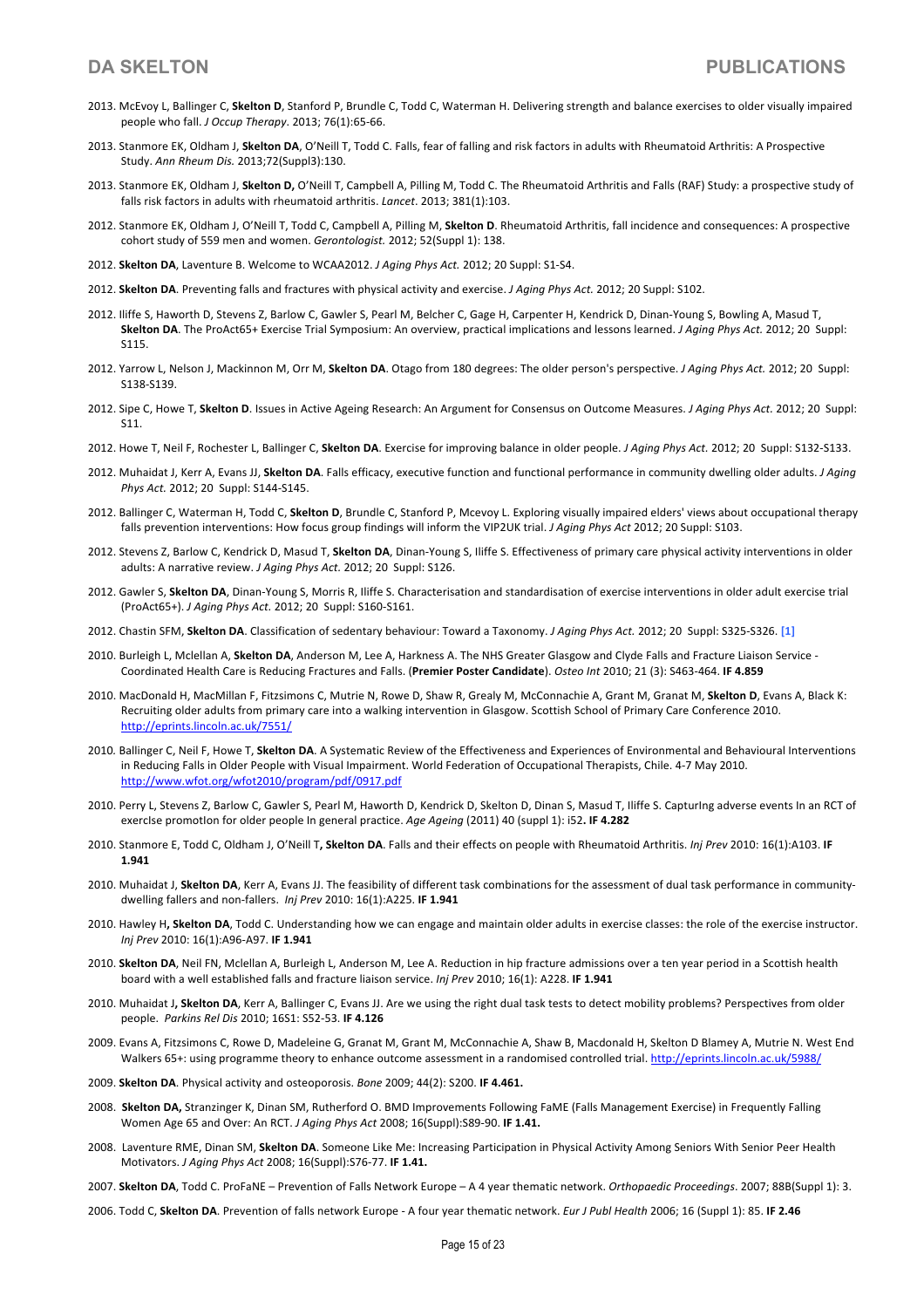2013. McEvoy L, Ballinger C, **Skelton D**, Stanford P, Brundle C, Todd C, Waterman H. Delivering strength and balance exercises to older visually impaired people who fall. *J Occup Therapy*. 2013; 76(1):65-66.

2013. Stanmore EK, Oldham J, **Skelton DA**, O'Neill T, Todd C. Falls, fear of falling and risk factors in adults with Rheumatoid Arthritis: A Prospective Study. *Ann Rheum Dis.* 2013;72(Suppl3):130.

2013. Stanmore EK, Oldham J, **Skelton D,** O'Neill T, Campbell A, Pilling M, Todd C. The Rheumatoid Arthritis and Falls (RAF) Study: a prospective study of falls risk factors in adults with rheumatoid arthritis. *Lancet*. 2013; 381(1):103.

2012. Stanmore EK, Oldham J, O'Neill T, Todd C, Campbell A, Pilling M, **Skelton D**. Rheumatoid Arthritis, fall incidence and consequences: A prospective cohort study of 559 men and women. *Gerontologist.* 2012; 52(Suppl 1): 138.

2012. **Skelton DA**, Laventure B. Welcome to WCAA2012. *J Aging Phys Act.* 2012; 20 Suppl: S1-S4.

2012. **Skelton DA**. Preventing falls and fractures with physical activity and exercise. *J Aging Phys Act.* 2012; 20 Suppl: S102.

2012. Iliffe S, Haworth D, Stevens Z, Barlow C, Gawler S, Pearl M, Belcher C, Gage H, Carpenter H, Kendrick D, Dinan-Young S, Bowling A, Masud T, **Skelton DA**. The ProAct65+ Exercise Trial Symposium: An overview, practical implications and lessons learned. *J Aging Phys Act.* 2012; 20 Suppl: S115.

2012. Yarrow L, Nelson J, Mackinnon M, Orr M, **Skelton DA**. Otago from 180 degrees: The older person's perspective. *J Aging Phys Act.* 2012; 20 Suppl: S138-S139.

2012. Sipe C, Howe T, **Skelton D**. Issues in Active Ageing Research: An Argument for Consensus on Outcome Measures. *J Aging Phys Act.* 2012; 20 Suppl: S11.

2012. Howe T, Neil F, Rochester L, Ballinger C, **Skelton DA**. Exercise for improving balance in older people. *J Aging Phys Act.* 2012; 20 Suppl: S132-S133.

2012. Muhaidat J, Kerr A, Evans JJ, **Skelton DA**. Falls efficacy, executive function and functional performance in community dwelling older adults. *J Aging Phys Act.* 2012; 20 Suppl: S144-S145.

2012. Ballinger C, Waterman H, Todd C, **Skelton D**, Brundle C, Stanford P, Mcevoy L. Exploring visually impaired elders' views about occupational therapy falls prevention interventions: How focus group findings will inform the VIP2UK trial. *J Aging Phys Act* 2012; 20 Suppl: S103.

2012. Stevens Z, Barlow C, Kendrick D, Masud T, **Skelton DA**, Dinan-Young S, Iliffe S. Effectiveness of primary care physical activity interventions in older adults: A narrative review. *J Aging Phys Act.* 2012; 20 Suppl: S126.

2012. Gawler S, **Skelton DA**, Dinan-Young S, Morris R, Iliffe S. Characterisation and standardisation of exercise interventions in older adult exercise trial (ProAct65+). *J Aging Phys Act.* 2012; 20 Suppl: S160-S161.

2012. Chastin SFM, **Skelton DA**. Classification of sedentary behaviour: Toward a Taxonomy. *J Aging Phys Act.* 2012; 20 Suppl: S325-S326. [1]

2010. Burleigh L, Mclellan A, **Skelton DA**, Anderson M, Lee A, Harkness A. The NHS Greater Glasgow and Clyde Falls and Fracture Liaison Service - Coordinated Health Care is Reducing Fractures and Falls. (**Premier Poster Candidate**). *Osteo Int* 2010; 21 (3): S463-464. **IF 4.859**

2010. MacDonald H, MacMillan F, Fitzsimons C, Mutrie N, Rowe D, Shaw R, Grealy M, McConnachie A, Grant M, Granat M, **Skelton D**, Evans A, Black K: Recruiting older adults from primary care into a walking intervention in Glasgow. Scottish School of Primary Care Conference 2010. http://eprints.lincoln.ac.uk/7551/

2010. Ballinger C, Neil F, Howe T, **Skelton DA**. A Systematic Review of the Effectiveness and Experiences of Environmental and Behavioural Interventions in Reducing Falls in Older People with Visual Impairment. World Federation of Occupational Therapists, Chile. 4-7 May 2010. http://www.wfot.org/wfot2010/program/pdf/0917.pdf

2010. Perry L, Stevens Z, Barlow C, Gawler S, Pearl M, Haworth D, Kendrick D, Skelton D, Dinan S, Masud T, Iliffe S. CapturIng adverse events In an RCT of exercIse promotIon for older people In general practice. *Age Ageing* (2011) 40 (suppl 1): i52**. IF 4.282**

2010. Stanmore E, Todd C, Oldham J, O'Neill T**, Skelton DA**. Falls and their effects on people with Rheumatoid Arthritis. *Inj Prev* 2010: 16(1):A103. **IF 1.941**

2010. Muhaidat J, **Skelton DA**, Kerr A, Evans JJ. The feasibility of different task combinations for the assessment of dual task performance in community-dwelling fallers and non-fallers. *Inj Prev* 2010: 16(1):A225. **IF 1.941**

2010. Hawley H**, Skelton DA**, Todd C. Understanding how we can engage and maintain older adults in exercise classes: the role of the exercise instructor. *Inj Prev* 2010: 16(1):A96-A97. **IF 1.941**

2010. **Skelton DA**, Neil FN, Mclellan A, Burleigh L, Anderson M, Lee A. Reduction in hip fracture admissions over a ten year period in a Scottish health board with a well established falls and fracture liaison service. *Inj Prev* 2010; 16(1): A228. **IF 1.941**

2010. Muhaidat J**, Skelton DA**, Kerr A, Ballinger C, Evans JJ. Are we using the right dual task tests to detect mobility problems? Perspectives from older people. *Parkins Rel Dis* 2010; 16S1: S52-53. **IF 4.126**

2009. Evans A, Fitzsimons C, Rowe D, Madeleine G, Granat M, Grant M, McConnachie A, Shaw B, Macdonald H, Skelton D Blamey A, Mutrie N. West End Walkers 65+: using programme theory to enhance outcome assessment in a randomised controlled trial. http://eprints.lincoln.ac.uk/5988/

2009. **Skelton DA**. Physical activity and osteoporosis. *Bone* 2009; 44(2): S200. **IF 4.461.**

2008. **Skelton DA,** Stranzinger K, Dinan SM, Rutherford O. BMD Improvements Following FaME (Falls Management Exercise) in Frequently Falling Women Age 65 and Over: An RCT. *J Aging Phys Act* 2008; 16(Suppl):S89-90. **IF 1.41.**

2008. Laventure RME, Dinan SM, **Skelton DA**. Someone Like Me: Increasing Participation in Physical Activity Among Seniors With Senior Peer Health Motivators. *J Aging Phys Act* 2008; 16(Suppl):S76-77. **IF 1.41.**

2007. **Skelton DA**, Todd C. ProFaNE – Prevention of Falls Network Europe – A 4 year thematic network. *Orthopaedic Proceedings*. 2007; 88B(Suppl 1): 3.

2006. Todd C, **Skelton DA**. Prevention of falls network Europe - A four year thematic network. *Eur J Publ Health* 2006; 16 (Suppl 1): 85. **IF 2.46**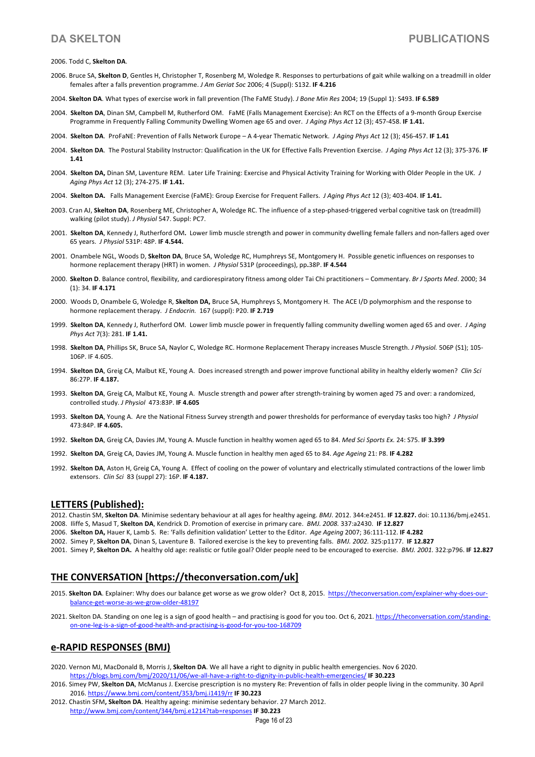2006. Todd C, **Skelton DA**.

2006. Bruce SA, **Skelton D**, Gentles H, Christopher T, Rosenberg M, Woledge R. Responses to perturbations of gait while walking on a treadmill in older females after a falls prevention programme. *J Am Geriat Soc* 2006; 4 (Suppl): S132. **IF 4.216**

2004. **Skelton DA**. What types of exercise work in fall prevention (The FaME Study). *J Bone Min Res* 2004; 19 (Suppl 1): S493. **IF 6.589**

2004. **Skelton DA**, Dinan SM, Campbell M, Rutherford OM. FaME (Falls Management Exercise): An RCT on the Effects of a 9-month Group Exercise Programme in Frequently Falling Community Dwelling Women age 65 and over. *J Aging Phys Act* 12 (3); 457-458. **IF 1.41.**

2004. **Skelton DA**. ProFaNE: Prevention of Falls Network Europe – A 4-year Thematic Network. *J Aging Phys Act* 12 (3); 456-457. **IF 1.41**

2004. **Skelton DA**. The Postural Stability Instructor: Qualification in the UK for Effective Falls Prevention Exercise. *J Aging Phys Act* 12 (3); 375-376. **IF 1.41**

2004. **Skelton DA,** Dinan SM, Laventure REM. Later Life Training: Exercise and Physical Activity Training for Working with Older People in the UK. *J Aging Phys Act* 12 (3); 274-275. **IF 1.41.**

2004. **Skelton DA.** Falls Management Exercise (FaME): Group Exercise for Frequent Fallers. *J Aging Phys Act* 12 (3); 403-404. **IF 1.41.**

2003. Cran AJ, **Skelton DA**, Rosenberg ME, Christopher A, Woledge RC. The influence of a step-phased-triggered verbal cognitive task on (treadmill) walking (pilot study). *J Physiol* 547. Suppl: PC7.

2001. **Skelton DA**, Kennedy J, Rutherford OM**.** Lower limb muscle strength and power in community dwelling female fallers and non-fallers aged over 65 years. *J Physiol* 531P: 48P. **IF 4.544.**

2001. Onambele NGL, Woods D, **Skelton DA**, Bruce SA, Woledge RC, Humphreys SE, Montgomery H. Possible genetic influences on responses to hormone replacement therapy (HRT) in women. *J Physiol* 531P (proceedings), pp**.**38P. **IF 4.544**

2000. **Skelton D**. Balance control, flexibility, and cardiorespiratory fitness among older Tai Chi practitioners – Commentary. *Br J Sports Med*. 2000; 34 (1): 34. **IF 4.171**

2000. Woods D, Onambele G, Woledge R, **Skelton DA,** Bruce SA, Humphreys S, Montgomery H. The ACE I/D polymorphism and the response to hormone replacement therapy. *J Endocrin.* 167 (suppl): P20. **IF 2.719**

1999. **Skelton DA**, Kennedy J, Rutherford OM. Lower limb muscle power in frequently falling community dwelling women aged 65 and over. *J Aging Phys Act* 7(3): 281. **IF 1.41.**

1998. **Skelton DA**, Phillips SK, Bruce SA, Naylor C, Woledge RC. Hormone Replacement Therapy increases Muscle Strength. *J Physiol.* 506P (S1); 105-106P. IF 4.605.

1994. **Skelton DA**, Greig CA, Malbut KE, Young A. Does increased strength and power improve functional ability in healthy elderly women? *Clin Sci* 86:27P. **IF 4.187.**

1993. **Skelton DA**, Greig CA, Malbut KE, Young A. Muscle strength and power after strength-training by women aged 75 and over: a randomized, controlled study. *J Physiol* 473:83P. **IF 4.605**

1993. **Skelton DA**, Young A. Are the National Fitness Survey strength and power thresholds for performance of everyday tasks too high? *J Physiol* 473:84P. **IF 4.605.**

1992. **Skelton DA**, Greig CA, Davies JM, Young A. Muscle function in healthy women aged 65 to 84. *Med Sci Sports Ex.* 24: S75. **IF 3.399**

1992. **Skelton DA**, Greig CA, Davies JM, Young A. Muscle function in healthy men aged 65 to 84. *Age Ageing* 21: P8. **IF 4.282**

1992. **Skelton DA**, Aston H, Greig CA, Young A. Effect of cooling on the power of voluntary and electrically stimulated contractions of the lower limb extensors. *Clin Sci* 83 (suppl 27): 16P. **IF 4.187.**

## LETTERS (Published):

2012. Chastin SM, **Skelton DA**. Minimise sedentary behaviour at all ages for healthy ageing. *BMJ*. 2012. 344:e2451. **IF 12.827.** doi: 10.1136/bmj.e2451.
2008. Iliffe S, Masud T, **Skelton DA**, Kendrick D. Promotion of exercise in primary care. *BMJ. 2008.* 337:a2430. **IF 12.827**
2006. **Skelton DA,** Hauer K, Lamb S. Re: 'Falls definition validation' Letter to the Editor. *Age Ageing* 2007; 36:111-112. **IF 4.282**
2002. Simey P, **Skelton DA**, Dinan S, Laventure B. Tailored exercise is the key to preventing falls. *BMJ. 2002.* 325:p1177. **IF 12.827**
2001. Simey P, **Skelton DA.** A healthy old age: realistic or futile goal? Older people need to be encouraged to exercise. *BMJ. 2001.* 322:p796. **IF 12.827**

## THE CONVERSATION [https://theconversation.com/uk]

2015. **Skelton DA**. Explainer: Why does our balance get worse as we grow older? Oct 8, 2015. https://theconversation.com/explainer-why-does-our-balance-get-worse-as-we-grow-older-48197

2021. Skelton DA. Standing on one leg is a sign of good health – and practising is good for you too. Oct 6, 2021. https://theconversation.com/standing-on-one-leg-is-a-sign-of-good-health-and-practising-is-good-for-you-too-168709

## e-RAPID RESPONSES (BMJ)

2020. Vernon MJ, MacDonald B, Morris J, **Skelton DA**. We all have a right to dignity in public health emergencies. Nov 6 2020. https://blogs.bmj.com/bmj/2020/11/06/we-all-have-a-right-to-dignity-in-public-health-emergencies/ **IF 30.223**
2016. Simey PW, **Skelton DA**, McManus J. Exercise prescription is no mystery Re: Prevention of falls in older people living in the community. 30 April 2016. https://www.bmj.com/content/353/bmj.i1419/rr **IF 30.223**
2012. Chastin SFM**, Skelton DA**. Healthy ageing: minimise sedentary behavior. 27 March 2012. http://www.bmj.com/content/344/bmj.e1214?tab=responses **IF 30.223**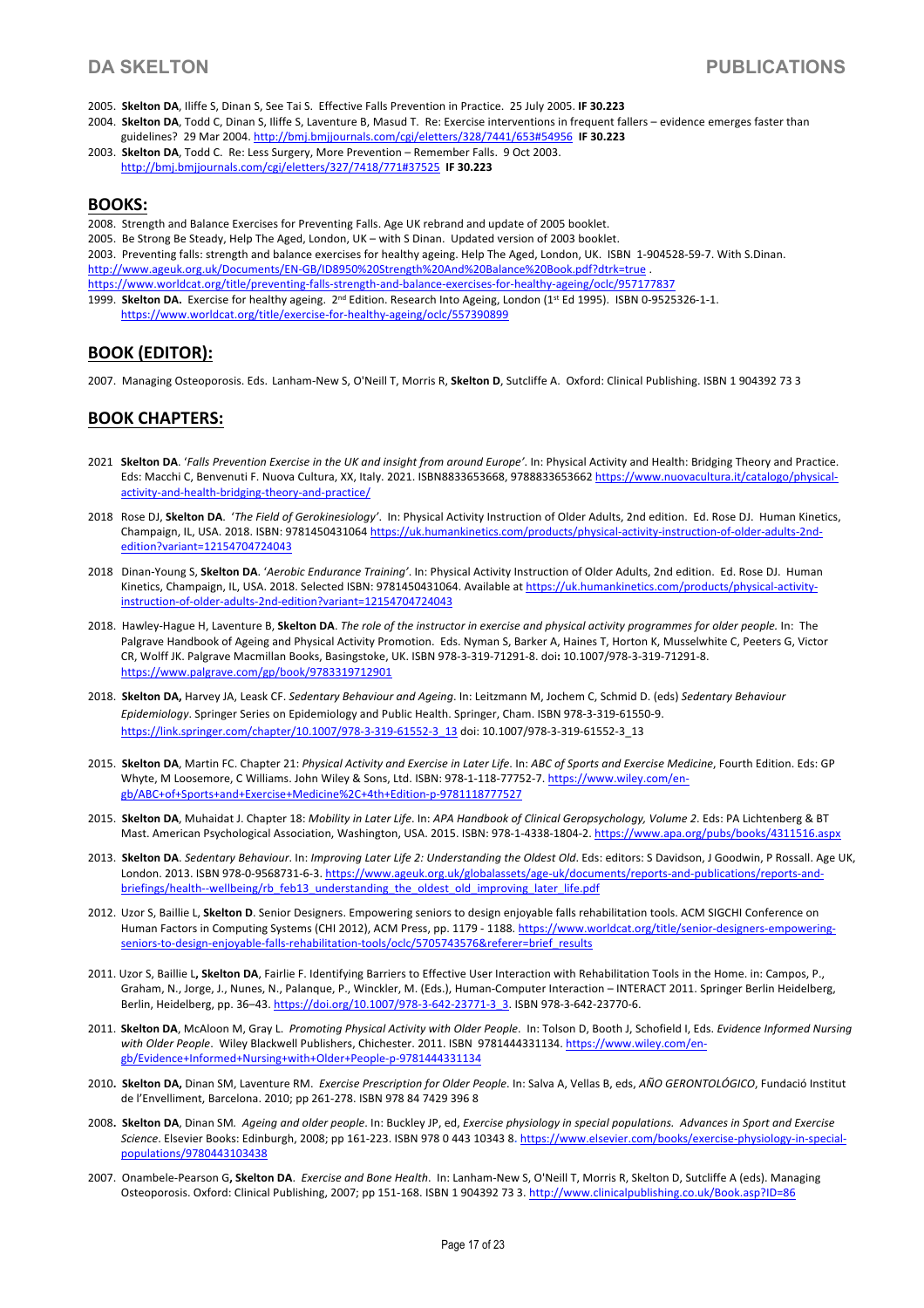2005. **Skelton DA**, Iliffe S, Dinan S, See Tai S. Effective Falls Prevention in Practice. 25 July 2005. **IF 30.223**

2004. **Skelton DA**, Todd C, Dinan S, Iliffe S, Laventure B, Masud T. Re: Exercise interventions in frequent fallers – evidence emerges faster than guidelines? 29 Mar 2004. http://bmj.bmjjournals.com/cgi/eletters/328/7441/653#54956 **IF 30.223**

2003. **Skelton DA**, Todd C. Re: Less Surgery, More Prevention – Remember Falls. 9 Oct 2003. http://bmj.bmjjournals.com/cgi/eletters/327/7418/771#37525 **IF 30.223**

## BOOKS:

2008. Strength and Balance Exercises for Preventing Falls. Age UK rebrand and update of 2005 booklet.

2005. Be Strong Be Steady, Help The Aged, London, UK – with S Dinan. Updated version of 2003 booklet.

2003. Preventing falls: strength and balance exercises for healthy ageing. Help The Aged, London, UK. ISBN 1-904528-59-7. With S.Dinan. http://www.ageuk.org.uk/Documents/EN-GB/ID8950%20Strength%20And%20Balance%20Book.pdf?dtrk=true . https://www.worldcat.org/title/preventing-falls-strength-and-balance-exercises-for-healthy-ageing/oclc/957177837

1999. **Skelton DA.** Exercise for healthy ageing. 2nd Edition. Research Into Ageing, London (1st Ed 1995). ISBN 0-9525326-1-1. https://www.worldcat.org/title/exercise-for-healthy-ageing/oclc/557390899

## BOOK (EDITOR):

2007. Managing Osteoporosis. Eds. Lanham-New S, O'Neill T, Morris R, **Skelton D**, Sutcliffe A. Oxford: Clinical Publishing. ISBN 1 904392 73 3

## BOOK CHAPTERS:

2021 **Skelton DA**. '*Falls Prevention Exercise in the UK and insight from around Europe'*. In: Physical Activity and Health: Bridging Theory and Practice. Eds: Macchi C, Benvenuti F. Nuova Cultura, XX, Italy. 2021. ISBN8833653668, 9788833653662 https://www.nuovacultura.it/catalogo/physical-activity-and-health-bridging-theory-and-practice/

2018 Rose DJ, **Skelton DA**. '*The Field of Gerokinesiology'*. In: Physical Activity Instruction of Older Adults, 2nd edition. Ed. Rose DJ. Human Kinetics, Champaign, IL, USA. 2018. ISBN: 9781450431064 https://uk.humankinetics.com/products/physical-activity-instruction-of-older-adults-2nd-edition?variant=12154704724043

2018 Dinan-Young S, **Skelton DA**. '*Aerobic Endurance Training'*. In: Physical Activity Instruction of Older Adults, 2nd edition. Ed. Rose DJ. Human Kinetics, Champaign, IL, USA. 2018. Selected ISBN: 9781450431064. Available at https://uk.humankinetics.com/products/physical-activity-instruction-of-older-adults-2nd-edition?variant=12154704724043

2018. Hawley-Hague H, Laventure B, **Skelton DA**. *The role of the instructor in exercise and physical activity programmes for older people.* In: The Palgrave Handbook of Ageing and Physical Activity Promotion. Eds. Nyman S, Barker A, Haines T, Horton K, Musselwhite C, Peeters G, Victor CR, Wolff JK. Palgrave Macmillan Books, Basingstoke, UK. ISBN 978-3-319-71291-8. doi**:** 10.1007/978-3-319-71291-8. https://www.palgrave.com/gp/book/9783319712901

2018. **Skelton DA,** Harvey JA, Leask CF. *Sedentary Behaviour and Ageing*. In: Leitzmann M, Jochem C, Schmid D. (eds) *Sedentary Behaviour Epidemiology*. Springer Series on Epidemiology and Public Health. Springer, Cham. ISBN 978-3-319-61550-9. https://link.springer.com/chapter/10.1007/978-3-319-61552-3_13 doi: 10.1007/978-3-319-61552-3_13

2015. **Skelton DA**, Martin FC. Chapter 21: *Physical Activity and Exercise in Later Life*. In: *ABC of Sports and Exercise Medicine*, Fourth Edition. Eds: GP Whyte, M Loosemore, C Williams. John Wiley & Sons, Ltd. ISBN: 978-1-118-77752-7. https://www.wiley.com/en-gb/ABC+of+Sports+and+Exercise+Medicine%2C+4th+Edition-p-9781118777527

2015. **Skelton DA**, Muhaidat J. Chapter 18: *Mobility in Later Life*. In: *APA Handbook of Clinical Geropsychology, Volume 2*. Eds: PA Lichtenberg & BT Mast. American Psychological Association, Washington, USA. 2015. ISBN: 978-1-4338-1804-2. https://www.apa.org/pubs/books/4311516.aspx

2013. **Skelton DA**. *Sedentary Behaviour*. In: *Improving Later Life 2: Understanding the Oldest Old*. Eds: editors: S Davidson, J Goodwin, P Rossall. Age UK, London. 2013. ISBN 978-0-9568731-6-3. https://www.ageuk.org.uk/globalassets/age-uk/documents/reports-and-publications/reports-and-briefings/health--wellbeing/rb_feb13_understanding_the_oldest_old_improving_later_life.pdf

2012. Uzor S, Baillie L, **Skelton D**. Senior Designers. Empowering seniors to design enjoyable falls rehabilitation tools. ACM SIGCHI Conference on Human Factors in Computing Systems (CHI 2012), ACM Press, pp. 1179 - 1188. https://www.worldcat.org/title/senior-designers-empowering-seniors-to-design-enjoyable-falls-rehabilitation-tools/oclc/5705743576&referer=brief_results

2011. Uzor S, Baillie L**, Skelton DA**, Fairlie F. Identifying Barriers to Effective User Interaction with Rehabilitation Tools in the Home. in: Campos, P., Graham, N., Jorge, J., Nunes, N., Palanque, P., Winckler, M. (Eds.), Human-Computer Interaction – INTERACT 2011. Springer Berlin Heidelberg, Berlin, Heidelberg, pp. 36–43. https://doi.org/10.1007/978-3-642-23771-3_3. ISBN 978-3-642-23770-6.

2011. **Skelton DA**, McAloon M, Gray L. *Promoting Physical Activity with Older People*. In: Tolson D, Booth J, Schofield I, Eds. *Evidence Informed Nursing with Older People*. Wiley Blackwell Publishers, Chichester. 2011. ISBN 9781444331134. https://www.wiley.com/en-gb/Evidence+Informed+Nursing+with+Older+People-p-9781444331134

2010**. Skelton DA,** Dinan SM, Laventure RM. *Exercise Prescription for Older People*. In: Salva A, Vellas B, eds, *AÑO GERONTOLÓGICO*, Fundació Institut de l'Envelliment, Barcelona. 2010; pp 261-278. ISBN 978 84 7429 396 8

2008**. Skelton DA**, Dinan SM. *Ageing and older people*. In: Buckley JP, ed, *Exercise physiology in special populations. Advances in Sport and Exercise Science*. Elsevier Books: Edinburgh, 2008; pp 161-223. ISBN 978 0 443 10343 8. https://www.elsevier.com/books/exercise-physiology-in-special-populations/9780443103438

2007. Onambele-Pearson G**, Skelton DA**. *Exercise and Bone Health*. In: Lanham-New S, O'Neill T, Morris R, Skelton D, Sutcliffe A (eds). Managing Osteoporosis. Oxford: Clinical Publishing, 2007; pp 151-168. ISBN 1 904392 73 3. http://www.clinicalpublishing.co.uk/Book.asp?ID=86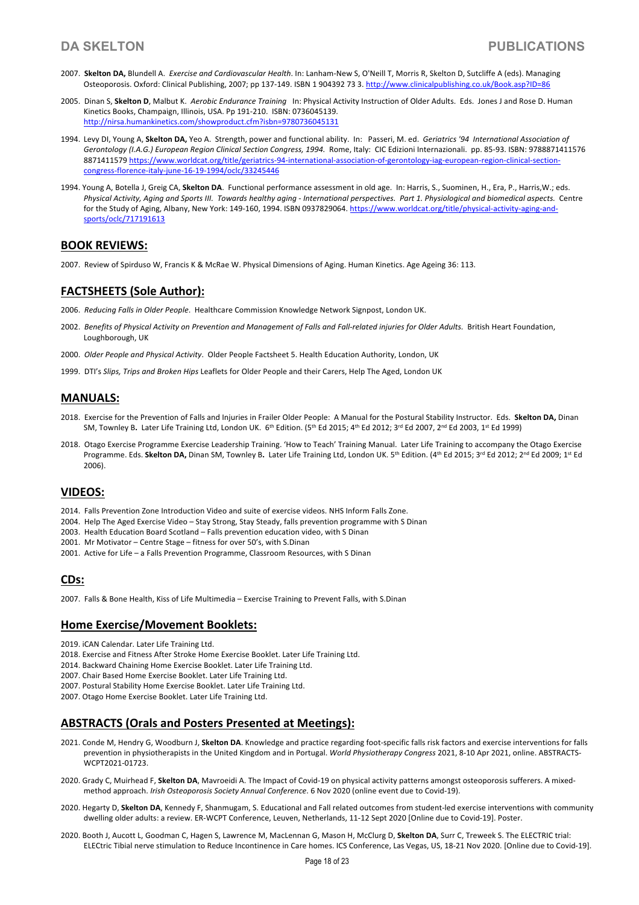2007. **Skelton DA,** Blundell A. *Exercise and Cardiovascular Health*. In: Lanham-New S, O'Neill T, Morris R, Skelton D, Sutcliffe A (eds). Managing Osteoporosis. Oxford: Clinical Publishing, 2007; pp 137-149. ISBN 1 904392 73 3. http://www.clinicalpublishing.co.uk/Book.asp?ID=86

2005. Dinan S, **Skelton D**, Malbut K. *Aerobic Endurance Training* In: Physical Activity Instruction of Older Adults. Eds. Jones J and Rose D. Human Kinetics Books, Champaign, Illinois, USA. Pp 191-210. ISBN: 0736045139. http://nirsa.humankinetics.com/showproduct.cfm?isbn=9780736045131

1994. Levy DI, Young A, **Skelton DA,** Yeo A. Strength, power and functional ability. In: Passeri, M. ed. *Geriatrics '94 International Association of Gerontology (I.A.G.) European Region Clinical Section Congress, 1994.* Rome, Italy: CIC Edizioni Internazionali. pp. 85-93. ISBN: 9788871411576 8871411579 https://www.worldcat.org/title/geriatrics-94-international-association-of-gerontology-iag-european-region-clinical-section-congress-florence-italy-june-16-19-1994/oclc/33245446

1994. Young A, Botella J, Greig CA, **Skelton DA**. Functional performance assessment in old age. In: Harris, S., Suominen, H., Era, P., Harris,W.; eds. *Physical Activity, Aging and Sports III. Towards healthy aging - International perspectives. Part 1. Physiological and biomedical aspects.* Centre for the Study of Aging, Albany, New York: 149-160, 1994. ISBN 0937829064. https://www.worldcat.org/title/physical-activity-aging-and-sports/oclc/717191613

## BOOK REVIEWS:

2007. Review of Spirduso W, Francis K & McRae W. Physical Dimensions of Aging. Human Kinetics. Age Ageing 36: 113.

## FACTSHEETS (Sole Author):

2006. *Reducing Falls in Older People.* Healthcare Commission Knowledge Network Signpost, London UK.

2002. *Benefits of Physical Activity on Prevention and Management of Falls and Fall-related injuries for Older Adults.* British Heart Foundation, Loughborough, UK

2000. *Older People and Physical Activity*. Older People Factsheet 5. Health Education Authority, London, UK

1999. DTI's *Slips, Trips and Broken Hips* Leaflets for Older People and their Carers, Help The Aged, London UK

## MANUALS:

2018. Exercise for the Prevention of Falls and Injuries in Frailer Older People: A Manual for the Postural Stability Instructor. Eds. **Skelton DA,** Dinan SM, Townley B**.** Later Life Training Ltd, London UK. 6th Edition. (5th Ed 2015; 4th Ed 2012; 3rd Ed 2007, 2nd Ed 2003, 1st Ed 1999)

2018. Otago Exercise Programme Exercise Leadership Training. 'How to Teach' Training Manual. Later Life Training to accompany the Otago Exercise Programme. Eds. **Skelton DA,** Dinan SM, Townley B**.** Later Life Training Ltd, London UK. 5th Edition. (4th Ed 2015; 3rd Ed 2012; 2nd Ed 2009; 1st Ed 2006).

## VIDEOS:

2014. Falls Prevention Zone Introduction Video and suite of exercise videos. NHS Inform Falls Zone.
2004. Help The Aged Exercise Video – Stay Strong, Stay Steady, falls prevention programme with S Dinan
2003. Health Education Board Scotland – Falls prevention education video, with S Dinan
2001. Mr Motivator – Centre Stage – fitness for over 50's, with S.Dinan
2001. Active for Life – a Falls Prevention Programme, Classroom Resources, with S Dinan

## CDs:

2007. Falls & Bone Health, Kiss of Life Multimedia – Exercise Training to Prevent Falls, with S.Dinan

## Home Exercise/Movement Booklets:

2019. iCAN Calendar. Later Life Training Ltd.
2018. Exercise and Fitness After Stroke Home Exercise Booklet. Later Life Training Ltd.
2014. Backward Chaining Home Exercise Booklet. Later Life Training Ltd.
2007. Chair Based Home Exercise Booklet. Later Life Training Ltd.
2007. Postural Stability Home Exercise Booklet. Later Life Training Ltd.
2007. Otago Home Exercise Booklet. Later Life Training Ltd.

## ABSTRACTS (Orals and Posters Presented at Meetings):

2021. Conde M, Hendry G, Woodburn J, **Skelton DA**. Knowledge and practice regarding foot-specific falls risk factors and exercise interventions for falls prevention in physiotherapists in the United Kingdom and in Portugal. *World Physiotherapy Congress* 2021, 8-10 Apr 2021, online. ABSTRACTS-WCPT2021-01723.

2020. Grady C, Muirhead F, **Skelton DA**, Mavroeidi A. The Impact of Covid-19 on physical activity patterns amongst osteoporosis sufferers. A mixed-method approach. *Irish Osteoporosis Society Annual Conference*. 6 Nov 2020 (online event due to Covid-19).

2020. Hegarty D, **Skelton DA**, Kennedy F, Shanmugam, S. Educational and Fall related outcomes from student-led exercise interventions with community dwelling older adults: a review. ER-WCPT Conference, Leuven, Netherlands, 11-12 Sept 2020 [Online due to Covid-19]. Poster.

2020. Booth J, Aucott L, Goodman C, Hagen S, Lawrence M, MacLennan G, Mason H, McClurg D, **Skelton DA**, Surr C, Treweek S. The ELECTRIC trial: ELECtric Tibial nerve stimulation to Reduce Incontinence in Care homes. ICS Conference, Las Vegas, US, 18-21 Nov 2020. [Online due to Covid-19].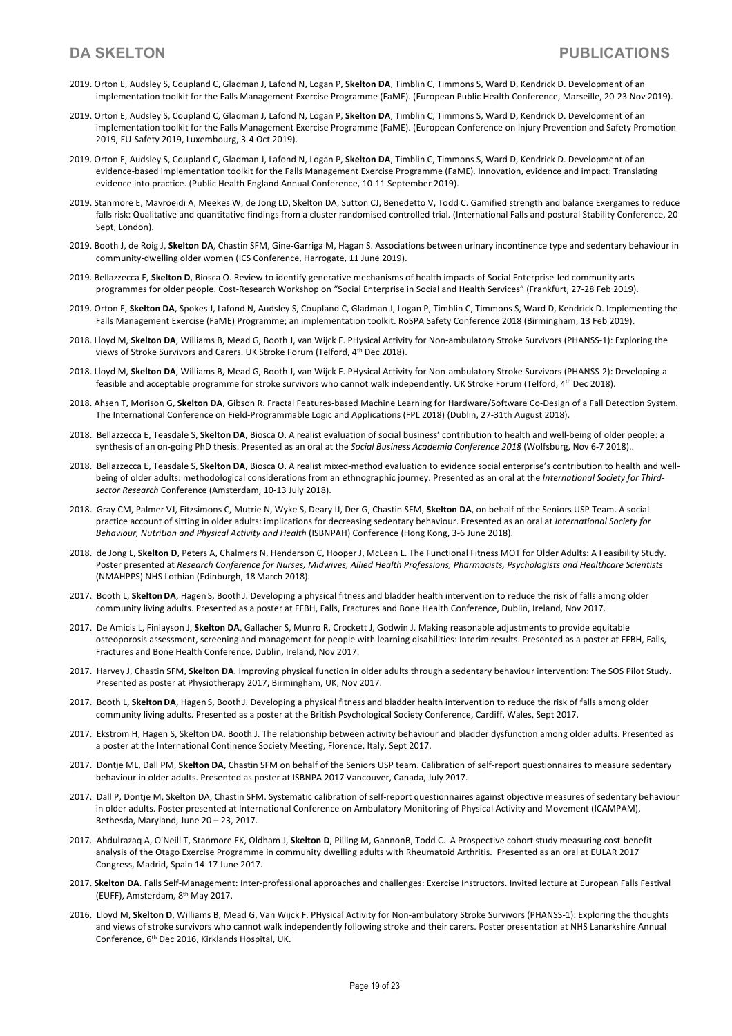2019. Orton E, Audsley S, Coupland C, Gladman J, Lafond N, Logan P, **Skelton DA**, Timblin C, Timmons S, Ward D, Kendrick D. Development of an implementation toolkit for the Falls Management Exercise Programme (FaME). (European Public Health Conference, Marseille, 20-23 Nov 2019).

2019. Orton E, Audsley S, Coupland C, Gladman J, Lafond N, Logan P, **Skelton DA**, Timblin C, Timmons S, Ward D, Kendrick D. Development of an implementation toolkit for the Falls Management Exercise Programme (FaME). (European Conference on Injury Prevention and Safety Promotion 2019, EU-Safety 2019, Luxembourg, 3-4 Oct 2019).

2019. Orton E, Audsley S, Coupland C, Gladman J, Lafond N, Logan P, **Skelton DA**, Timblin C, Timmons S, Ward D, Kendrick D. Development of an evidence-based implementation toolkit for the Falls Management Exercise Programme (FaME). Innovation, evidence and impact: Translating evidence into practice. (Public Health England Annual Conference, 10-11 September 2019).

2019. Stanmore E, Mavroeidi A, Meekes W, de Jong LD, Skelton DA, Sutton CJ, Benedetto V, Todd C. Gamified strength and balance Exergames to reduce falls risk: Qualitative and quantitative findings from a cluster randomised controlled trial. (International Falls and postural Stability Conference, 20 Sept, London).

2019. Booth J, de Roig J, **Skelton DA**, Chastin SFM, Gine-Garriga M, Hagan S. Associations between urinary incontinence type and sedentary behaviour in community-dwelling older women (ICS Conference, Harrogate, 11 June 2019).

2019. Bellazzecca E, **Skelton D**, Biosca O. Review to identify generative mechanisms of health impacts of Social Enterprise-led community arts programmes for older people. Cost-Research Workshop on "Social Enterprise in Social and Health Services" (Frankfurt, 27-28 Feb 2019).

2019. Orton E, **Skelton DA**, Spokes J, Lafond N, Audsley S, Coupland C, Gladman J, Logan P, Timblin C, Timmons S, Ward D, Kendrick D. Implementing the Falls Management Exercise (FaME) Programme; an implementation toolkit. RoSPA Safety Conference 2018 (Birmingham, 13 Feb 2019).

2018. Lloyd M, **Skelton DA**, Williams B, Mead G, Booth J, van Wijck F. PHysical Activity for Non-ambulatory Stroke Survivors (PHANSS-1): Exploring the views of Stroke Survivors and Carers. UK Stroke Forum (Telford, 4th Dec 2018).

2018. Lloyd M, **Skelton DA**, Williams B, Mead G, Booth J, van Wijck F. PHysical Activity for Non-ambulatory Stroke Survivors (PHANSS-2): Developing a feasible and acceptable programme for stroke survivors who cannot walk independently. UK Stroke Forum (Telford, 4th Dec 2018).

2018. Ahsen T, Morison G, **Skelton DA**, Gibson R. Fractal Features-based Machine Learning for Hardware/Software Co-Design of a Fall Detection System. The International Conference on Field-Programmable Logic and Applications (FPL 2018) (Dublin, 27-31th August 2018).

2018. Bellazzecca E, Teasdale S, **Skelton DA**, Biosca O. A realist evaluation of social business' contribution to health and well-being of older people: a synthesis of an on-going PhD thesis. Presented as an oral at the *Social Business Academia Conference 2018* (Wolfsburg, Nov 6-7 2018)..

2018. Bellazzecca E, Teasdale S, **Skelton DA**, Biosca O. A realist mixed-method evaluation to evidence social enterprise's contribution to health and well-being of older adults: methodological considerations from an ethnographic journey. Presented as an oral at the *International Society for Third-sector Research* Conference (Amsterdam, 10-13 July 2018).

2018. Gray CM, Palmer VJ, Fitzsimons C, Mutrie N, Wyke S, Deary IJ, Der G, Chastin SFM, **Skelton DA**, on behalf of the Seniors USP Team. A social practice account of sitting in older adults: implications for decreasing sedentary behaviour. Presented as an oral at *International Society for Behaviour, Nutrition and Physical Activity and Health* (ISBNPAH) Conference (Hong Kong, 3-6 June 2018).

2018. de Jong L, **Skelton D**, Peters A, Chalmers N, Henderson C, Hooper J, McLean L. The Functional Fitness MOT for Older Adults: A Feasibility Study. Poster presented at *Research Conference for Nurses, Midwives, Allied Health Professions, Pharmacists, Psychologists and Healthcare Scientists* (NMAHPPS) NHS Lothian (Edinburgh, 18 March 2018).

2017. Booth L, **Skelton DA**, Hagen S, Booth J. Developing a physical fitness and bladder health intervention to reduce the risk of falls among older community living adults. Presented as a poster at FFBH, Falls, Fractures and Bone Health Conference, Dublin, Ireland, Nov 2017.

2017. De Amicis L, Finlayson J, **Skelton DA**, Gallacher S, Munro R, Crockett J, Godwin J. Making reasonable adjustments to provide equitable osteoporosis assessment, screening and management for people with learning disabilities: Interim results. Presented as a poster at FFBH, Falls, Fractures and Bone Health Conference, Dublin, Ireland, Nov 2017.

2017. Harvey J, Chastin SFM, **Skelton DA**. Improving physical function in older adults through a sedentary behaviour intervention: The SOS Pilot Study. Presented as poster at Physiotherapy 2017, Birmingham, UK, Nov 2017.

2017. Booth L, **Skelton DA**, Hagen S, Booth J. Developing a physical fitness and bladder health intervention to reduce the risk of falls among older community living adults. Presented as a poster at the British Psychological Society Conference, Cardiff, Wales, Sept 2017.

2017. Ekstrom H, Hagen S, Skelton DA. Booth J. The relationship between activity behaviour and bladder dysfunction among older adults. Presented as a poster at the International Continence Society Meeting, Florence, Italy, Sept 2017.

2017. Dontje ML, Dall PM, **Skelton DA**, Chastin SFM on behalf of the Seniors USP team. Calibration of self-report questionnaires to measure sedentary behaviour in older adults. Presented as poster at ISBNPA 2017 Vancouver, Canada, July 2017.

2017. Dall P, Dontje M, Skelton DA, Chastin SFM. Systematic calibration of self-report questionnaires against objective measures of sedentary behaviour in older adults. Poster presented at International Conference on Ambulatory Monitoring of Physical Activity and Movement (ICAMPAM), Bethesda, Maryland, June 20 – 23, 2017.

2017. Abdulrazaq A, O'Neill T, Stanmore EK, Oldham J, **Skelton D**, Pilling M, GannonB, Todd C. A Prospective cohort study measuring cost-benefit analysis of the Otago Exercise Programme in community dwelling adults with Rheumatoid Arthritis. Presented as an oral at EULAR 2017 Congress, Madrid, Spain 14-17 June 2017.

2017. **Skelton DA**. Falls Self-Management: Inter-professional approaches and challenges: Exercise Instructors. Invited lecture at European Falls Festival (EUFF), Amsterdam, 8th May 2017.

2016. Lloyd M, **Skelton D**, Williams B, Mead G, Van Wijck F. PHysical Activity for Non-ambulatory Stroke Survivors (PHANSS-1): Exploring the thoughts and views of stroke survivors who cannot walk independently following stroke and their carers. Poster presentation at NHS Lanarkshire Annual Conference, 6th Dec 2016, Kirklands Hospital, UK.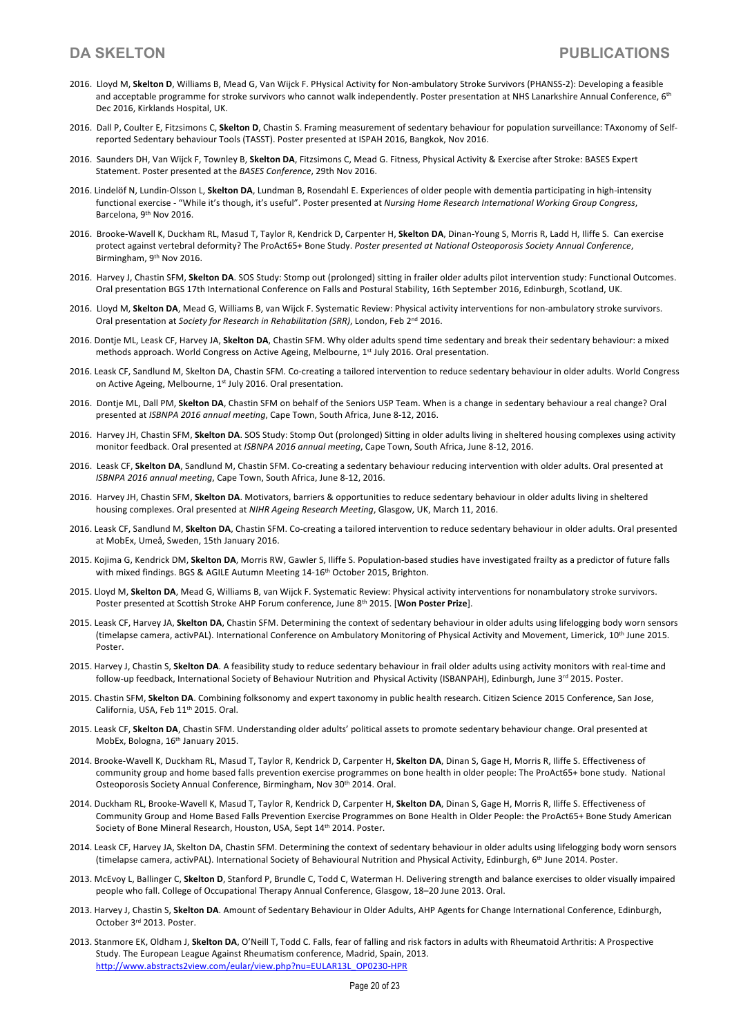2016. Lloyd M, **Skelton D**, Williams B, Mead G, Van Wijck F. PHysical Activity for Non-ambulatory Stroke Survivors (PHANSS-2): Developing a feasible and acceptable programme for stroke survivors who cannot walk independently. Poster presentation at NHS Lanarkshire Annual Conference, 6th Dec 2016, Kirklands Hospital, UK.

2016. Dall P, Coulter E, Fitzsimons C, **Skelton D**, Chastin S. Framing measurement of sedentary behaviour for population surveillance: TAxonomy of Self-reported Sedentary behaviour Tools (TASST). Poster presented at ISPAH 2016, Bangkok, Nov 2016.

2016. Saunders DH, Van Wijck F, Townley B, **Skelton DA**, Fitzsimons C, Mead G. Fitness, Physical Activity & Exercise after Stroke: BASES Expert Statement. Poster presented at the *BASES Conference*, 29th Nov 2016.

2016. Lindelöf N, Lundin-Olsson L, **Skelton DA**, Lundman B, Rosendahl E. Experiences of older people with dementia participating in high-intensity functional exercise - "While it's though, it's useful". Poster presented at *Nursing Home Research International Working Group Congress*, Barcelona, 9th Nov 2016.

2016. Brooke-Wavell K, Duckham RL, Masud T, Taylor R, Kendrick D, Carpenter H, **Skelton DA**, Dinan-Young S, Morris R, Ladd H, Iliffe S. Can exercise protect against vertebral deformity? The ProAct65+ Bone Study. *Poster presented at National Osteoporosis Society Annual Conference*, Birmingham, 9th Nov 2016.

2016. Harvey J, Chastin SFM, **Skelton DA**. SOS Study: Stomp out (prolonged) sitting in frailer older adults pilot intervention study: Functional Outcomes. Oral presentation BGS 17th International Conference on Falls and Postural Stability, 16th September 2016, Edinburgh, Scotland, UK.

2016. Lloyd M, **Skelton DA**, Mead G, Williams B, van Wijck F. Systematic Review: Physical activity interventions for non-ambulatory stroke survivors. Oral presentation at *Society for Research in Rehabilitation (SRR)*, London, Feb 2nd 2016.

2016. Dontje ML, Leask CF, Harvey JA, **Skelton DA**, Chastin SFM. Why older adults spend time sedentary and break their sedentary behaviour: a mixed methods approach. World Congress on Active Ageing, Melbourne, 1st July 2016. Oral presentation.

2016. Leask CF, Sandlund M, Skelton DA, Chastin SFM. Co-creating a tailored intervention to reduce sedentary behaviour in older adults. World Congress on Active Ageing, Melbourne, 1st July 2016. Oral presentation.

2016. Dontje ML, Dall PM, **Skelton DA**, Chastin SFM on behalf of the Seniors USP Team. When is a change in sedentary behaviour a real change? Oral presented at *ISBNPA 2016 annual meeting*, Cape Town, South Africa, June 8-12, 2016.

2016. Harvey JH, Chastin SFM, **Skelton DA**. SOS Study: Stomp Out (prolonged) Sitting in older adults living in sheltered housing complexes using activity monitor feedback. Oral presented at *ISBNPA 2016 annual meeting*, Cape Town, South Africa, June 8-12, 2016.

2016. Leask CF, **Skelton DA**, Sandlund M, Chastin SFM. Co-creating a sedentary behaviour reducing intervention with older adults. Oral presented at *ISBNPA 2016 annual meeting*, Cape Town, South Africa, June 8-12, 2016.

2016. Harvey JH, Chastin SFM, **Skelton DA**. Motivators, barriers & opportunities to reduce sedentary behaviour in older adults living in sheltered housing complexes. Oral presented at *NIHR Ageing Research Meeting*, Glasgow, UK, March 11, 2016.

2016. Leask CF, Sandlund M, **Skelton DA**, Chastin SFM. Co-creating a tailored intervention to reduce sedentary behaviour in older adults. Oral presented at MobEx, Umeå, Sweden, 15th January 2016.

2015. Kojima G, Kendrick DM, **Skelton DA**, Morris RW, Gawler S, Iliffe S. Population-based studies have investigated frailty as a predictor of future falls with mixed findings. BGS & AGILE Autumn Meeting 14-16th October 2015, Brighton.

2015. Lloyd M, **Skelton DA**, Mead G, Williams B, van Wijck F. Systematic Review: Physical activity interventions for nonambulatory stroke survivors. Poster presented at Scottish Stroke AHP Forum conference, June 8th 2015. [**Won Poster Prize**].

2015. Leask CF, Harvey JA, **Skelton DA**, Chastin SFM. Determining the context of sedentary behaviour in older adults using lifelogging body worn sensors (timelapse camera, activPAL). International Conference on Ambulatory Monitoring of Physical Activity and Movement, Limerick, 10th June 2015. Poster.

2015. Harvey J, Chastin S, **Skelton DA**. A feasibility study to reduce sedentary behaviour in frail older adults using activity monitors with real-time and follow-up feedback, International Society of Behaviour Nutrition and Physical Activity (ISBANPAH), Edinburgh, June 3rd 2015. Poster.

2015. Chastin SFM, **Skelton DA**. Combining folksonomy and expert taxonomy in public health research. Citizen Science 2015 Conference, San Jose, California, USA, Feb 11th 2015. Oral.

2015. Leask CF, **Skelton DA**, Chastin SFM. Understanding older adults' political assets to promote sedentary behaviour change. Oral presented at MobEx, Bologna, 16th January 2015.

2014. Brooke-Wavell K, Duckham RL, Masud T, Taylor R, Kendrick D, Carpenter H, **Skelton DA**, Dinan S, Gage H, Morris R, Iliffe S. Effectiveness of community group and home based falls prevention exercise programmes on bone health in older people: The ProAct65+ bone study. National Osteoporosis Society Annual Conference, Birmingham, Nov 30th 2014. Oral.

2014. Duckham RL, Brooke-Wavell K, Masud T, Taylor R, Kendrick D, Carpenter H, **Skelton DA**, Dinan S, Gage H, Morris R, Iliffe S. Effectiveness of Community Group and Home Based Falls Prevention Exercise Programmes on Bone Health in Older People: the ProAct65+ Bone Study American Society of Bone Mineral Research, Houston, USA, Sept 14th 2014. Poster.

2014. Leask CF, Harvey JA, Skelton DA, Chastin SFM. Determining the context of sedentary behaviour in older adults using lifelogging body worn sensors (timelapse camera, activPAL). International Society of Behavioural Nutrition and Physical Activity, Edinburgh, 6th June 2014. Poster.

2013. McEvoy L, Ballinger C, **Skelton D**, Stanford P, Brundle C, Todd C, Waterman H. Delivering strength and balance exercises to older visually impaired people who fall. College of Occupational Therapy Annual Conference, Glasgow, 18–20 June 2013. Oral.

2013. Harvey J, Chastin S, **Skelton DA**. Amount of Sedentary Behaviour in Older Adults, AHP Agents for Change International Conference, Edinburgh, October 3rd 2013. Poster.

2013. Stanmore EK, Oldham J, **Skelton DA**, O'Neill T, Todd C. Falls, fear of falling and risk factors in adults with Rheumatoid Arthritis: A Prospective Study. The European League Against Rheumatism conference, Madrid, Spain, 2013. http://www.abstracts2view.com/eular/view.php?nu=EULAR13L_OP0230-HPR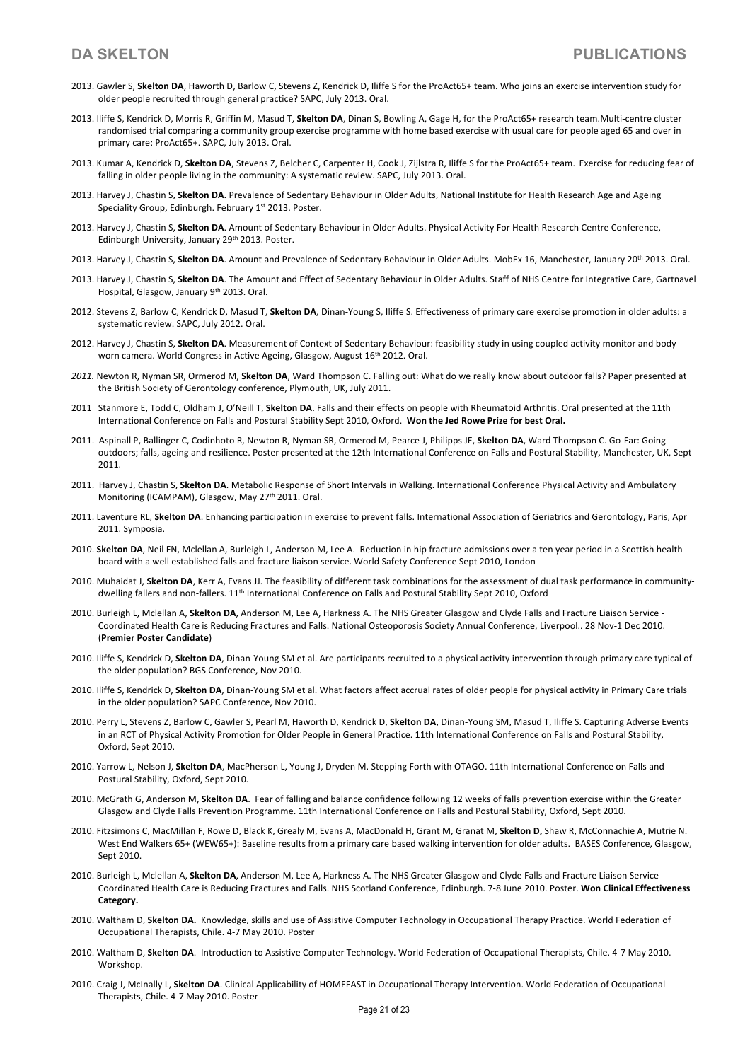2013. Gawler S, **Skelton DA**, Haworth D, Barlow C, Stevens Z, Kendrick D, Iliffe S for the ProAct65+ team. Who joins an exercise intervention study for older people recruited through general practice? SAPC, July 2013. Oral.

2013. Iliffe S, Kendrick D, Morris R, Griffin M, Masud T, **Skelton DA**, Dinan S, Bowling A, Gage H, for the ProAct65+ research team.Multi-centre cluster randomised trial comparing a community group exercise programme with home based exercise with usual care for people aged 65 and over in primary care: ProAct65+. SAPC, July 2013. Oral.

2013. Kumar A, Kendrick D, **Skelton DA**, Stevens Z, Belcher C, Carpenter H, Cook J, Zijlstra R, Iliffe S for the ProAct65+ team. Exercise for reducing fear of falling in older people living in the community: A systematic review. SAPC, July 2013. Oral.

2013. Harvey J, Chastin S, **Skelton DA**. Prevalence of Sedentary Behaviour in Older Adults, National Institute for Health Research Age and Ageing Speciality Group, Edinburgh. February 1st 2013. Poster.

2013. Harvey J, Chastin S, **Skelton DA**. Amount of Sedentary Behaviour in Older Adults. Physical Activity For Health Research Centre Conference, Edinburgh University, January 29th 2013. Poster.

2013. Harvey J, Chastin S, **Skelton DA**. Amount and Prevalence of Sedentary Behaviour in Older Adults. MobEx 16, Manchester, January 20th 2013. Oral.

2013. Harvey J, Chastin S, **Skelton DA**. The Amount and Effect of Sedentary Behaviour in Older Adults. Staff of NHS Centre for Integrative Care, Gartnavel Hospital, Glasgow, January 9th 2013. Oral.

2012. Stevens Z, Barlow C, Kendrick D, Masud T, **Skelton DA**, Dinan-Young S, Iliffe S. Effectiveness of primary care exercise promotion in older adults: a systematic review. SAPC, July 2012. Oral.

2012. Harvey J, Chastin S, **Skelton DA**. Measurement of Context of Sedentary Behaviour: feasibility study in using coupled activity monitor and body worn camera. World Congress in Active Ageing, Glasgow, August 16th 2012. Oral.

*2011.* Newton R, Nyman SR, Ormerod M, **Skelton DA**, Ward Thompson C. Falling out: What do we really know about outdoor falls? Paper presented at the British Society of Gerontology conference, Plymouth, UK, July 2011.

2011 Stanmore E, Todd C, Oldham J, O'Neill T, **Skelton DA**. Falls and their effects on people with Rheumatoid Arthritis. Oral presented at the 11th International Conference on Falls and Postural Stability Sept 2010, Oxford. **Won the Jed Rowe Prize for best Oral.**

2011. Aspinall P, Ballinger C, Codinhoto R, Newton R, Nyman SR, Ormerod M, Pearce J, Philipps JE, **Skelton DA**, Ward Thompson C. Go-Far: Going outdoors; falls, ageing and resilience. Poster presented at the 12th International Conference on Falls and Postural Stability, Manchester, UK, Sept 2011.

2011. Harvey J, Chastin S, **Skelton DA**. Metabolic Response of Short Intervals in Walking. International Conference Physical Activity and Ambulatory Monitoring (ICAMPAM), Glasgow, May 27th 2011. Oral.

2011. Laventure RL, **Skelton DA**. Enhancing participation in exercise to prevent falls. International Association of Geriatrics and Gerontology, Paris, Apr 2011. Symposia.

2010. **Skelton DA**, Neil FN, Mclellan A, Burleigh L, Anderson M, Lee A. Reduction in hip fracture admissions over a ten year period in a Scottish health board with a well established falls and fracture liaison service. World Safety Conference Sept 2010, London

2010. Muhaidat J, **Skelton DA**, Kerr A, Evans JJ. The feasibility of different task combinations for the assessment of dual task performance in community-dwelling fallers and non-fallers. 11th International Conference on Falls and Postural Stability Sept 2010, Oxford

2010. Burleigh L, Mclellan A, **Skelton DA**, Anderson M, Lee A, Harkness A. The NHS Greater Glasgow and Clyde Falls and Fracture Liaison Service - Coordinated Health Care is Reducing Fractures and Falls. National Osteoporosis Society Annual Conference, Liverpool.. 28 Nov-1 Dec 2010. (**Premier Poster Candidate**)

2010. Iliffe S, Kendrick D, **Skelton DA**, Dinan-Young SM et al. Are participants recruited to a physical activity intervention through primary care typical of the older population? BGS Conference, Nov 2010.

2010. Iliffe S, Kendrick D, **Skelton DA**, Dinan-Young SM et al. What factors affect accrual rates of older people for physical activity in Primary Care trials in the older population? SAPC Conference, Nov 2010.

2010. Perry L, Stevens Z, Barlow C, Gawler S, Pearl M, Haworth D, Kendrick D, **Skelton DA**, Dinan-Young SM, Masud T, Iliffe S. Capturing Adverse Events in an RCT of Physical Activity Promotion for Older People in General Practice. 11th International Conference on Falls and Postural Stability, Oxford, Sept 2010.

2010. Yarrow L, Nelson J, **Skelton DA**, MacPherson L, Young J, Dryden M. Stepping Forth with OTAGO. 11th International Conference on Falls and Postural Stability, Oxford, Sept 2010.

2010. McGrath G, Anderson M, **Skelton DA**. Fear of falling and balance confidence following 12 weeks of falls prevention exercise within the Greater Glasgow and Clyde Falls Prevention Programme. 11th International Conference on Falls and Postural Stability, Oxford, Sept 2010.

2010. Fitzsimons C, MacMillan F, Rowe D, Black K, Grealy M, Evans A, MacDonald H, Grant M, Granat M, **Skelton D,** Shaw R, McConnachie A, Mutrie N. West End Walkers 65+ (WEW65+): Baseline results from a primary care based walking intervention for older adults. BASES Conference, Glasgow, Sept 2010.

2010. Burleigh L, Mclellan A, **Skelton DA**, Anderson M, Lee A, Harkness A. The NHS Greater Glasgow and Clyde Falls and Fracture Liaison Service - Coordinated Health Care is Reducing Fractures and Falls. NHS Scotland Conference, Edinburgh. 7-8 June 2010. Poster. **Won Clinical Effectiveness Category.**

2010. Waltham D, **Skelton DA.** Knowledge, skills and use of Assistive Computer Technology in Occupational Therapy Practice. World Federation of Occupational Therapists, Chile. 4-7 May 2010. Poster

2010. Waltham D, **Skelton DA**. Introduction to Assistive Computer Technology. World Federation of Occupational Therapists, Chile. 4-7 May 2010. Workshop.

2010. Craig J, McInally L, **Skelton DA**. Clinical Applicability of HOMEFAST in Occupational Therapy Intervention. World Federation of Occupational Therapists, Chile. 4-7 May 2010. Poster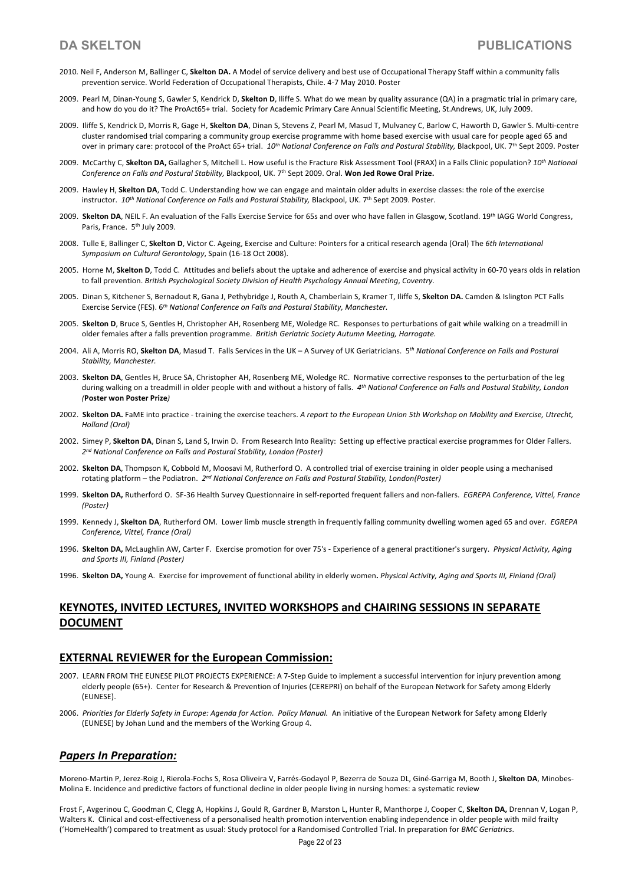2010. Neil F, Anderson M, Ballinger C, **Skelton DA.** A Model of service delivery and best use of Occupational Therapy Staff within a community falls prevention service. World Federation of Occupational Therapists, Chile. 4-7 May 2010. Poster

2009. Pearl M, Dinan-Young S, Gawler S, Kendrick D, **Skelton D**, Iliffe S. What do we mean by quality assurance (QA) in a pragmatic trial in primary care, and how do you do it? The ProAct65+ trial. Society for Academic Primary Care Annual Scientific Meeting, St.Andrews, UK, July 2009.

2009. Iliffe S, Kendrick D, Morris R, Gage H, **Skelton DA**, Dinan S, Stevens Z, Pearl M, Masud T, Mulvaney C, Barlow C, Haworth D, Gawler S. Multi-centre cluster randomised trial comparing a community group exercise programme with home based exercise with usual care for people aged 65 and over in primary care: protocol of the ProAct 65+ trial. *10th National Conference on Falls and Postural Stability,* Blackpool, UK. 7th Sept 2009. Poster

2009. McCarthy C, **Skelton DA,** Gallagher S, Mitchell L. How useful is the Fracture Risk Assessment Tool (FRAX) in a Falls Clinic population? *10th National Conference on Falls and Postural Stability,* Blackpool, UK. 7th Sept 2009. Oral. **Won Jed Rowe Oral Prize.**

2009. Hawley H, **Skelton DA**, Todd C. Understanding how we can engage and maintain older adults in exercise classes: the role of the exercise instructor. *10th National Conference on Falls and Postural Stability,* Blackpool, UK. 7th Sept 2009. Poster.

2009. **Skelton DA**, NEIL F. An evaluation of the Falls Exercise Service for 65s and over who have fallen in Glasgow, Scotland. 19th IAGG World Congress, Paris, France. 5th July 2009.

2008. Tulle E, Ballinger C, **Skelton D**, Victor C. Ageing, Exercise and Culture: Pointers for a critical research agenda (Oral) The *6th International Symposium on Cultural Gerontology*, Spain (16-18 Oct 2008).

2005. Horne M, **Skelton D**, Todd C. Attitudes and beliefs about the uptake and adherence of exercise and physical activity in 60-70 years olds in relation to fall prevention. *British Psychological Society Division of Health Psychology Annual Meeting*, *Coventry.*

2005. Dinan S, Kitchener S, Bernadout R, Gana J, Pethybridge J, Routh A, Chamberlain S, Kramer T, Iliffe S, **Skelton DA.** Camden & Islington PCT Falls Exercise Service (FES). *6th National Conference on Falls and Postural Stability, Manchester.*

2005. **Skelton D**, Bruce S, Gentles H, Christopher AH, Rosenberg ME, Woledge RC. Responses to perturbations of gait while walking on a treadmill in older females after a falls prevention programme. *British Geriatric Society Autumn Meeting, Harrogate.*

2004. Ali A, Morris RO, **Skelton DA**, Masud T. Falls Services in the UK – A Survey of UK Geriatricians. *5th National Conference on Falls and Postural Stability, Manchester.*

2003. **Skelton DA**, Gentles H, Bruce SA, Christopher AH, Rosenberg ME, Woledge RC. Normative corrective responses to the perturbation of the leg during walking on a treadmill in older people with and without a history of falls. *4th National Conference on Falls and Postural Stability, London (***Poster won Poster Prize***)*

2002. **Skelton DA.** FaME into practice - training the exercise teachers. *A report to the European Union 5th Workshop on Mobility and Exercise, Utrecht, Holland (Oral)*

2002. Simey P, **Skelton DA**, Dinan S, Land S, Irwin D. From Research Into Reality: Setting up effective practical exercise programmes for Older Fallers. *2nd National Conference on Falls and Postural Stability, London (Poster)*

2002. **Skelton DA**, Thompson K, Cobbold M, Moosavi M, Rutherford O. A controlled trial of exercise training in older people using a mechanised rotating platform – the Podiatron. *2nd National Conference on Falls and Postural Stability, London(Poster)*

1999. **Skelton DA,** Rutherford O. SF-36 Health Survey Questionnaire in self-reported frequent fallers and non-fallers. *EGREPA Conference, Vittel, France (Poster)*

1999. Kennedy J, **Skelton DA**, Rutherford OM. Lower limb muscle strength in frequently falling community dwelling women aged 65 and over. *EGREPA Conference, Vittel, France (Oral)*

1996. **Skelton DA,** McLaughlin AW, Carter F. Exercise promotion for over 75's - Experience of a general practitioner's surgery. *Physical Activity, Aging and Sports III, Finland (Poster)*

1996. **Skelton DA,** Young A. Exercise for improvement of functional ability in elderly women**.** *Physical Activity, Aging and Sports III, Finland (Oral)*

## KEYNOTES, INVITED LECTURES, INVITED WORKSHOPS and CHAIRING SESSIONS IN SEPARATE DOCUMENT

## EXTERNAL REVIEWER for the European Commission:

2007. LEARN FROM THE EUNESE PILOT PROJECTS EXPERIENCE: A 7-Step Guide to implement a successful intervention for injury prevention among elderly people (65+). Center for Research & Prevention of Injuries (CEREPRI) on behalf of the European Network for Safety among Elderly (EUNESE).

2006. *Priorities for Elderly Safety in Europe: Agenda for Action. Policy Manual.* An initiative of the European Network for Safety among Elderly (EUNESE) by Johan Lund and the members of the Working Group 4.

## *Papers In Preparation:*

Moreno-Martin P, Jerez-Roig J, Rierola-Fochs S, Rosa Oliveira V, Farrés-Godayol P, Bezerra de Souza DL, Giné-Garriga M, Booth J, **Skelton DA**, Minobes-Molina E. Incidence and predictive factors of functional decline in older people living in nursing homes: a systematic review

Frost F, Avgerinou C, Goodman C, Clegg A, Hopkins J, Gould R, Gardner B, Marston L, Hunter R, Manthorpe J, Cooper C, **Skelton DA,** Drennan V, Logan P, Walters K. Clinical and cost-effectiveness of a personalised health promotion intervention enabling independence in older people with mild frailty ('HomeHealth') compared to treatment as usual: Study protocol for a Randomised Controlled Trial. In preparation for *BMC Geriatrics*.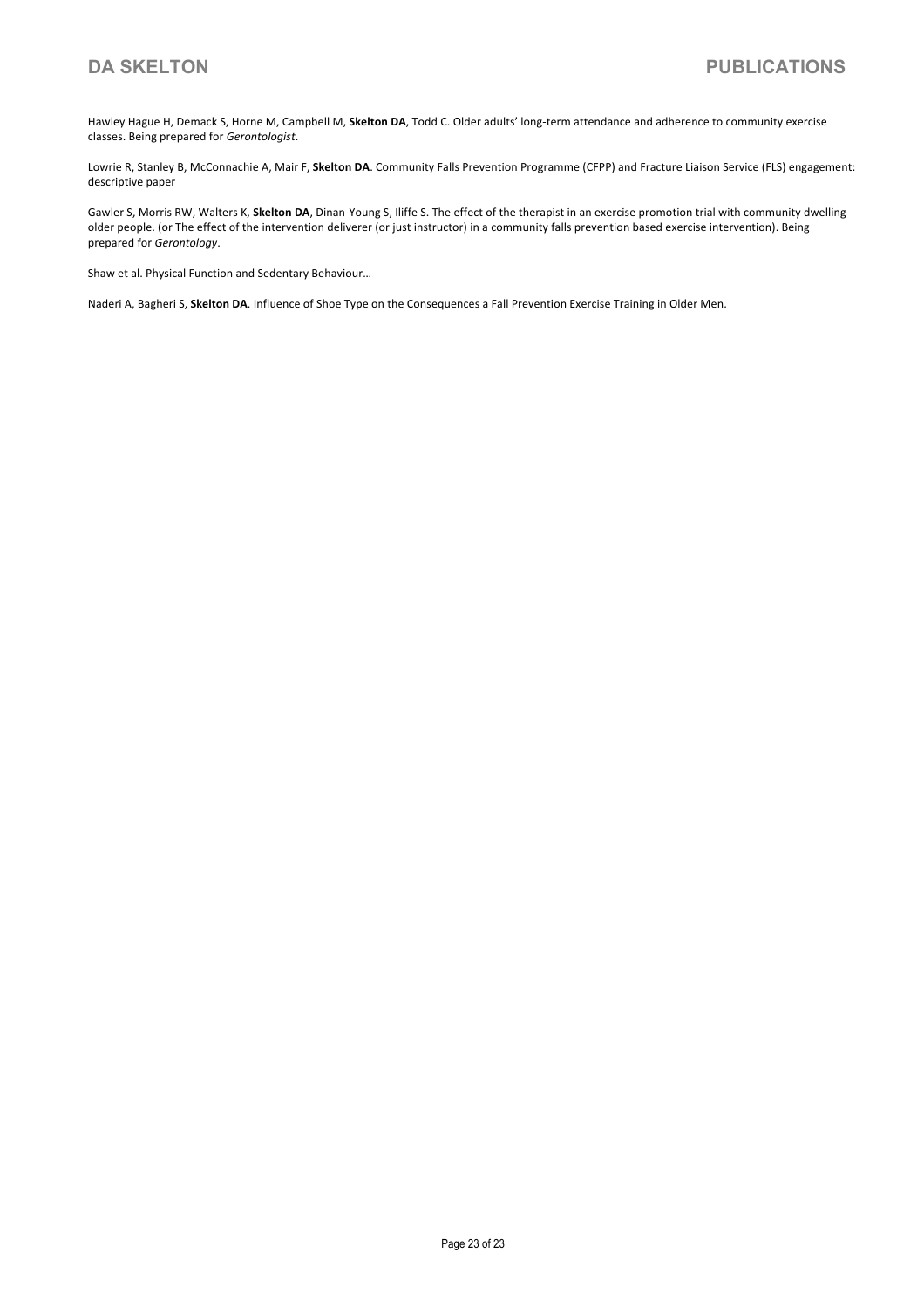Hawley Hague H, Demack S, Horne M, Campbell M, **Skelton DA**, Todd C. Older adults' long-term attendance and adherence to community exercise classes. Being prepared for *Gerontologist*.

Lowrie R, Stanley B, McConnachie A, Mair F, **Skelton DA**. Community Falls Prevention Programme (CFPP) and Fracture Liaison Service (FLS) engagement: descriptive paper

Gawler S, Morris RW, Walters K, **Skelton DA**, Dinan-Young S, Iliffe S. The effect of the therapist in an exercise promotion trial with community dwelling older people. (or The effect of the intervention deliverer (or just instructor) in a community falls prevention based exercise intervention). Being prepared for *Gerontology*.

Shaw et al. Physical Function and Sedentary Behaviour…

Naderi A, Bagheri S, **Skelton DA**. Influence of Shoe Type on the Consequences a Fall Prevention Exercise Training in Older Men.